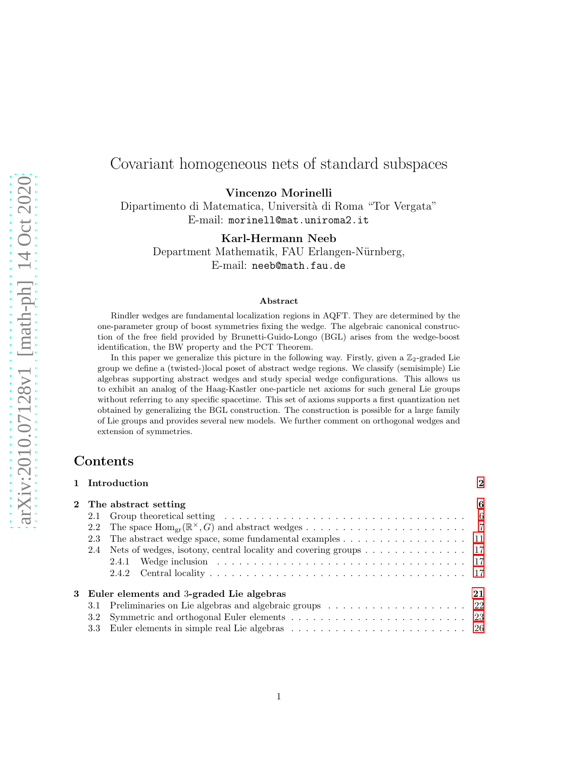# Covariant homogeneous nets of standard subspaces

**Vincenzo Morinelli**
Dipartimento di Matematica, Università di Roma "Tor Vergata"
E-mail: `morinell@mat.uniroma2.it`

**Karl-Hermann Neeb**
Department Mathematik, FAU Erlangen-Nürnberg,
E-mail: `neeb@math.fau.de`

### Abstract

Rindler wedges are fundamental localization regions in AQFT. They are determined by the one-parameter group of boost symmetries fixing the wedge. The algebraic canonical construction of the free field provided by Brunetti-Guido-Longo (BGL) arises from the wedge-boost identification, the BW property and the PCT Theorem.

In this paper we generalize this picture in the following way. Firstly, given a $\mathbb{Z}_2$-graded Lie group we define a (twisted-)local poset of abstract wedge regions. We classify (semisimple) Lie algebras supporting abstract wedges and study special wedge configurations. This allows us to exhibit an analog of the Haag-Kastler one-particle net axioms for such general Lie groups without referring to any specific spacetime. This set of axioms supports a first quantization net obtained by generalizing the BGL construction. The construction is possible for a large family of Lie groups and provides several new models. We further comment on orthogonal wedges and extension of symmetries.

## Contents

- **1 Introduction** — 2
- **2 The abstract setting** — 6
  - 2.1 Group theoretical setting — 6
  - 2.2 The space $\mathrm{Hom}_{\mathrm{gr}}(\mathbb{R}^\times, G)$ and abstract wedges — 7
  - 2.3 The abstract wedge space, some fundamental examples — 11
  - 2.4 Nets of wedges, isotony, central locality and covering groups — 17
    - 2.4.1 Wedge inclusion — 17
    - 2.4.2 Central locality — 17
- **3 Euler elements and 3-graded Lie algebras** — 21
  - 3.1 Preliminaries on Lie algebras and algebraic groups — 22
  - 3.2 Symmetric and orthogonal Euler elements — 23
  - 3.3 Euler elements in simple real Lie algebras — 26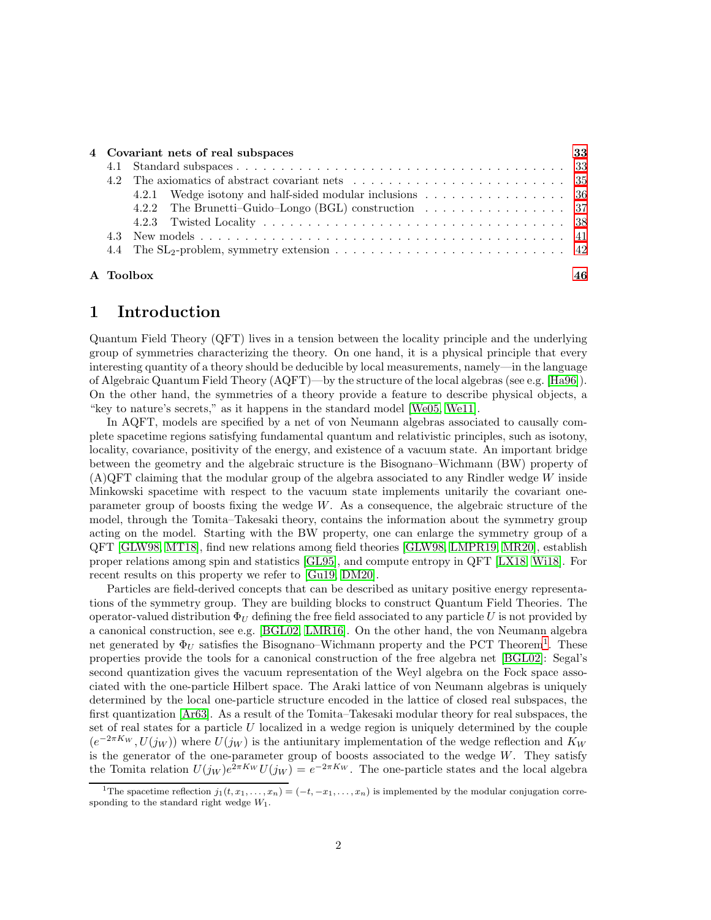| | | |
|---|---|---|
| **4 Covariant nets of real subspaces** | | **33** |
| 4.1 | Standard subspaces | 33 |
| 4.2 | The axiomatics of abstract covariant nets | 35 |
| | 4.2.1 Wedge isotony and half-sided modular inclusions | 36 |
| | 4.2.2 The Brunetti–Guido–Longo (BGL) construction | 37 |
| | 4.2.3 Twisted Locality | 38 |
| 4.3 | New models | 41 |
| 4.4 | The $\mathrm{SL}_2$-problem, symmetry extension | 42 |
| **A Toolbox** | | **46** |

# 1 Introduction

Quantum Field Theory (QFT) lives in a tension between the locality principle and the underlying group of symmetries characterizing the theory. On one hand, it is a physical principle that every interesting quantity of a theory should be deducible by local measurements, namely—in the language of Algebraic Quantum Field Theory (AQFT)—by the structure of the local algebras (see e.g. [Ha96]). On the other hand, the symmetries of a theory provide a feature to describe physical objects, a "key to nature's secrets," as it happens in the standard model [We05, We11].

In AQFT, models are specified by a net of von Neumann algebras associated to causally complete spacetime regions satisfying fundamental quantum and relativistic principles, such as isotony, locality, covariance, positivity of the energy, and existence of a vacuum state. An important bridge between the geometry and the algebraic structure is the Bisognano–Wichmann (BW) property of (A)QFT claiming that the modular group of the algebra associated to any Rindler wedge $W$ inside Minkowski spacetime with respect to the vacuum state implements unitarily the covariant one-parameter group of boosts fixing the wedge $W$. As a consequence, the algebraic structure of the model, through the Tomita–Takesaki theory, contains the information about the symmetry group acting on the model. Starting with the BW property, one can enlarge the symmetry group of a QFT [GLW98, MT18], find new relations among field theories [GLW98, LMPR19, MR20], establish proper relations among spin and statistics [GL95], and compute entropy in QFT [LX18, Wi18]. For recent results on this property we refer to [Gu19, DM20].

Particles are field-derived concepts that can be described as unitary positive energy representations of the symmetry group. They are building blocks to construct Quantum Field Theories. The operator-valued distribution $\Phi_U$ defining the free field associated to any particle $U$ is not provided by a canonical construction, see e.g. [BGL02, LMR16]. On the other hand, the von Neumann algebra net generated by $\Phi_U$ satisfies the Bisognano–Wichmann property and the PCT Theorem[1]. These properties provide the tools for a canonical construction of the free algebra net [BGL02]: Segal's second quantization gives the vacuum representation of the Weyl algebra on the Fock space associated with the one-particle Hilbert space. The Araki lattice of von Neumann algebras is uniquely determined by the local one-particle structure encoded in the lattice of closed real subspaces, the first quantization [Ar63]. As a result of the Tomita–Takesaki modular theory for real subspaces, the set of real states for a particle $U$ localized in a wedge region is uniquely determined by the couple $(e^{-2\pi K_W}, U(j_W))$ where $U(j_W)$ is the antiunitary implementation of the wedge reflection and $K_W$ is the generator of the one-parameter group of boosts associated to the wedge $W$. They satisfy the Tomita relation $U(j_W)e^{2\pi K_W}U(j_W) = e^{-2\pi K_W}$. The one-particle states and the local algebra

[1] The spacetime reflection $j_1(t, x_1, \ldots, x_n) = (-t, -x_1, \ldots, x_n)$ is implemented by the modular conjugation corresponding to the standard right wedge $W_1$.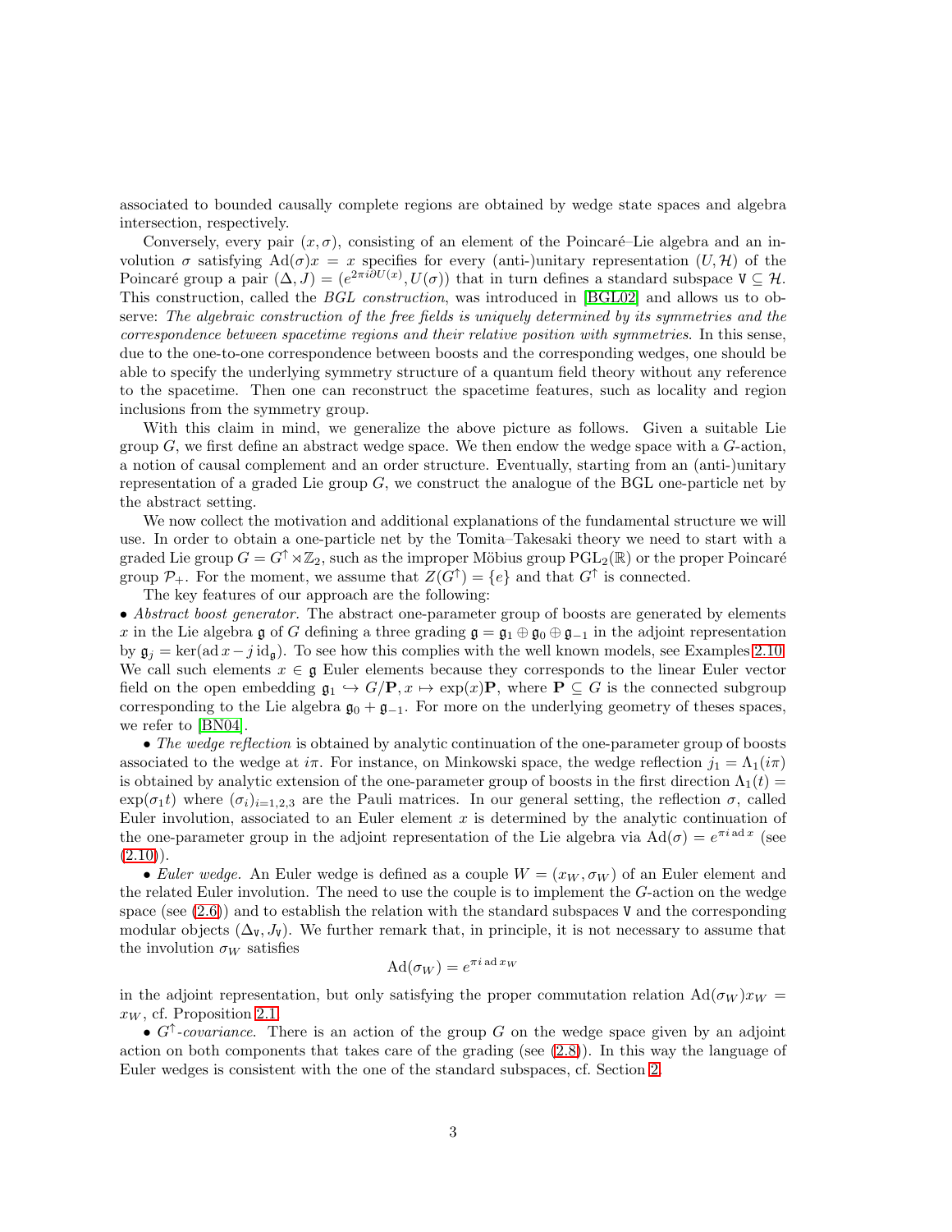associated to bounded causally complete regions are obtained by wedge state spaces and algebra intersection, respectively.

Conversely, every pair $(x, \sigma)$, consisting of an element of the Poincaré–Lie algebra and an involution $\sigma$ satisfying $\mathrm{Ad}(\sigma)x = x$ specifies for every (anti-)unitary representation $(U, \mathcal{H})$ of the Poincaré group a pair $(\Delta, J) = (e^{2\pi i \partial U(x)}, U(\sigma))$ that in turn defines a standard subspace $\mathtt{V} \subseteq \mathcal{H}$. This construction, called the *BGL construction*, was introduced in [BGL02] and allows us to observe: *The algebraic construction of the free fields is uniquely determined by its symmetries and the correspondence between spacetime regions and their relative position with symmetries.* In this sense, due to the one-to-one correspondence between boosts and the corresponding wedges, one should be able to specify the underlying symmetry structure of a quantum field theory without any reference to the spacetime. Then one can reconstruct the spacetime features, such as locality and region inclusions from the symmetry group.

With this claim in mind, we generalize the above picture as follows. Given a suitable Lie group $G$, we first define an abstract wedge space. We then endow the wedge space with a $G$-action, a notion of causal complement and an order structure. Eventually, starting from an (anti-)unitary representation of a graded Lie group $G$, we construct the analogue of the BGL one-particle net by the abstract setting.

We now collect the motivation and additional explanations of the fundamental structure we will use. In order to obtain a one-particle net by the Tomita–Takesaki theory we need to start with a graded Lie group $G = G^{\uparrow} \rtimes \mathbb{Z}_2$, such as the improper Möbius group $\mathrm{PGL}_2(\mathbb{R})$ or the proper Poincaré group $\mathcal{P}_+$. For the moment, we assume that $Z(G^{\uparrow}) = \{e\}$ and that $G^{\uparrow}$ is connected.

The key features of our approach are the following:

• *Abstract boost generator.* The abstract one-parameter group of boosts are generated by elements $x$ in the Lie algebra $\mathfrak{g}$ of $G$ defining a three grading $\mathfrak{g} = \mathfrak{g}_1 \oplus \mathfrak{g}_0 \oplus \mathfrak{g}_{-1}$ in the adjoint representation by $\mathfrak{g}_j = \ker(\mathrm{ad}\, x - j\, \mathrm{id}_{\mathfrak{g}})$. To see how this complies with the well known models, see Examples 2.10. We call such elements $x \in \mathfrak{g}$ Euler elements because they corresponds to the linear Euler vector field on the open embedding $\mathfrak{g}_1 \hookrightarrow G/\mathbf{P}, x \mapsto \exp(x)\mathbf{P}$, where $\mathbf{P} \subseteq G$ is the connected subgroup corresponding to the Lie algebra $\mathfrak{g}_0 + \mathfrak{g}_{-1}$. For more on the underlying geometry of theses spaces, we refer to [BN04].

• *The wedge reflection* is obtained by analytic continuation of the one-parameter group of boosts associated to the wedge at $i\pi$. For instance, on Minkowski space, the wedge reflection $j_1 = \Lambda_1(i\pi)$ is obtained by analytic extension of the one-parameter group of boosts in the first direction $\Lambda_1(t) = \exp(\sigma_1 t)$ where $(\sigma_i)_{i=1,2,3}$ are the Pauli matrices. In our general setting, the reflection $\sigma$, called Euler involution, associated to an Euler element $x$ is determined by the analytic continuation of the one-parameter group in the adjoint representation of the Lie algebra via $\mathrm{Ad}(\sigma) = e^{\pi i\, \mathrm{ad}\, x}$ (see (2.10)).

• *Euler wedge.* An Euler wedge is defined as a couple $W = (x_W, \sigma_W)$ of an Euler element and the related Euler involution. The need to use the couple is to implement the $G$-action on the wedge space (see (2.6)) and to establish the relation with the standard subspaces $\mathtt{V}$ and the corresponding modular objects $(\Delta_{\mathtt{V}}, J_{\mathtt{V}})$. We further remark that, in principle, it is not necessary to assume that the involution $\sigma_W$ satisfies

$$\mathrm{Ad}(\sigma_W) = e^{\pi i\, \mathrm{ad}\, x_W}$$

in the adjoint representation, but only satisfying the proper commutation relation $\mathrm{Ad}(\sigma_W)x_W = x_W$, cf. Proposition 2.1.

• *$G^{\uparrow}$-covariance.* There is an action of the group $G$ on the wedge space given by an adjoint action on both components that takes care of the grading (see (2.8)). In this way the language of Euler wedges is consistent with the one of the standard subspaces, cf. Section 2.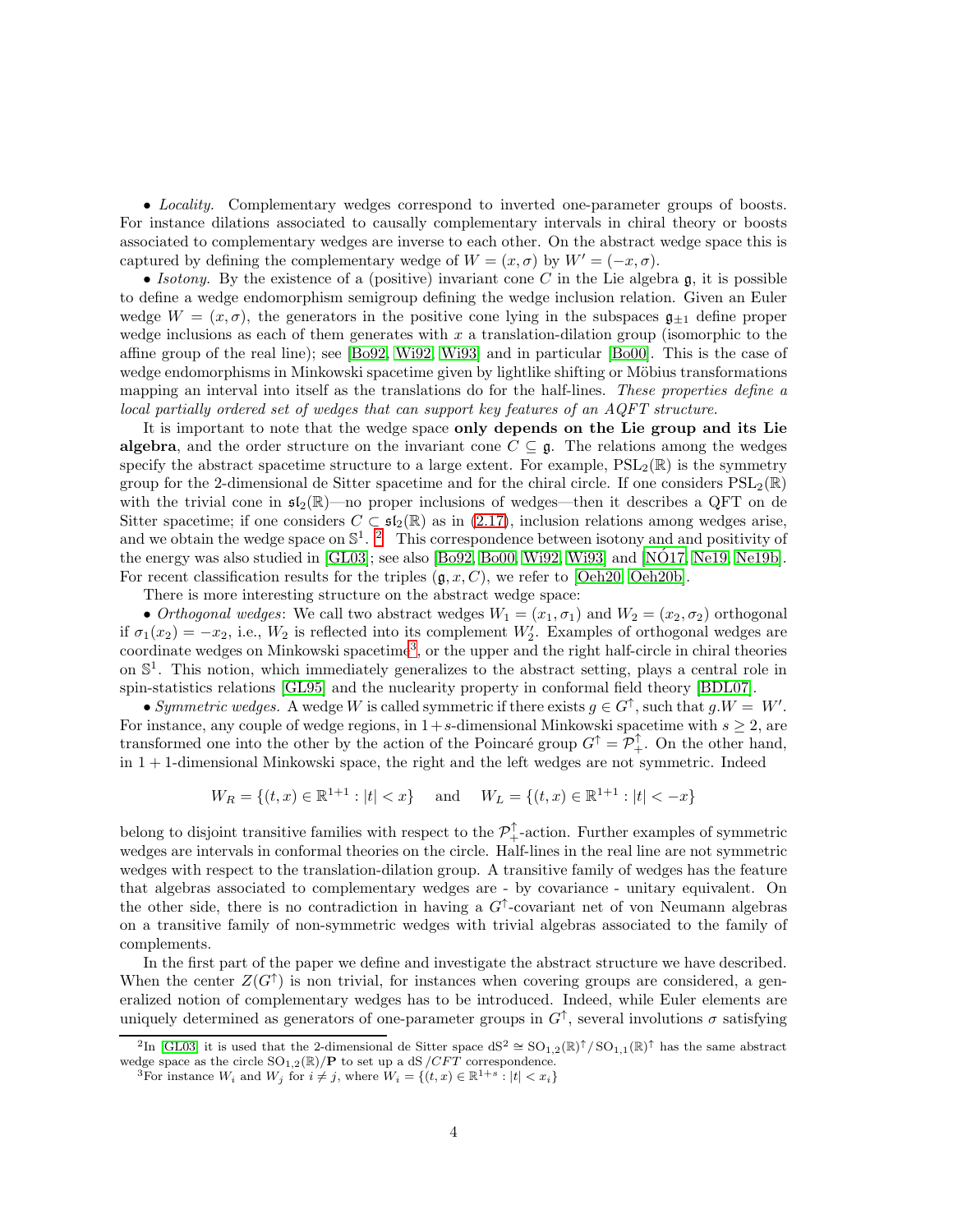• *Locality.* Complementary wedges correspond to inverted one-parameter groups of boosts. For instance dilations associated to causally complementary intervals in chiral theory or boosts associated to complementary wedges are inverse to each other. On the abstract wedge space this is captured by defining the complementary wedge of $W = (x, \sigma)$ by $W' = (-x, \sigma)$.

• *Isotony.* By the existence of a (positive) invariant cone $C$ in the Lie algebra $\mathfrak{g}$, it is possible to define a wedge endomorphism semigroup defining the wedge inclusion relation. Given an Euler wedge $W = (x, \sigma)$, the generators in the positive cone lying in the subspaces $\mathfrak{g}_{\pm 1}$ define proper wedge inclusions as each of them generates with $x$ a translation-dilation group (isomorphic to the affine group of the real line); see [Bo92, Wi92, Wi93] and in particular [Bo00]. This is the case of wedge endomorphisms in Minkowski spacetime given by lightlike shifting or Möbius transformations mapping an interval into itself as the translations do for the half-lines. *These properties define a local partially ordered set of wedges that can support key features of an AQFT structure.*

It is important to note that the wedge space **only depends on the Lie group and its Lie algebra**, and the order structure on the invariant cone $C \subseteq \mathfrak{g}$. The relations among the wedges specify the abstract spacetime structure to a large extent. For example, $\mathrm{PSL}_2(\mathbb{R})$ is the symmetry group for the 2-dimensional de Sitter spacetime and for the chiral circle. If one considers $\mathrm{PSL}_2(\mathbb{R})$ with the trivial cone in $\mathfrak{sl}_2(\mathbb{R})$—no proper inclusions of wedges—then it describes a QFT on de Sitter spacetime; if one considers $C \subset \mathfrak{sl}_2(\mathbb{R})$ as in (2.17), inclusion relations among wedges arise, and we obtain the wedge space on $\mathbb{S}^1$. [2] This correspondence between isotony and and positivity of the energy was also studied in [GL03]; see also [Bo92, Bo00, Wi92, Wi93] and [NÓ17, Ne19, Ne19b]. For recent classification results for the triples $(\mathfrak{g}, x, C)$, we refer to [Oeh20, Oeh20b].

There is more interesting structure on the abstract wedge space:

• *Orthogonal wedges*: We call two abstract wedges $W_1 = (x_1, \sigma_1)$ and $W_2 = (x_2, \sigma_2)$ orthogonal if $\sigma_1(x_2) = -x_2$, i.e., $W_2$ is reflected into its complement $W_2'$. Examples of orthogonal wedges are coordinate wedges on Minkowski spacetime[3], or the upper and the right half-circle in chiral theories on $\mathbb{S}^1$. This notion, which immediately generalizes to the abstract setting, plays a central role in spin-statistics relations [GL95] and the nuclearity property in conformal field theory [BDL07].

• *Symmetric wedges.* A wedge $W$ is called symmetric if there exists $g \in G^\uparrow$, such that $g.W = W'$. For instance, any couple of wedge regions, in $1+s$-dimensional Minkowski spacetime with $s \geq 2$, are transformed one into the other by the action of the Poincaré group $G^\uparrow = \mathcal{P}_+^\uparrow$. On the other hand, in $1+1$-dimensional Minkowski space, the right and the left wedges are not symmetric. Indeed

$$W_R = \{(t, x) \in \mathbb{R}^{1+1} : |t| < x\} \quad \text{and} \quad W_L = \{(t, x) \in \mathbb{R}^{1+1} : |t| < -x\}$$

belong to disjoint transitive families with respect to the $\mathcal{P}_+^\uparrow$-action. Further examples of symmetric wedges are intervals in conformal theories on the circle. Half-lines in the real line are not symmetric wedges with respect to the translation-dilation group. A transitive family of wedges has the feature that algebras associated to complementary wedges are - by covariance - unitary equivalent. On the other side, there is no contradiction in having a $G^\uparrow$-covariant net of von Neumann algebras on a transitive family of non-symmetric wedges with trivial algebras associated to the family of complements.

In the first part of the paper we define and investigate the abstract structure we have described. When the center $Z(G^\uparrow)$ is non trivial, for instances when covering groups are considered, a generalized notion of complementary wedges has to be introduced. Indeed, while Euler elements are uniquely determined as generators of one-parameter groups in $G^\uparrow$, several involutions $\sigma$ satisfying

---

[2] In [GL03] it is used that the 2-dimensional de Sitter space $\mathrm{dS}^2 \cong \mathrm{SO}_{1,2}(\mathbb{R})^\uparrow / \mathrm{SO}_{1,1}(\mathbb{R})^\uparrow$ has the same abstract wedge space as the circle $\mathrm{SO}_{1,2}(\mathbb{R})/\mathbf{P}$ to set up a dS$/CFT$ correspondence.

[3] For instance $W_i$ and $W_j$ for $i \neq j$, where $W_i = \{(t, x) \in \mathbb{R}^{1+s} : |t| < x_i\}$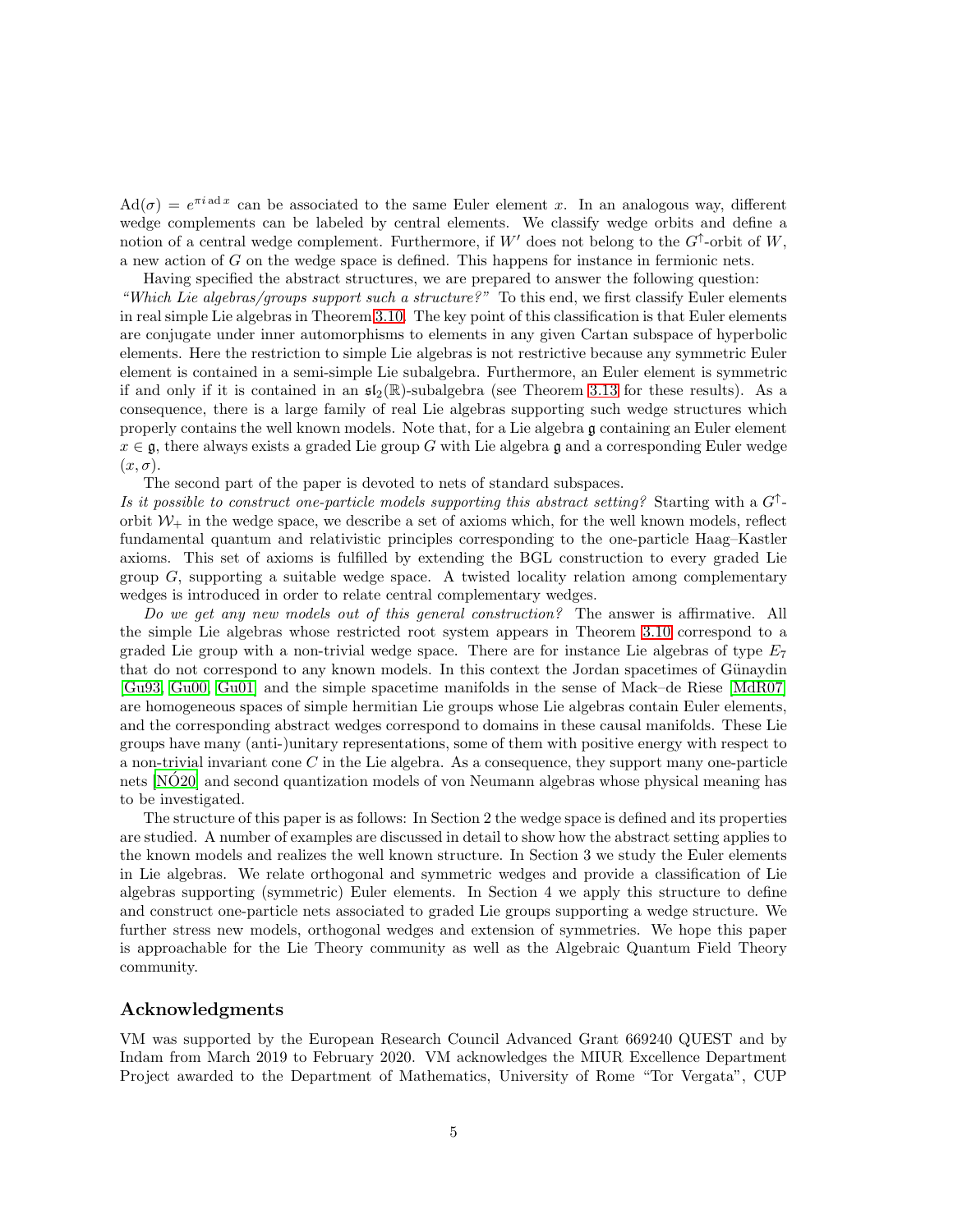$\mathrm{Ad}(\sigma) = e^{\pi i \,\mathrm{ad}\, x}$ can be associated to the same Euler element $x$. In an analogous way, different wedge complements can be labeled by central elements. We classify wedge orbits and define a notion of a central wedge complement. Furthermore, if $W'$ does not belong to the $G^{\uparrow}$-orbit of $W$, a new action of $G$ on the wedge space is defined. This happens for instance in fermionic nets.

Having specified the abstract structures, we are prepared to answer the following question: *"Which Lie algebras/groups support such a structure?"* To this end, we first classify Euler elements in real simple Lie algebras in Theorem 3.10. The key point of this classification is that Euler elements are conjugate under inner automorphisms to elements in any given Cartan subspace of hyperbolic elements. Here the restriction to simple Lie algebras is not restrictive because any symmetric Euler element is contained in a semi-simple Lie subalgebra. Furthermore, an Euler element is symmetric if and only if it is contained in an $\mathfrak{sl}_2(\mathbb{R})$-subalgebra (see Theorem 3.13 for these results). As a consequence, there is a large family of real Lie algebras supporting such wedge structures which properly contains the well known models. Note that, for a Lie algebra $\mathfrak{g}$ containing an Euler element $x \in \mathfrak{g}$, there always exists a graded Lie group $G$ with Lie algebra $\mathfrak{g}$ and a corresponding Euler wedge $(x, \sigma)$.

The second part of the paper is devoted to nets of standard subspaces.

*Is it possible to construct one-particle models supporting this abstract setting?* Starting with a $G^{\uparrow}$-orbit $\mathcal{W}_+$ in the wedge space, we describe a set of axioms which, for the well known models, reflect fundamental quantum and relativistic principles corresponding to the one-particle Haag–Kastler axioms. This set of axioms is fulfilled by extending the BGL construction to every graded Lie group $G$, supporting a suitable wedge space. A twisted locality relation among complementary wedges is introduced in order to relate central complementary wedges.

*Do we get any new models out of this general construction?* The answer is affirmative. All the simple Lie algebras whose restricted root system appears in Theorem 3.10 correspond to a graded Lie group with a non-trivial wedge space. There are for instance Lie algebras of type $E_7$ that do not correspond to any known models. In this context the Jordan spacetimes of Günaydin [Gu93, Gu00, Gu01] and the simple spacetime manifolds in the sense of Mack–de Riese [MdR07] are homogeneous spaces of simple hermitian Lie groups whose Lie algebras contain Euler elements, and the corresponding abstract wedges correspond to domains in these causal manifolds. These Lie groups have many (anti-)unitary representations, some of them with positive energy with respect to a non-trivial invariant cone $C$ in the Lie algebra. As a consequence, they support many one-particle nets [NÓ20] and second quantization models of von Neumann algebras whose physical meaning has to be investigated.

The structure of this paper is as follows: In Section 2 the wedge space is defined and its properties are studied. A number of examples are discussed in detail to show how the abstract setting applies to the known models and realizes the well known structure. In Section 3 we study the Euler elements in Lie algebras. We relate orthogonal and symmetric wedges and provide a classification of Lie algebras supporting (symmetric) Euler elements. In Section 4 we apply this structure to define and construct one-particle nets associated to graded Lie groups supporting a wedge structure. We further stress new models, orthogonal wedges and extension of symmetries. We hope this paper is approachable for the Lie Theory community as well as the Algebraic Quantum Field Theory community.

## Acknowledgments

VM was supported by the European Research Council Advanced Grant 669240 QUEST and by Indam from March 2019 to February 2020. VM acknowledges the MIUR Excellence Department Project awarded to the Department of Mathematics, University of Rome "Tor Vergata", CUP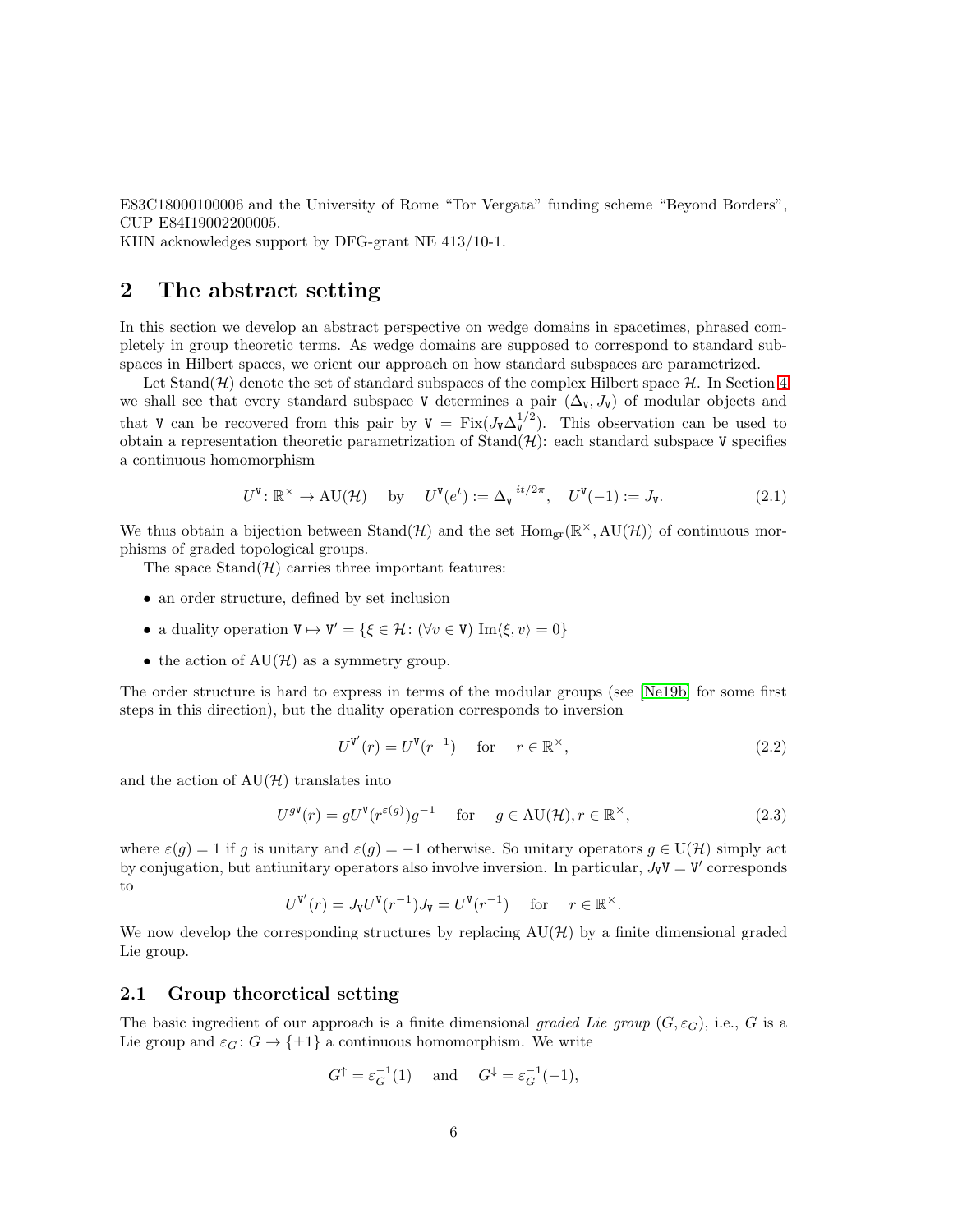E83C18000100006 and the University of Rome "Tor Vergata" funding scheme "Beyond Borders", CUP E84I19002200005.
KHN acknowledges support by DFG-grant NE 413/10-1.

# 2 The abstract setting

In this section we develop an abstract perspective on wedge domains in spacetimes, phrased completely in group theoretic terms. As wedge domains are supposed to correspond to standard subspaces in Hilbert spaces, we orient our approach on how standard subspaces are parametrized.

Let $\mathrm{Stand}(\mathcal{H})$ denote the set of standard subspaces of the complex Hilbert space $\mathcal{H}$. In Section 4 we shall see that every standard subspace $\mathtt{V}$ determines a pair $(\Delta_{\mathtt{V}}, J_{\mathtt{V}})$ of modular objects and that $\mathtt{V}$ can be recovered from this pair by $\mathtt{V} = \mathrm{Fix}(J_{\mathtt{V}}\Delta_{\mathtt{V}}^{1/2})$. This observation can be used to obtain a representation theoretic parametrization of $\mathrm{Stand}(\mathcal{H})$: each standard subspace $\mathtt{V}$ specifies a continuous homomorphism

$$U^{\mathtt{V}} \colon \mathbb{R}^\times \to \mathrm{AU}(\mathcal{H}) \quad \text{by} \quad U^{\mathtt{V}}(e^t) := \Delta_{\mathtt{V}}^{-it/2\pi}, \quad U^{\mathtt{V}}(-1) := J_{\mathtt{V}}. \tag{2.1}$$

We thus obtain a bijection between $\mathrm{Stand}(\mathcal{H})$ and the set $\mathrm{Hom}_{\mathrm{gr}}(\mathbb{R}^\times, \mathrm{AU}(\mathcal{H}))$ of continuous morphisms of graded topological groups.

The space $\mathrm{Stand}(\mathcal{H})$ carries three important features:

- an order structure, defined by set inclusion
- a duality operation $\mathtt{V} \mapsto \mathtt{V}' = \{\xi \in \mathcal{H} \colon (\forall v \in \mathtt{V}) \ \mathrm{Im}\langle \xi, v\rangle = 0\}$
- the action of $\mathrm{AU}(\mathcal{H})$ as a symmetry group.

The order structure is hard to express in terms of the modular groups (see [Ne19b] for some first steps in this direction), but the duality operation corresponds to inversion

$$U^{\mathtt{V}'}(r) = U^{\mathtt{V}}(r^{-1}) \quad \text{for} \quad r \in \mathbb{R}^\times, \tag{2.2}$$

and the action of $\mathrm{AU}(\mathcal{H})$ translates into

$$U^{g\mathtt{V}}(r) = gU^{\mathtt{V}}(r^{\varepsilon(g)})g^{-1} \quad \text{for} \quad g \in \mathrm{AU}(\mathcal{H}), r \in \mathbb{R}^\times, \tag{2.3}$$

where $\varepsilon(g) = 1$ if $g$ is unitary and $\varepsilon(g) = -1$ otherwise. So unitary operators $g \in \mathrm{U}(\mathcal{H})$ simply act by conjugation, but antiunitary operators also involve inversion. In particular, $J_{\mathtt{V}}\mathtt{V} = \mathtt{V}'$ corresponds to

$$U^{\mathtt{V}'}(r) = J_{\mathtt{V}}U^{\mathtt{V}}(r^{-1})J_{\mathtt{V}} = U^{\mathtt{V}}(r^{-1}) \quad \text{for} \quad r \in \mathbb{R}^\times.$$

We now develop the corresponding structures by replacing $\mathrm{AU}(\mathcal{H})$ by a finite dimensional graded Lie group.

## 2.1 Group theoretical setting

The basic ingredient of our approach is a finite dimensional *graded Lie group* $(G, \varepsilon_G)$, i.e., $G$ is a Lie group and $\varepsilon_G \colon G \to \{\pm 1\}$ a continuous homomorphism. We write

$$G^\uparrow = \varepsilon_G^{-1}(1) \quad \text{and} \quad G^\downarrow = \varepsilon_G^{-1}(-1),$$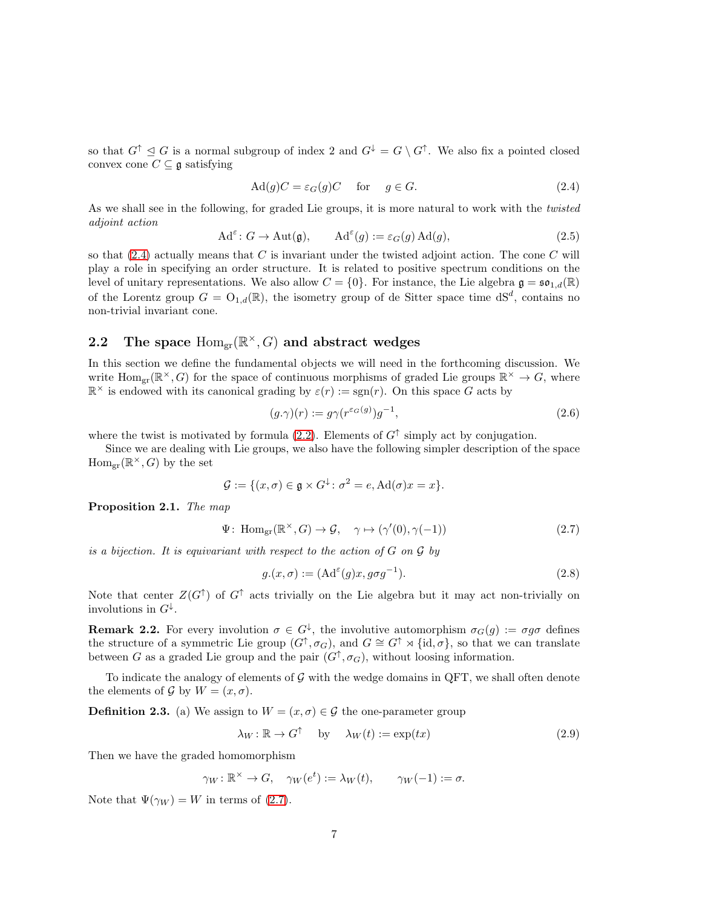so that $G^\uparrow \trianglelefteq G$ is a normal subgroup of index 2 and $G^\downarrow = G \setminus G^\uparrow$. We also fix a pointed closed convex cone $C \subseteq \mathfrak{g}$ satisfying

$$\mathrm{Ad}(g)C = \varepsilon_G(g)C \quad \text{for} \quad g \in G. \tag{2.4}$$

As we shall see in the following, for graded Lie groups, it is more natural to work with the *twisted adjoint action*

$$\mathrm{Ad}^\varepsilon \colon G \to \mathrm{Aut}(\mathfrak{g}), \qquad \mathrm{Ad}^\varepsilon(g) := \varepsilon_G(g)\,\mathrm{Ad}(g), \tag{2.5}$$

so that (2.4) actually means that $C$ is invariant under the twisted adjoint action. The cone $C$ will play a role in specifying an order structure. It is related to positive spectrum conditions on the level of unitary representations. We also allow $C = \{0\}$. For instance, the Lie algebra $\mathfrak{g} = \mathfrak{so}_{1,d}(\mathbb{R})$ of the Lorentz group $G = \mathrm{O}_{1,d}(\mathbb{R})$, the isometry group of de Sitter space time $\mathrm{dS}^d$, contains no non-trivial invariant cone.

## 2.2 The space $\mathrm{Hom}_{\mathrm{gr}}(\mathbb{R}^\times, G)$ and abstract wedges

In this section we define the fundamental objects we will need in the forthcoming discussion. We write $\mathrm{Hom}_{\mathrm{gr}}(\mathbb{R}^\times, G)$ for the space of continuous morphisms of graded Lie groups $\mathbb{R}^\times \to G$, where $\mathbb{R}^\times$ is endowed with its canonical grading by $\varepsilon(r) := \mathrm{sgn}(r)$. On this space $G$ acts by

$$(g.\gamma)(r) := g\gamma(r^{\varepsilon_G(g)})g^{-1}, \tag{2.6}$$

where the twist is motivated by formula (2.2). Elements of $G^\uparrow$ simply act by conjugation.

Since we are dealing with Lie groups, we also have the following simpler description of the space $\mathrm{Hom}_{\mathrm{gr}}(\mathbb{R}^\times, G)$ by the set

$$\mathcal{G} := \{(x, \sigma) \in \mathfrak{g} \times G^\downarrow \colon \sigma^2 = e, \mathrm{Ad}(\sigma)x = x\}.$$

**Proposition 2.1.** *The map*

$$\Psi \colon \mathrm{Hom}_{\mathrm{gr}}(\mathbb{R}^\times, G) \to \mathcal{G}, \quad \gamma \mapsto (\gamma'(0), \gamma(-1)) \tag{2.7}$$

*is a bijection. It is equivariant with respect to the action of $G$ on $\mathcal{G}$ by*

$$g.(x, \sigma) := (\mathrm{Ad}^\varepsilon(g)x, g\sigma g^{-1}). \tag{2.8}$$

Note that center $Z(G^\uparrow)$ of $G^\uparrow$ acts trivially on the Lie algebra but it may act non-trivially on involutions in $G^\downarrow$.

**Remark 2.2.** For every involution $\sigma \in G^\downarrow$, the involutive automorphism $\sigma_G(g) := \sigma g \sigma$ defines the structure of a symmetric Lie group $(G^\uparrow, \sigma_G)$, and $G \cong G^\uparrow \rtimes \{\mathrm{id}, \sigma\}$, so that we can translate between $G$ as a graded Lie group and the pair $(G^\uparrow, \sigma_G)$, without loosing information.

To indicate the analogy of elements of $\mathcal{G}$ with the wedge domains in QFT, we shall often denote the elements of $\mathcal{G}$ by $W = (x, \sigma)$.

**Definition 2.3.** (a) We assign to $W = (x, \sigma) \in \mathcal{G}$ the one-parameter group

$$\lambda_W : \mathbb{R} \to G^\uparrow \quad \text{by} \quad \lambda_W(t) := \exp(tx) \tag{2.9}$$

Then we have the graded homomorphism

$$\gamma_W : \mathbb{R}^\times \to G, \quad \gamma_W(e^t) := \lambda_W(t), \qquad \gamma_W(-1) := \sigma.$$

Note that $\Psi(\gamma_W) = W$ in terms of (2.7).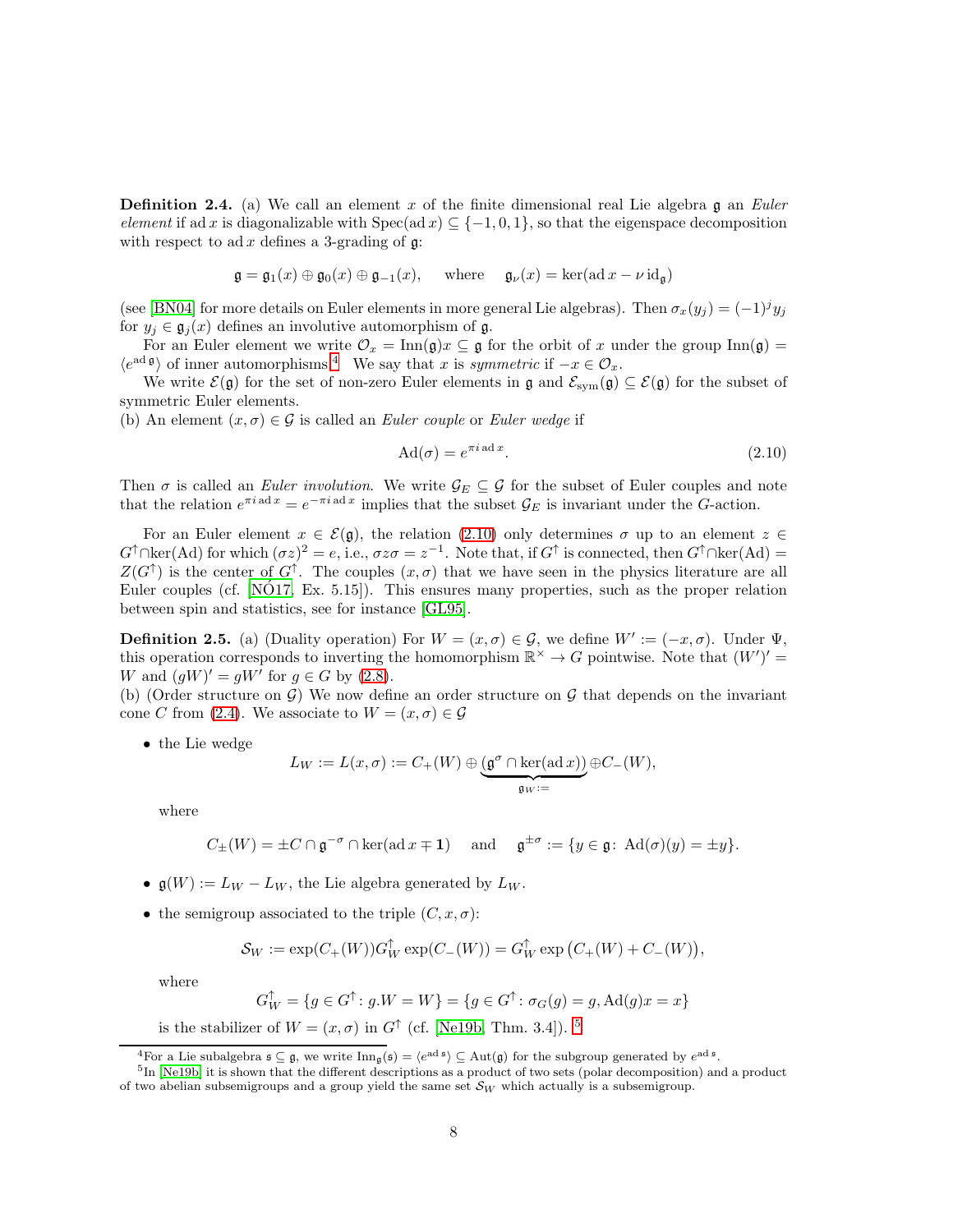**Definition 2.4.** (a) We call an element $x$ of the finite dimensional real Lie algebra $\mathfrak{g}$ an *Euler element* if $\mathrm{ad}\, x$ is diagonalizable with $\mathrm{Spec}(\mathrm{ad}\, x) \subseteq \{-1, 0, 1\}$, so that the eigenspace decomposition with respect to $\mathrm{ad}\, x$ defines a 3-grading of $\mathfrak{g}$:

$$\mathfrak{g} = \mathfrak{g}_1(x) \oplus \mathfrak{g}_0(x) \oplus \mathfrak{g}_{-1}(x), \quad \text{where} \quad \mathfrak{g}_\nu(x) = \ker(\mathrm{ad}\, x - \nu\, \mathrm{id}_\mathfrak{g})$$

(see [BN04] for more details on Euler elements in more general Lie algebras). Then $\sigma_x(y_j) = (-1)^j y_j$ for $y_j \in \mathfrak{g}_j(x)$ defines an involutive automorphism of $\mathfrak{g}$.

For an Euler element we write $\mathcal{O}_x = \mathrm{Inn}(\mathfrak{g})x \subseteq \mathfrak{g}$ for the orbit of $x$ under the group $\mathrm{Inn}(\mathfrak{g}) = \langle e^{\mathrm{ad}\, \mathfrak{g}} \rangle$ of inner automorphisms.[4] We say that $x$ is *symmetric* if $-x \in \mathcal{O}_x$.

We write $\mathcal{E}(\mathfrak{g})$ for the set of non-zero Euler elements in $\mathfrak{g}$ and $\mathcal{E}_{\mathrm{sym}}(\mathfrak{g}) \subseteq \mathcal{E}(\mathfrak{g})$ for the subset of symmetric Euler elements.

(b) An element $(x, \sigma) \in \mathcal{G}$ is called an *Euler couple* or *Euler wedge* if

$$\mathrm{Ad}(\sigma) = e^{\pi i\, \mathrm{ad}\, x}. \tag{2.10}$$

Then $\sigma$ is called an *Euler involution*. We write $\mathcal{G}_E \subseteq \mathcal{G}$ for the subset of Euler couples and note that the relation $e^{\pi i\, \mathrm{ad}\, x} = e^{-\pi i\, \mathrm{ad}\, x}$ implies that the subset $\mathcal{G}_E$ is invariant under the $G$-action.

For an Euler element $x \in \mathcal{E}(\mathfrak{g})$, the relation (2.10) only determines $\sigma$ up to an element $z \in G^\uparrow \cap \ker(\mathrm{Ad})$ for which $(\sigma z)^2 = e$, i.e., $\sigma z \sigma = z^{-1}$. Note that, if $G^\uparrow$ is connected, then $G^\uparrow \cap \ker(\mathrm{Ad}) = Z(G^\uparrow)$ is the center of $G^\uparrow$. The couples $(x, \sigma)$ that we have seen in the physics literature are all Euler couples (cf. [NÓ17, Ex. 5.15]). This ensures many properties, such as the proper relation between spin and statistics, see for instance [GL95].

**Definition 2.5.** (a) (Duality operation) For $W = (x, \sigma) \in \mathcal{G}$, we define $W' := (-x, \sigma)$. Under $\Psi$, this operation corresponds to inverting the homomorphism $\mathbb{R}^\times \to G$ pointwise. Note that $(W')' = W$ and $(gW)' = gW'$ for $g \in G$ by (2.8).

(b) (Order structure on $\mathcal{G}$) We now define an order structure on $\mathcal{G}$ that depends on the invariant cone $C$ from (2.4). We associate to $W = (x, \sigma) \in \mathcal{G}$

- the Lie wedge
$$L_W := L(x, \sigma) := C_+(W) \oplus \underbrace{(\mathfrak{g}^\sigma \cap \ker(\mathrm{ad}\, x))}_{\mathfrak{g}_W :=} \oplus C_-(W),$$
where
$$C_\pm(W) = \pm C \cap \mathfrak{g}^{-\sigma} \cap \ker(\mathrm{ad}\, x \mp \mathbf{1}) \quad \text{and} \quad \mathfrak{g}^{\pm\sigma} := \{y \in \mathfrak{g} \colon \mathrm{Ad}(\sigma)(y) = \pm y\}.$$
- $\mathfrak{g}(W) := L_W - L_W$, the Lie algebra generated by $L_W$.
- the semigroup associated to the triple $(C, x, \sigma)$:
$$\mathcal{S}_W := \exp(C_+(W)) G^\uparrow_W \exp(C_-(W)) = G^\uparrow_W \exp\big(C_+(W) + C_-(W)\big),$$
where
$$G^\uparrow_W = \{g \in G^\uparrow \colon g.W = W\} = \{g \in G^\uparrow \colon \sigma_G(g) = g, \mathrm{Ad}(g)x = x\}$$
is the stabilizer of $W = (x, \sigma)$ in $G^\uparrow$ (cf. [Ne19b, Thm. 3.4]).[5]

[4] For a Lie subalgebra $\mathfrak{s} \subseteq \mathfrak{g}$, we write $\mathrm{Inn}_\mathfrak{g}(\mathfrak{s}) = \langle e^{\mathrm{ad}\, \mathfrak{s}} \rangle \subseteq \mathrm{Aut}(\mathfrak{g})$ for the subgroup generated by $e^{\mathrm{ad}\, \mathfrak{s}}$.

[5] In [Ne19b] it is shown that the different descriptions as a product of two sets (polar decomposition) and a product of two abelian subsemigroups and a group yield the same set $\mathcal{S}_W$ which actually is a subsemigroup.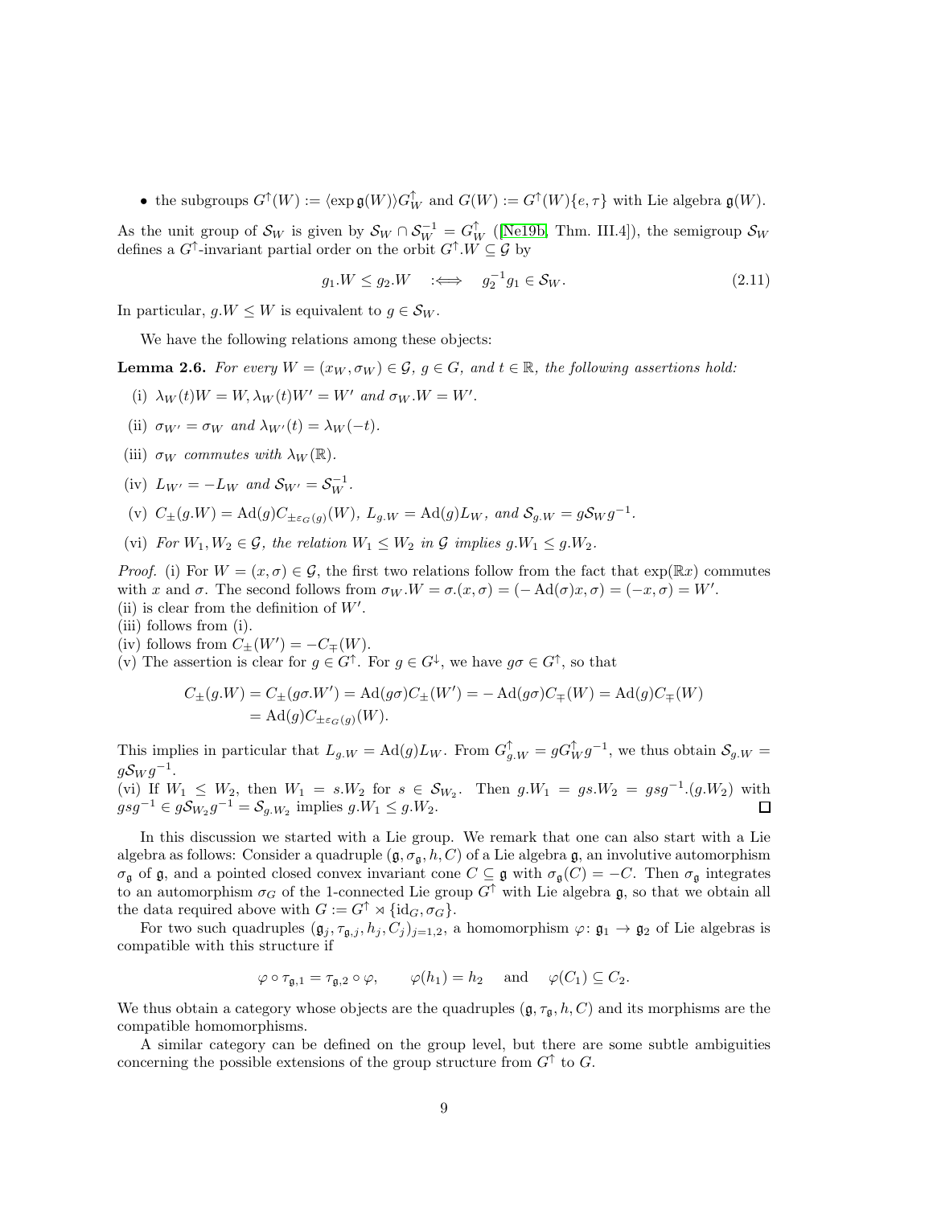- the subgroups $G^\uparrow(W) := \langle \exp \mathfrak{g}(W)\rangle G^\uparrow_W$ and $G(W) := G^\uparrow(W)\{e,\tau\}$ with Lie algebra $\mathfrak{g}(W)$.

As the unit group of $\mathcal{S}_W$ is given by $\mathcal{S}_W \cap \mathcal{S}_W^{-1} = G^\uparrow_W$ ([Ne19b, Thm. III.4]), the semigroup $\mathcal{S}_W$ defines a $G^\uparrow$-invariant partial order on the orbit $G^\uparrow.W \subseteq \mathcal{G}$ by

$$g_1.W \leq g_2.W \quad :\Longleftrightarrow \quad g_2^{-1}g_1 \in \mathcal{S}_W. \tag{2.11}$$

In particular, $g.W \leq W$ is equivalent to $g \in \mathcal{S}_W$.

We have the following relations among these objects:

**Lemma 2.6.** *For every $W = (x_W, \sigma_W) \in \mathcal{G}$, $g \in G$, and $t \in \mathbb{R}$, the following assertions hold:*

(i) $\lambda_W(t)W = W, \lambda_W(t)W' = W'$ *and* $\sigma_W.W = W'$.

(ii) $\sigma_{W'} = \sigma_W$ *and* $\lambda_{W'}(t) = \lambda_W(-t)$.

(iii) $\sigma_W$ *commutes with* $\lambda_W(\mathbb{R})$.

(iv) $L_{W'} = -L_W$ *and* $\mathcal{S}_{W'} = \mathcal{S}_W^{-1}$.

(v) $C_\pm(g.W) = \mathrm{Ad}(g)C_{\pm\varepsilon_G(g)}(W)$, $L_{g.W} = \mathrm{Ad}(g)L_W$, *and* $\mathcal{S}_{g.W} = g\mathcal{S}_W g^{-1}$.

(vi) *For $W_1, W_2 \in \mathcal{G}$, the relation $W_1 \leq W_2$ in $\mathcal{G}$ implies $g.W_1 \leq g.W_2$.*

*Proof.* (i) For $W = (x, \sigma) \in \mathcal{G}$, the first two relations follow from the fact that $\exp(\mathbb{R}x)$ commutes with $x$ and $\sigma$. The second follows from $\sigma_W.W = \sigma.(x,\sigma) = (-\mathrm{Ad}(\sigma)x, \sigma) = (-x, \sigma) = W'$.
(ii) is clear from the definition of $W'$.
(iii) follows from (i).
(iv) follows from $C_\pm(W') = -C_\mp(W)$.
(v) The assertion is clear for $g \in G^\uparrow$. For $g \in G^\downarrow$, we have $g\sigma \in G^\uparrow$, so that

$$\begin{aligned} C_\pm(g.W) = C_\pm(g\sigma.W') &= \mathrm{Ad}(g\sigma)C_\pm(W') = -\mathrm{Ad}(g\sigma)C_\mp(W) = \mathrm{Ad}(g)C_\mp(W) \\ &= \mathrm{Ad}(g)C_{\pm\varepsilon_G(g)}(W). \end{aligned}$$

This implies in particular that $L_{g.W} = \mathrm{Ad}(g)L_W$. From $G^\uparrow_{g.W} = gG^\uparrow_W g^{-1}$, we thus obtain $\mathcal{S}_{g.W} = g\mathcal{S}_W g^{-1}$.
(vi) If $W_1 \leq W_2$, then $W_1 = s.W_2$ for $s \in \mathcal{S}_{W_2}$. Then $g.W_1 = gs.W_2 = gsg^{-1}.(g.W_2)$ with $gsg^{-1} \in g\mathcal{S}_{W_2}g^{-1} = \mathcal{S}_{g.W_2}$ implies $g.W_1 \leq g.W_2$. ∎

In this discussion we started with a Lie group. We remark that one can also start with a Lie algebra as follows: Consider a quadruple $(\mathfrak{g}, \sigma_\mathfrak{g}, h, C)$ of a Lie algebra $\mathfrak{g}$, an involutive automorphism $\sigma_\mathfrak{g}$ of $\mathfrak{g}$, and a pointed closed convex invariant cone $C \subseteq \mathfrak{g}$ with $\sigma_\mathfrak{g}(C) = -C$. Then $\sigma_\mathfrak{g}$ integrates to an automorphism $\sigma_G$ of the 1-connected Lie group $G^\uparrow$ with Lie algebra $\mathfrak{g}$, so that we obtain all the data required above with $G := G^\uparrow \rtimes \{\mathrm{id}_G, \sigma_G\}$.

For two such quadruples $(\mathfrak{g}_j, \tau_{\mathfrak{g},j}, h_j, C_j)_{j=1,2}$, a homomorphism $\varphi\colon \mathfrak{g}_1 \to \mathfrak{g}_2$ of Lie algebras is compatible with this structure if

$$\varphi \circ \tau_{\mathfrak{g},1} = \tau_{\mathfrak{g},2} \circ \varphi, \qquad \varphi(h_1) = h_2 \quad \text{and} \quad \varphi(C_1) \subseteq C_2.$$

We thus obtain a category whose objects are the quadruples $(\mathfrak{g}, \tau_\mathfrak{g}, h, C)$ and its morphisms are the compatible homomorphisms.

A similar category can be defined on the group level, but there are some subtle ambiguities concerning the possible extensions of the group structure from $G^\uparrow$ to $G$.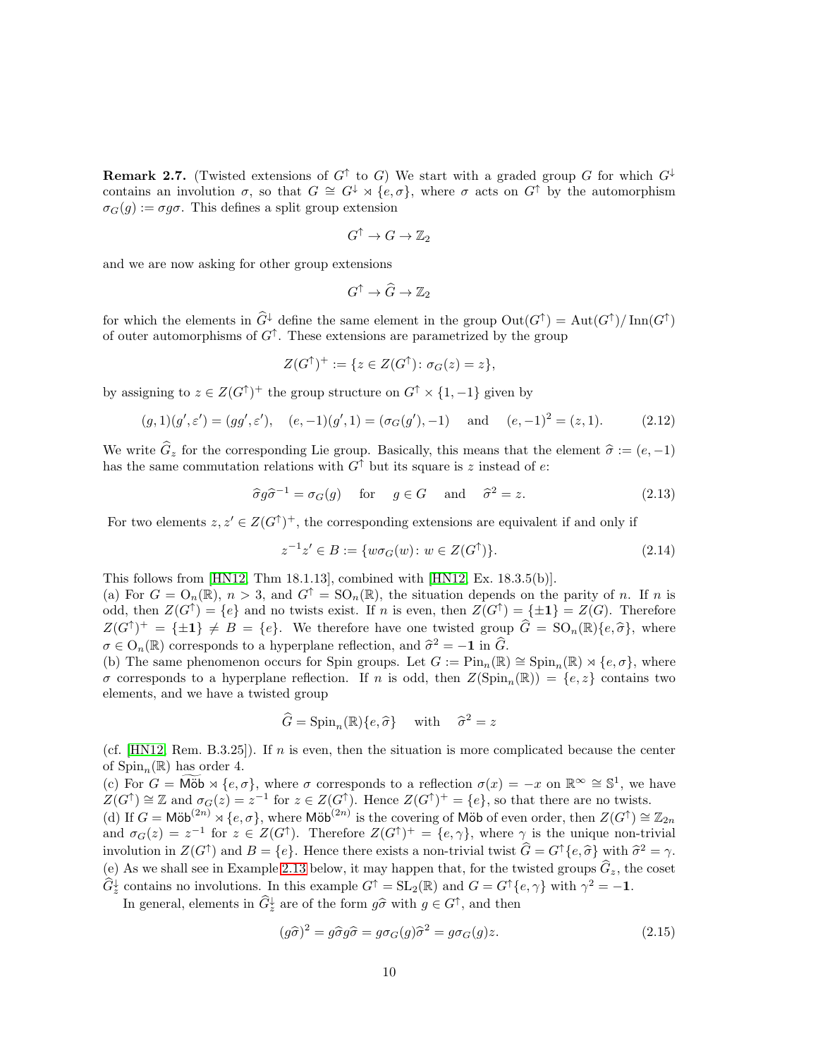**Remark 2.7.** (Twisted extensions of $G^\uparrow$ to $G$) We start with a graded group $G$ for which $G^\downarrow$ contains an involution $\sigma$, so that $G \cong G^\downarrow \rtimes \{e, \sigma\}$, where $\sigma$ acts on $G^\uparrow$ by the automorphism $\sigma_G(g) := \sigma g \sigma$. This defines a split group extension

$$G^\uparrow \to G \to \mathbb{Z}_2$$

and we are now asking for other group extensions

$$G^\uparrow \to \widehat{G} \to \mathbb{Z}_2$$

for which the elements in $\widehat{G}^\downarrow$ define the same element in the group $\mathrm{Out}(G^\uparrow) = \mathrm{Aut}(G^\uparrow)/\mathrm{Inn}(G^\uparrow)$ of outer automorphisms of $G^\uparrow$. These extensions are parametrized by the group

$$Z(G^\uparrow)^+ := \{z \in Z(G^\uparrow) \colon \sigma_G(z) = z\},$$

by assigning to $z \in Z(G^\uparrow)^+$ the group structure on $G^\uparrow \times \{1, -1\}$ given by

$$(g, 1)(g', \varepsilon') = (gg', \varepsilon'), \quad (e, -1)(g', 1) = (\sigma_G(g'), -1) \quad \text{and} \quad (e, -1)^2 = (z, 1). \tag{2.12}$$

We write $\widehat{G}_z$ for the corresponding Lie group. Basically, this means that the element $\widehat{\sigma} := (e, -1)$ has the same commutation relations with $G^\uparrow$ but its square is $z$ instead of $e$:

$$\widehat{\sigma} g \widehat{\sigma}^{-1} = \sigma_G(g) \quad \text{for} \quad g \in G \quad \text{and} \quad \widehat{\sigma}^2 = z. \tag{2.13}$$

For two elements $z, z' \in Z(G^\uparrow)^+$, the corresponding extensions are equivalent if and only if

$$z^{-1} z' \in B := \{w \sigma_G(w) \colon w \in Z(G^\uparrow)\}. \tag{2.14}$$

This follows from [HN12, Thm 18.1.13], combined with [HN12, Ex. 18.3.5(b)].

(a) For $G = \mathrm{O}_n(\mathbb{R})$, $n > 3$, and $G^\uparrow = \mathrm{SO}_n(\mathbb{R})$, the situation depends on the parity of $n$. If $n$ is odd, then $Z(G^\uparrow) = \{e\}$ and no twists exist. If $n$ is even, then $Z(G^\uparrow) = \{\pm \mathbf{1}\} = Z(G)$. Therefore $Z(G^\uparrow)^+ = \{\pm \mathbf{1}\} \neq B = \{e\}$. We therefore have one twisted group $\widehat{G} = \mathrm{SO}_n(\mathbb{R})\{e, \widehat{\sigma}\}$, where $\sigma \in \mathrm{O}_n(\mathbb{R})$ corresponds to a hyperplane reflection, and $\widehat{\sigma}^2 = -\mathbf{1}$ in $\widehat{G}$.

(b) The same phenomenon occurs for Spin groups. Let $G := \mathrm{Pin}_n(\mathbb{R}) \cong \mathrm{Spin}_n(\mathbb{R}) \rtimes \{e, \sigma\}$, where $\sigma$ corresponds to a hyperplane reflection. If $n$ is odd, then $Z(\mathrm{Spin}_n(\mathbb{R})) = \{e, z\}$ contains two elements, and we have a twisted group

$$\widehat{G} = \mathrm{Spin}_n(\mathbb{R})\{e, \widehat{\sigma}\} \quad \text{with} \quad \widehat{\sigma}^2 = z$$

(cf. [HN12, Rem. B.3.25]). If $n$ is even, then the situation is more complicated because the center of $\mathrm{Spin}_n(\mathbb{R})$ has order 4.

(c) For $G = \widetilde{\mathsf{M\ddot{o}b}} \rtimes \{e, \sigma\}$, where $\sigma$ corresponds to a reflection $\sigma(x) = -x$ on $\mathbb{R}^\infty \cong \mathbb{S}^1$, we have $Z(G^\uparrow) \cong \mathbb{Z}$ and $\sigma_G(z) = z^{-1}$ for $z \in Z(G^\uparrow)$. Hence $Z(G^\uparrow)^+ = \{e\}$, so that there are no twists.

(d) If $G = \mathsf{M\ddot{o}b}^{(2n)} \rtimes \{e, \sigma\}$, where $\mathsf{M\ddot{o}b}^{(2n)}$ is the covering of $\mathsf{M\ddot{o}b}$ of even order, then $Z(G^\uparrow) \cong \mathbb{Z}_{2n}$ and $\sigma_G(z) = z^{-1}$ for $z \in Z(G^\uparrow)$. Therefore $Z(G^\uparrow)^+ = \{e, \gamma\}$, where $\gamma$ is the unique non-trivial involution in $Z(G^\uparrow)$ and $B = \{e\}$. Hence there exists a non-trivial twist $\widehat{G} = G^\uparrow\{e, \widehat{\sigma}\}$ with $\widehat{\sigma}^2 = \gamma$.

(e) As we shall see in Example 2.13 below, it may happen that, for the twisted groups $\widehat{G}_z$, the coset $\widehat{G}_z^\downarrow$ contains no involutions. In this example $G^\uparrow = \mathrm{SL}_2(\mathbb{R})$ and $G = G^\uparrow\{e, \gamma\}$ with $\gamma^2 = -\mathbf{1}$.

In general, elements in $\widehat{G}_z^\downarrow$ are of the form $g\widehat{\sigma}$ with $g \in G^\uparrow$, and then

$$(g\widehat{\sigma})^2 = g\widehat{\sigma} g \widehat{\sigma} = g \sigma_G(g) \widehat{\sigma}^2 = g \sigma_G(g) z. \tag{2.15}$$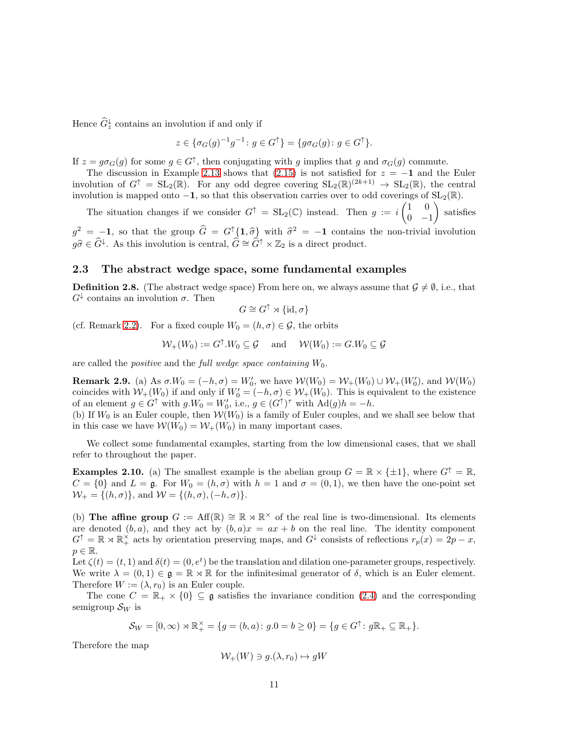Hence $\widehat{G}_z^{\downarrow}$ contains an involution if and only if

$$z \in \{\sigma_G(g)^{-1}g^{-1} : g \in G^{\uparrow}\} = \{g\sigma_G(g) : g \in G^{\uparrow}\}.$$

If $z = g\sigma_G(g)$ for some $g \in G^{\uparrow}$, then conjugating with $g$ implies that $g$ and $\sigma_G(g)$ commute.

The discussion in Example 2.13 shows that (2.15) is not satisfied for $z = -\mathbf{1}$ and the Euler involution of $G^{\uparrow} = \mathrm{SL}_2(\mathbb{R})$. For any odd degree covering $\mathrm{SL}_2(\mathbb{R})^{(2k+1)} \to \mathrm{SL}_2(\mathbb{R})$, the central involution is mapped onto $-\mathbf{1}$, so that this observation carries over to odd coverings of $\mathrm{SL}_2(\mathbb{R})$.

The situation changes if we consider $G^{\uparrow} = \mathrm{SL}_2(\mathbb{C})$ instead. Then $g := i\begin{pmatrix} 1 & 0 \\ 0 & -1 \end{pmatrix}$ satisfies $g^2 = -\mathbf{1}$, so that the group $\widehat{G} = G^{\uparrow}\{\mathbf{1}, \widehat{\sigma}\}$ with $\widehat{\sigma}^2 = -\mathbf{1}$ contains the non-trivial involution $g\widehat{\sigma} \in \widehat{G}^{\downarrow}$. As this involution is central, $\widehat{G} \cong \widehat{G}^{\uparrow} \times \mathbb{Z}_2$ is a direct product.

## 2.3 The abstract wedge space, some fundamental examples

**Definition 2.8.** (The abstract wedge space) From here on, we always assume that $\mathcal{G} \neq \emptyset$, i.e., that $G^{\downarrow}$ contains an involution $\sigma$. Then

$$G \cong G^{\uparrow} \rtimes \{\mathrm{id}, \sigma\}$$

(cf. Remark 2.2). For a fixed couple $W_0 = (h, \sigma) \in \mathcal{G}$, the orbits

$$\mathcal{W}_+(W_0) := G^{\uparrow}.W_0 \subseteq \mathcal{G} \quad \text{and} \quad \mathcal{W}(W_0) := G.W_0 \subseteq \mathcal{G}$$

are called the *positive* and the *full wedge space containing* $W_0$.

**Remark 2.9.** (a) As $\sigma.W_0 = (-h, \sigma) = W_0'$, we have $\mathcal{W}(W_0) = \mathcal{W}_+(W_0) \cup \mathcal{W}_+(W_0')$, and $\mathcal{W}(W_0)$ coincides with $\mathcal{W}_+(W_0)$ if and only if $W_0' = (-h, \sigma) \in \mathcal{W}_+(W_0)$. This is equivalent to the existence of an element $g \in G^{\uparrow}$ with $g.W_0 = W_0'$, i.e., $g \in (G^{\uparrow})^{\tau}$ with $\mathrm{Ad}(g)h = -h$.
(b) If $W_0$ is an Euler couple, then $\mathcal{W}(W_0)$ is a family of Euler couples, and we shall see below that in this case we have $\mathcal{W}(W_0) = \mathcal{W}_+(W_0)$ in many important cases.

We collect some fundamental examples, starting from the low dimensional cases, that we shall refer to throughout the paper.

**Examples 2.10.** (a) The smallest example is the abelian group $G = \mathbb{R} \times \{\pm 1\}$, where $G^{\uparrow} = \mathbb{R}$, $C = \{0\}$ and $L = \mathfrak{g}$. For $W_0 = (h, \sigma)$ with $h = 1$ and $\sigma = (0, 1)$, we then have the one-point set $\mathcal{W}_+ = \{(h, \sigma)\}$, and $\mathcal{W} = \{(h, \sigma), (-h, \sigma)\}$.

(b) **The affine group** $G := \mathrm{Aff}(\mathbb{R}) \cong \mathbb{R} \rtimes \mathbb{R}^{\times}$ of the real line is two-dimensional. Its elements are denoted $(b, a)$, and they act by $(b, a)x = ax + b$ on the real line. The identity component $G^{\uparrow} = \mathbb{R} \rtimes \mathbb{R}_+^{\times}$ acts by orientation preserving maps, and $G^{\downarrow}$ consists of reflections $r_p(x) = 2p - x$, $p \in \mathbb{R}$.
Let $\zeta(t) = (t, 1)$ and $\delta(t) = (0, e^t)$ be the translation and dilation one-parameter groups, respectively. We write $\lambda = (0, 1) \in \mathfrak{g} = \mathbb{R} \rtimes \mathbb{R}$ for the infinitesimal generator of $\delta$, which is an Euler element. Therefore $W := (\lambda, r_0)$ is an Euler couple.

The cone $C = \mathbb{R}_+ \times \{0\} \subseteq \mathfrak{g}$ satisfies the invariance condition (2.4) and the corresponding semigroup $\mathcal{S}_W$ is

$$\mathcal{S}_W = [0, \infty) \rtimes \mathbb{R}_+^{\times} = \{g = (b, a) : g.0 = b \geq 0\} = \{g \in G^{\uparrow} : g\mathbb{R}_+ \subseteq \mathbb{R}_+\}.$$

Therefore the map

$$\mathcal{W}_+(W) \ni g.(\lambda, r_0) \mapsto gW$$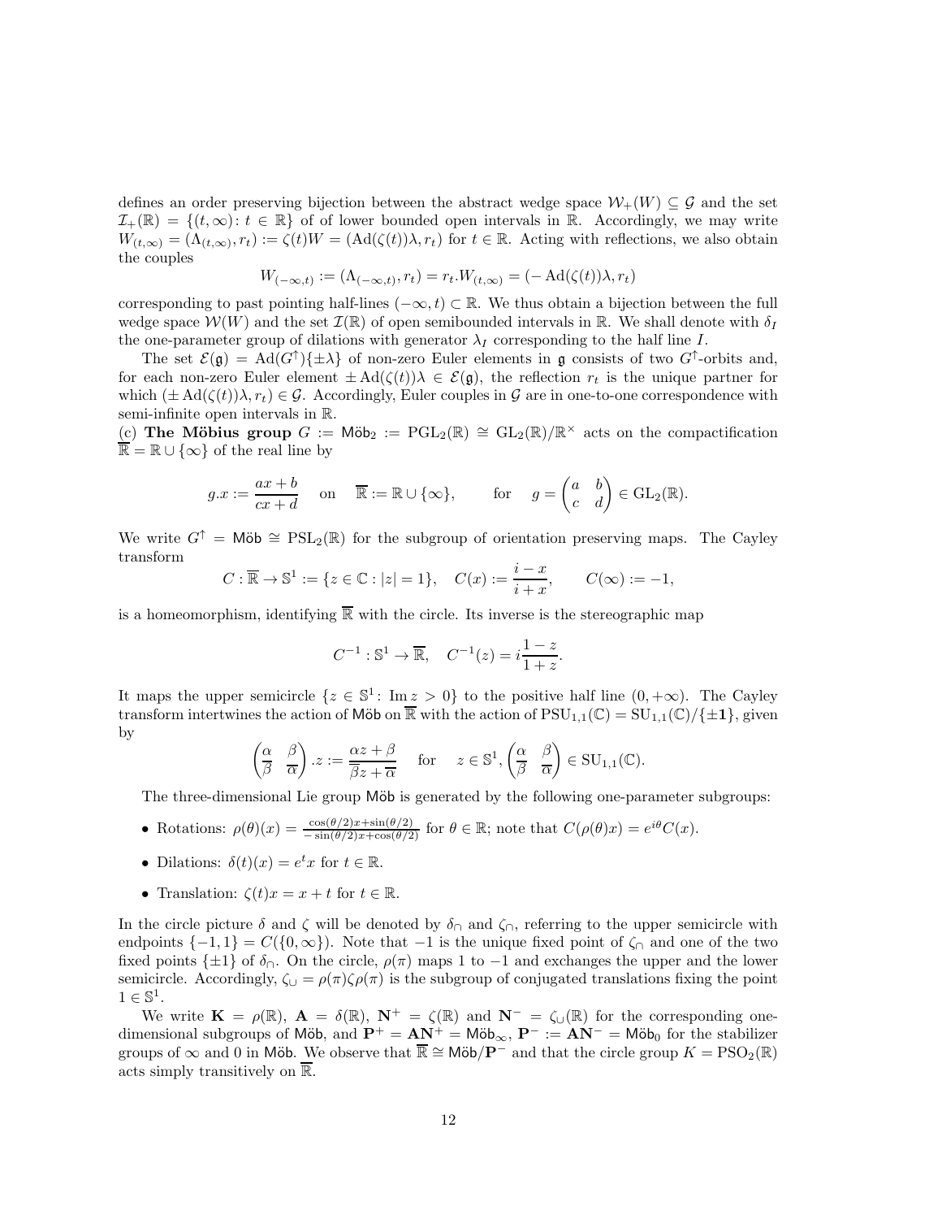defines an order preserving bijection between the abstract wedge space $\mathcal{W}_+(W) \subseteq \mathcal{G}$ and the set $\mathcal{I}_+(\mathbb{R}) = \{(t,\infty) : t \in \mathbb{R}\}$ of of lower bounded open intervals in $\mathbb{R}$. Accordingly, we may write $W_{(t,\infty)} = (\Lambda_{(t,\infty)}, r_t) := \zeta(t)W = (\mathrm{Ad}(\zeta(t))\lambda, r_t)$ for $t \in \mathbb{R}$. Acting with reflections, we also obtain the couples

$$W_{(-\infty,t)} := (\Lambda_{(-\infty,t)}, r_t) = r_t.W_{(t,\infty)} = (-\mathrm{Ad}(\zeta(t))\lambda, r_t)$$

corresponding to past pointing half-lines $(-\infty, t) \subset \mathbb{R}$. We thus obtain a bijection between the full wedge space $\mathcal{W}(W)$ and the set $\mathcal{I}(\mathbb{R})$ of open semibounded intervals in $\mathbb{R}$. We shall denote with $\delta_I$ the one-parameter group of dilations with generator $\lambda_I$ corresponding to the half line $I$.

The set $\mathcal{E}(\mathfrak{g}) = \mathrm{Ad}(G^\uparrow)\{\pm\lambda\}$ of non-zero Euler elements in $\mathfrak{g}$ consists of two $G^\uparrow$-orbits and, for each non-zero Euler element $\pm\mathrm{Ad}(\zeta(t))\lambda \in \mathcal{E}(\mathfrak{g})$, the reflection $r_t$ is the unique partner for which $(\pm\mathrm{Ad}(\zeta(t))\lambda, r_t) \in \mathcal{G}$. Accordingly, Euler couples in $\mathcal{G}$ are in one-to-one correspondence with semi-infinite open intervals in $\mathbb{R}$.

(c) **The Möbius group** $G := \mathsf{M\ddot{o}b}_2 := \mathrm{PGL}_2(\mathbb{R}) \cong \mathrm{GL}_2(\mathbb{R})/\mathbb{R}^\times$ acts on the compactification $\overline{\mathbb{R}} = \mathbb{R} \cup \{\infty\}$ of the real line by

$$g.x := \frac{ax+b}{cx+d} \quad \text{on} \quad \overline{\mathbb{R}} := \mathbb{R} \cup \{\infty\}, \qquad \text{for} \quad g = \begin{pmatrix} a & b \\ c & d \end{pmatrix} \in \mathrm{GL}_2(\mathbb{R}).$$

We write $G^\uparrow = \mathsf{M\ddot{o}b} \cong \mathrm{PSL}_2(\mathbb{R})$ for the subgroup of orientation preserving maps. The Cayley transform

$$C : \overline{\mathbb{R}} \to \mathbb{S}^1 := \{z \in \mathbb{C} : |z| = 1\}, \quad C(x) := \frac{i-x}{i+x}, \qquad C(\infty) := -1,$$

is a homeomorphism, identifying $\overline{\mathbb{R}}$ with the circle. Its inverse is the stereographic map

$$C^{-1} : \mathbb{S}^1 \to \overline{\mathbb{R}}, \quad C^{-1}(z) = i\frac{1-z}{1+z}.$$

It maps the upper semicircle $\{z \in \mathbb{S}^1 : \operatorname{Im} z > 0\}$ to the positive half line $(0, +\infty)$. The Cayley transform intertwines the action of $\mathsf{M\ddot{o}b}$ on $\overline{\mathbb{R}}$ with the action of $\mathrm{PSU}_{1,1}(\mathbb{C}) = \mathrm{SU}_{1,1}(\mathbb{C})/\{\pm\mathbf{1}\}$, given by

$$\begin{pmatrix} \alpha & \beta \\ \overline{\beta} & \overline{\alpha} \end{pmatrix}.z := \frac{\alpha z + \beta}{\overline{\beta}z + \overline{\alpha}} \quad \text{for} \quad z \in \mathbb{S}^1, \begin{pmatrix} \alpha & \beta \\ \overline{\beta} & \overline{\alpha} \end{pmatrix} \in \mathrm{SU}_{1,1}(\mathbb{C}).$$

The three-dimensional Lie group $\mathsf{M\ddot{o}b}$ is generated by the following one-parameter subgroups:

- Rotations: $\rho(\theta)(x) = \frac{\cos(\theta/2)x + \sin(\theta/2)}{-\sin(\theta/2)x + \cos(\theta/2)}$ for $\theta \in \mathbb{R}$; note that $C(\rho(\theta)x) = e^{i\theta}C(x)$.
- Dilations: $\delta(t)(x) = e^t x$ for $t \in \mathbb{R}$.
- Translation: $\zeta(t)x = x + t$ for $t \in \mathbb{R}$.

In the circle picture $\delta$ and $\zeta$ will be denoted by $\delta_\cap$ and $\zeta_\cap$, referring to the upper semicircle with endpoints $\{-1, 1\} = C(\{0, \infty\})$. Note that $-1$ is the unique fixed point of $\zeta_\cap$ and one of the two fixed points $\{\pm 1\}$ of $\delta_\cap$. On the circle, $\rho(\pi)$ maps $1$ to $-1$ and exchanges the upper and the lower semicircle. Accordingly, $\zeta_\cup = \rho(\pi)\zeta\rho(\pi)$ is the subgroup of conjugated translations fixing the point $1 \in \mathbb{S}^1$.

We write $\mathbf{K} = \rho(\mathbb{R})$, $\mathbf{A} = \delta(\mathbb{R})$, $\mathbf{N}^+ = \zeta(\mathbb{R})$ and $\mathbf{N}^- = \zeta_\cup(\mathbb{R})$ for the corresponding one-dimensional subgroups of $\mathsf{M\ddot{o}b}$, and $\mathbf{P}^+ = \mathbf{A}\mathbf{N}^+ = \mathsf{M\ddot{o}b}_\infty$, $\mathbf{P}^- := \mathbf{A}\mathbf{N}^- = \mathsf{M\ddot{o}b}_0$ for the stabilizer groups of $\infty$ and $0$ in $\mathsf{M\ddot{o}b}$. We observe that $\overline{\mathbb{R}} \cong \mathsf{M\ddot{o}b}/\mathbf{P}^-$ and that the circle group $K = \mathrm{PSO}_2(\mathbb{R})$ acts simply transitively on $\overline{\mathbb{R}}$.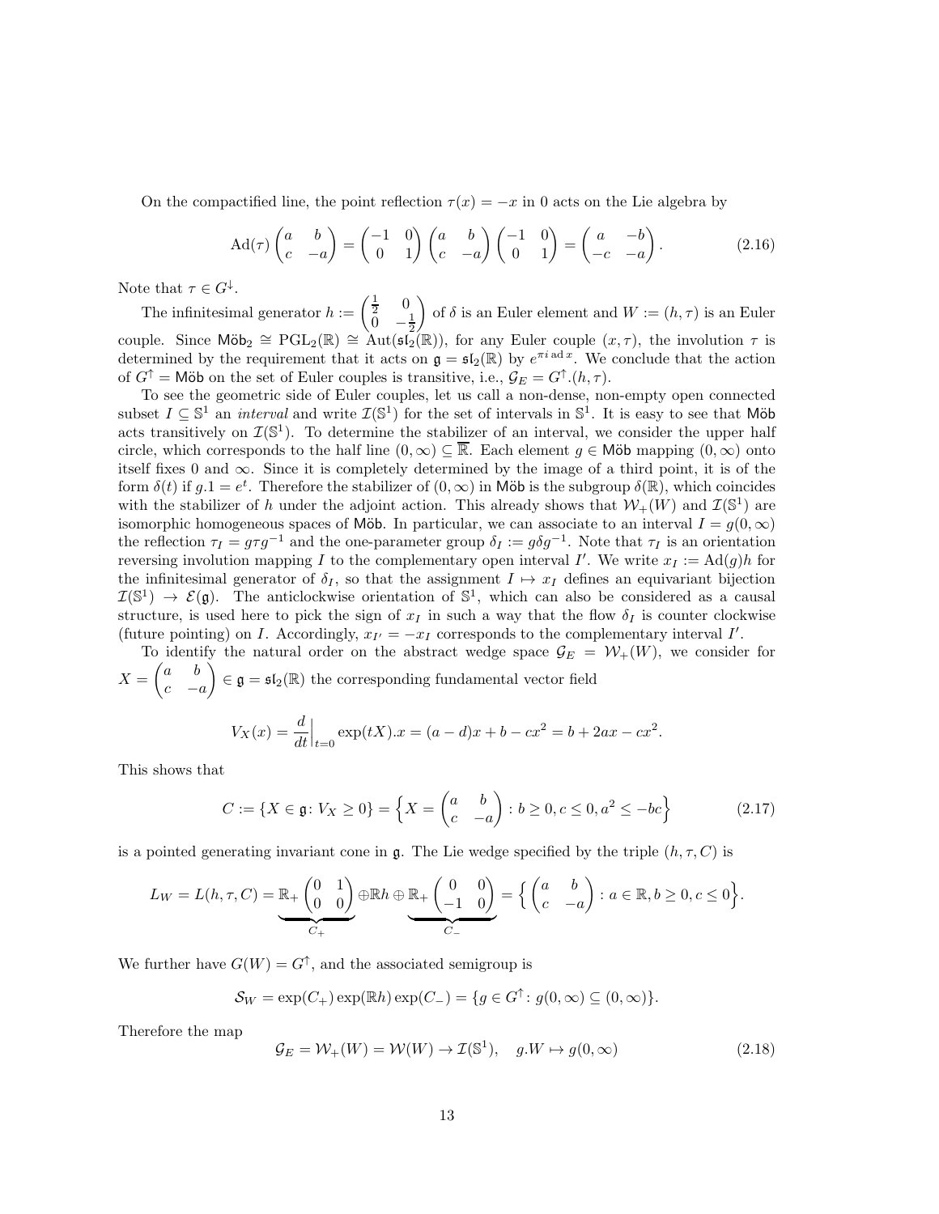On the compactified line, the point reflection $\tau(x) = -x$ in 0 acts on the Lie algebra by

$$\mathrm{Ad}(\tau)\begin{pmatrix} a & b \\ c & -a \end{pmatrix} = \begin{pmatrix} -1 & 0 \\ 0 & 1 \end{pmatrix}\begin{pmatrix} a & b \\ c & -a \end{pmatrix}\begin{pmatrix} -1 & 0 \\ 0 & 1 \end{pmatrix} = \begin{pmatrix} a & -b \\ -c & -a \end{pmatrix}. \tag{2.16}$$

Note that $\tau \in G^{\downarrow}$.

The infinitesimal generator $h := \begin{pmatrix} \frac{1}{2} & 0 \\ 0 & -\frac{1}{2} \end{pmatrix}$ of $\delta$ is an Euler element and $W := (h, \tau)$ is an Euler couple. Since $\mathsf{M\ddot{o}b}_2 \cong \mathrm{PGL}_2(\mathbb{R}) \cong \mathrm{Aut}(\mathfrak{sl}_2(\mathbb{R}))$, for any Euler couple $(x, \tau)$, the involution $\tau$ is determined by the requirement that it acts on $\mathfrak{g} = \mathfrak{sl}_2(\mathbb{R})$ by $e^{\pi i \,\mathrm{ad}\, x}$. We conclude that the action of $G^{\uparrow} = \mathsf{M\ddot{o}b}$ on the set of Euler couples is transitive, i.e., $\mathcal{G}_E = G^{\uparrow}.(h, \tau)$.

To see the geometric side of Euler couples, let us call a non-dense, non-empty open connected subset $I \subseteq \mathbb{S}^1$ an *interval* and write $\mathcal{I}(\mathbb{S}^1)$ for the set of intervals in $\mathbb{S}^1$. It is easy to see that $\mathsf{M\ddot{o}b}$ acts transitively on $\mathcal{I}(\mathbb{S}^1)$. To determine the stabilizer of an interval, we consider the upper half circle, which corresponds to the half line $(0, \infty) \subseteq \overline{\mathbb{R}}$. Each element $g \in \mathsf{M\ddot{o}b}$ mapping $(0, \infty)$ onto itself fixes 0 and $\infty$. Since it is completely determined by the image of a third point, it is of the form $\delta(t)$ if $g.1 = e^t$. Therefore the stabilizer of $(0, \infty)$ in $\mathsf{M\ddot{o}b}$ is the subgroup $\delta(\mathbb{R})$, which coincides with the stabilizer of $h$ under the adjoint action. This already shows that $\mathcal{W}_+(W)$ and $\mathcal{I}(\mathbb{S}^1)$ are isomorphic homogeneous spaces of $\mathsf{M\ddot{o}b}$. In particular, we can associate to an interval $I = g(0, \infty)$ the reflection $\tau_I = g\tau g^{-1}$ and the one-parameter group $\delta_I := g\delta g^{-1}$. Note that $\tau_I$ is an orientation reversing involution mapping $I$ to the complementary open interval $I'$. We write $x_I := \mathrm{Ad}(g)h$ for the infinitesimal generator of $\delta_I$, so that the assignment $I \mapsto x_I$ defines an equivariant bijection $\mathcal{I}(\mathbb{S}^1) \to \mathcal{E}(\mathfrak{g})$. The anticlockwise orientation of $\mathbb{S}^1$, which can also be considered as a causal structure, is used here to pick the sign of $x_I$ in such a way that the flow $\delta_I$ is counter clockwise (future pointing) on $I$. Accordingly, $x_{I'} = -x_I$ corresponds to the complementary interval $I'$.

To identify the natural order on the abstract wedge space $\mathcal{G}_E = \mathcal{W}_+(W)$, we consider for $X = \begin{pmatrix} a & b \\ c & -a \end{pmatrix} \in \mathfrak{g} = \mathfrak{sl}_2(\mathbb{R})$ the corresponding fundamental vector field

$$V_X(x) = \frac{d}{dt}\Big|_{t=0} \exp(tX).x = (a - d)x + b - cx^2 = b + 2ax - cx^2.$$

This shows that

$$C := \{X \in \mathfrak{g} \colon V_X \geq 0\} = \Big\{X = \begin{pmatrix} a & b \\ c & -a \end{pmatrix} : b \geq 0, c \leq 0, a^2 \leq -bc\Big\} \tag{2.17}$$

is a pointed generating invariant cone in $\mathfrak{g}$. The Lie wedge specified by the triple $(h, \tau, C)$ is

$$L_W = L(h, \tau, C) = \underbrace{\mathbb{R}_+\begin{pmatrix} 0 & 1 \\ 0 & 0 \end{pmatrix}}_{C_+} \oplus \mathbb{R}h \oplus \underbrace{\mathbb{R}_+\begin{pmatrix} 0 & 0 \\ -1 & 0 \end{pmatrix}}_{C_-} = \Big\{\begin{pmatrix} a & b \\ c & -a \end{pmatrix} : a \in \mathbb{R}, b \geq 0, c \leq 0\Big\}.$$

We further have $G(W) = G^{\uparrow}$, and the associated semigroup is

$$\mathcal{S}_W = \exp(C_+)\exp(\mathbb{R}h)\exp(C_-) = \{g \in G^{\uparrow} \colon g(0, \infty) \subseteq (0, \infty)\}.$$

Therefore the map

$$\mathcal{G}_E = \mathcal{W}_+(W) = \mathcal{W}(W) \to \mathcal{I}(\mathbb{S}^1), \quad g.W \mapsto g(0, \infty) \tag{2.18}$$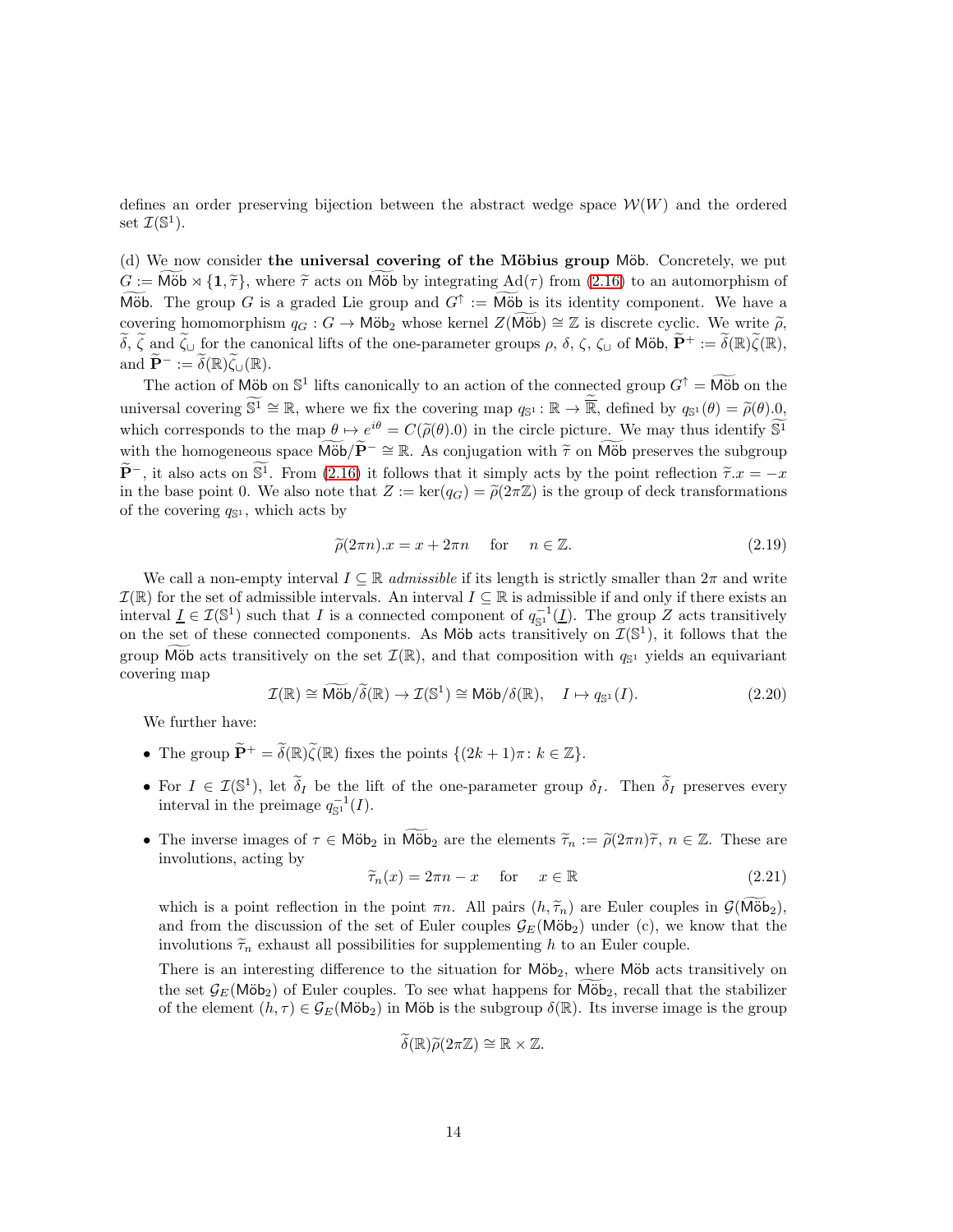defines an order preserving bijection between the abstract wedge space $\mathcal{W}(W)$ and the ordered set $\mathcal{I}(\mathbb{S}^1)$.

(d) We now consider **the universal covering of the Möbius group** $\mathsf{Möb}$. Concretely, we put $G := \widetilde{\mathsf{Möb}} \rtimes \{\mathbf{1}, \widetilde{\tau}\}$, where $\widetilde{\tau}$ acts on $\widetilde{\mathsf{Möb}}$ by integrating $\mathrm{Ad}(\tau)$ from (2.16) to an automorphism of $\widetilde{\mathsf{Möb}}$. The group $G$ is a graded Lie group and $G^\uparrow := \widetilde{\mathsf{Möb}}$ is its identity component. We have a covering homomorphism $q_G : G \to \mathsf{Möb}_2$ whose kernel $Z(\widetilde{\mathsf{Möb}}) \cong \mathbb{Z}$ is discrete cyclic. We write $\widetilde{\rho}$, $\widetilde{\delta}$, $\widetilde{\zeta}$ and $\widetilde{\zeta}_\cup$ for the canonical lifts of the one-parameter groups $\rho$, $\delta$, $\zeta$, $\zeta_\cup$ of $\mathsf{Möb}$, $\widetilde{\mathbf{P}}^+ := \widetilde{\delta}(\mathbb{R})\widetilde{\zeta}(\mathbb{R})$, and $\widetilde{\mathbf{P}}^- := \widetilde{\delta}(\mathbb{R})\widetilde{\zeta}_\cup(\mathbb{R})$.

The action of $\mathsf{Möb}$ on $\mathbb{S}^1$ lifts canonically to an action of the connected group $G^\uparrow = \widetilde{\mathsf{Möb}}$ on the universal covering $\widetilde{\mathbb{S}^1} \cong \mathbb{R}$, where we fix the covering map $q_{\mathbb{S}^1} : \mathbb{R} \to \overline{\mathbb{R}}$, defined by $q_{\mathbb{S}^1}(\theta) = \widetilde{\rho}(\theta).0$, which corresponds to the map $\theta \mapsto e^{i\theta} = C(\widetilde{\rho}(\theta).0)$ in the circle picture. We may thus identify $\widetilde{\mathbb{S}^1}$ with the homogeneous space $\widetilde{\mathsf{Möb}}/\widetilde{\mathbf{P}}^- \cong \mathbb{R}$. As conjugation with $\widetilde{\tau}$ on $\widetilde{\mathsf{Möb}}$ preserves the subgroup $\widetilde{\mathbf{P}}^-$, it also acts on $\widetilde{\mathbb{S}^1}$. From (2.16) it follows that it simply acts by the point reflection $\widetilde{\tau}.x = -x$ in the base point 0. We also note that $Z := \ker(q_G) = \widetilde{\rho}(2\pi\mathbb{Z})$ is the group of deck transformations of the covering $q_{\mathbb{S}^1}$, which acts by

$$\widetilde{\rho}(2\pi n).x = x + 2\pi n \quad \text{ for } \quad n \in \mathbb{Z}. \tag{2.19}$$

We call a non-empty interval $I \subseteq \mathbb{R}$ *admissible* if its length is strictly smaller than $2\pi$ and write $\mathcal{I}(\mathbb{R})$ for the set of admissible intervals. An interval $I \subseteq \mathbb{R}$ is admissible if and only if there exists an interval $\underline{I} \in \mathcal{I}(\mathbb{S}^1)$ such that $I$ is a connected component of $q_{\mathbb{S}^1}^{-1}(\underline{I})$. The group $Z$ acts transitively on the set of these connected components. As $\mathsf{Möb}$ acts transitively on $\mathcal{I}(\mathbb{S}^1)$, it follows that the group $\widetilde{\mathsf{Möb}}$ acts transitively on the set $\mathcal{I}(\mathbb{R})$, and that composition with $q_{\mathbb{S}^1}$ yields an equivariant covering map

$$\mathcal{I}(\mathbb{R}) \cong \widetilde{\mathsf{Möb}}/\widetilde{\delta}(\mathbb{R}) \to \mathcal{I}(\mathbb{S}^1) \cong \mathsf{Möb}/\delta(\mathbb{R}), \quad I \mapsto q_{\mathbb{S}^1}(I). \tag{2.20}$$

We further have:

- The group $\widetilde{\mathbf{P}}^+ = \widetilde{\delta}(\mathbb{R})\widetilde{\zeta}(\mathbb{R})$ fixes the points $\{(2k+1)\pi : k \in \mathbb{Z}\}$.
- For $I \in \mathcal{I}(\mathbb{S}^1)$, let $\widetilde{\delta}_I$ be the lift of the one-parameter group $\delta_I$. Then $\widetilde{\delta}_I$ preserves every interval in the preimage $q_{\mathbb{S}^1}^{-1}(I)$.
- The inverse images of $\tau \in \mathsf{Möb}_2$ in $\widetilde{\mathsf{Möb}}_2$ are the elements $\widetilde{\tau}_n := \widetilde{\rho}(2\pi n)\widetilde{\tau}$, $n \in \mathbb{Z}$. These are involutions, acting by
$$\widetilde{\tau}_n(x) = 2\pi n - x \quad \text{ for } \quad x \in \mathbb{R} \tag{2.21}$$
which is a point reflection in the point $\pi n$. All pairs $(h, \widetilde{\tau}_n)$ are Euler couples in $\mathcal{G}(\widetilde{\mathsf{Möb}}_2)$, and from the discussion of the set of Euler couples $\mathcal{G}_E(\mathsf{Möb}_2)$ under (c), we know that the involutions $\widetilde{\tau}_n$ exhaust all possibilities for supplementing $h$ to an Euler couple.

  There is an interesting difference to the situation for $\mathsf{Möb}_2$, where $\mathsf{Möb}$ acts transitively on the set $\mathcal{G}_E(\mathsf{Möb}_2)$ of Euler couples. To see what happens for $\widetilde{\mathsf{Möb}}_2$, recall that the stabilizer of the element $(h, \tau) \in \mathcal{G}_E(\mathsf{Möb}_2)$ in $\mathsf{Möb}$ is the subgroup $\delta(\mathbb{R})$. Its inverse image is the group
$$\widetilde{\delta}(\mathbb{R})\widetilde{\rho}(2\pi\mathbb{Z}) \cong \mathbb{R} \times \mathbb{Z}.$$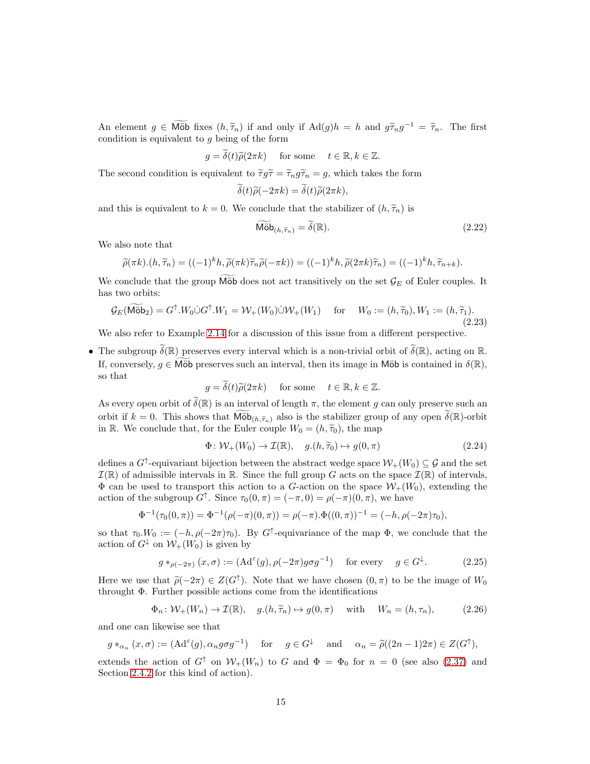An element $g \in \widetilde{\mathsf{M\ddot{o}b}}$ fixes $(h, \widetilde{\tau}_n)$ if and only if $\mathrm{Ad}(g)h = h$ and $g\widetilde{\tau}_n g^{-1} = \widetilde{\tau}_n$. The first condition is equivalent to $g$ being of the form

$$g = \widetilde{\delta}(t)\widetilde{\rho}(2\pi k) \quad \text{for some} \quad t \in \mathbb{R}, k \in \mathbb{Z}.$$

The second condition is equivalent to $\widetilde{\tau} g \widetilde{\tau} = \widetilde{\tau}_n g \widetilde{\tau}_n = g$, which takes the form

$$\widetilde{\delta}(t)\widetilde{\rho}(-2\pi k) = \widetilde{\delta}(t)\widetilde{\rho}(2\pi k),$$

and this is equivalent to $k = 0$. We conclude that the stabilizer of $(h, \widetilde{\tau}_n)$ is

$$\widetilde{\mathsf{M\ddot{o}b}}_{(h,\widetilde{\tau}_n)} = \widetilde{\delta}(\mathbb{R}). \tag{2.22}$$

We also note that

$$\widetilde{\rho}(\pi k).(h, \widetilde{\tau}_n) = ((-1)^k h, \widetilde{\rho}(\pi k)\widetilde{\tau}_n\widetilde{\rho}(-\pi k)) = ((-1)^k h, \widetilde{\rho}(2\pi k)\widetilde{\tau}_n) = ((-1)^k h, \widetilde{\tau}_{n+k}).$$

We conclude that the group $\widetilde{\mathsf{M\ddot{o}b}}$ does not act transitively on the set $\mathcal{G}_E$ of Euler couples. It has two orbits:

$$\mathcal{G}_E(\widetilde{\mathsf{M\ddot{o}b}}_2) = G^\uparrow.W_0 \dot\cup G^\uparrow.W_1 = \mathcal{W}_+(W_0)\dot\cup\mathcal{W}_+(W_1) \quad \text{for} \quad W_0 := (h, \widetilde{\tau}_0), W_1 := (h, \widetilde{\tau}_1). \tag{2.23}$$

We also refer to Example 2.14 for a discussion of this issue from a different perspective.

- The subgroup $\widetilde{\delta}(\mathbb{R})$ preserves every interval which is a non-trivial orbit of $\widetilde{\delta}(\mathbb{R})$, acting on $\mathbb{R}$. If, conversely, $g \in \widetilde{\mathsf{M\ddot{o}b}}$ preserves such an interval, then its image in $\mathsf{M\ddot{o}b}$ is contained in $\delta(\mathbb{R})$, so that

$$g = \widetilde{\delta}(t)\widetilde{\rho}(2\pi k) \quad \text{for some} \quad t \in \mathbb{R}, k \in \mathbb{Z}.$$

As every open orbit of $\widetilde{\delta}(\mathbb{R})$ is an interval of length $\pi$, the element $g$ can only preserve such an orbit if $k = 0$. This shows that $\widetilde{\mathsf{M\ddot{o}b}}_{(h,\widetilde{\tau}_n)}$ also is the stabilizer group of any open $\widetilde{\delta}(\mathbb{R})$-orbit in $\mathbb{R}$. We conclude that, for the Euler couple $W_0 = (h, \widetilde{\tau}_0)$, the map

$$\Phi \colon \mathcal{W}_+(W_0) \to \mathcal{I}(\mathbb{R}), \quad g.(h, \widetilde{\tau}_0) \mapsto g(0, \pi) \tag{2.24}$$

defines a $G^\uparrow$-equivariant bijection between the abstract wedge space $\mathcal{W}_+(W_0) \subseteq \mathcal{G}$ and the set $\mathcal{I}(\mathbb{R})$ of admissible intervals in $\mathbb{R}$. Since the full group $G$ acts on the space $\mathcal{I}(\mathbb{R})$ of intervals, $\Phi$ can be used to transport this action to a $G$-action on the space $\mathcal{W}_+(W_0)$, extending the action of the subgroup $G^\uparrow$. Since $\tau_0(0, \pi) = (-\pi, 0) = \rho(-\pi)(0, \pi)$, we have

$$\Phi^{-1}(\tau_0(0, \pi)) = \Phi^{-1}(\rho(-\pi)(0, \pi)) = \rho(-\pi).\Phi((0, \pi))^{-1} = (-h, \rho(-2\pi)\tau_0),$$

so that $\tau_0.W_0 := (-h, \rho(-2\pi)\tau_0)$. By $G^\uparrow$-equivariance of the map $\Phi$, we conclude that the action of $G^\downarrow$ on $\mathcal{W}_+(W_0)$ is given by

$$g *_{\rho(-2\pi)} (x, \sigma) := (\mathrm{Ad}^\varepsilon(g), \rho(-2\pi) g \sigma g^{-1}) \quad \text{for every} \quad g \in G^\downarrow. \tag{2.25}$$

Here we use that $\widetilde{\rho}(-2\pi) \in Z(G^\uparrow)$. Note that we have chosen $(0, \pi)$ to be the image of $W_0$ throught $\Phi$. Further possible actions come from the identifications

$$\Phi_n \colon \mathcal{W}_+(W_n) \to \mathcal{I}(\mathbb{R}), \quad g.(h, \widetilde{\tau}_n) \mapsto g(0, \pi) \quad \text{with} \quad W_n = (h, \tau_n), \tag{2.26}$$

and one can likewise see that

$$g *_{\alpha_n} (x, \sigma) := (\mathrm{Ad}^\varepsilon(g), \alpha_n g \sigma g^{-1}) \quad \text{for} \quad g \in G^\downarrow \quad \text{and} \quad \alpha_n = \widetilde{\rho}((2n-1)2\pi) \in Z(G^\uparrow),$$

extends the action of $G^\uparrow$ on $\mathcal{W}_+(W_n)$ to $G$ and $\Phi = \Phi_0$ for $n = 0$ (see also (2.37) and Section 2.4.2 for this kind of action).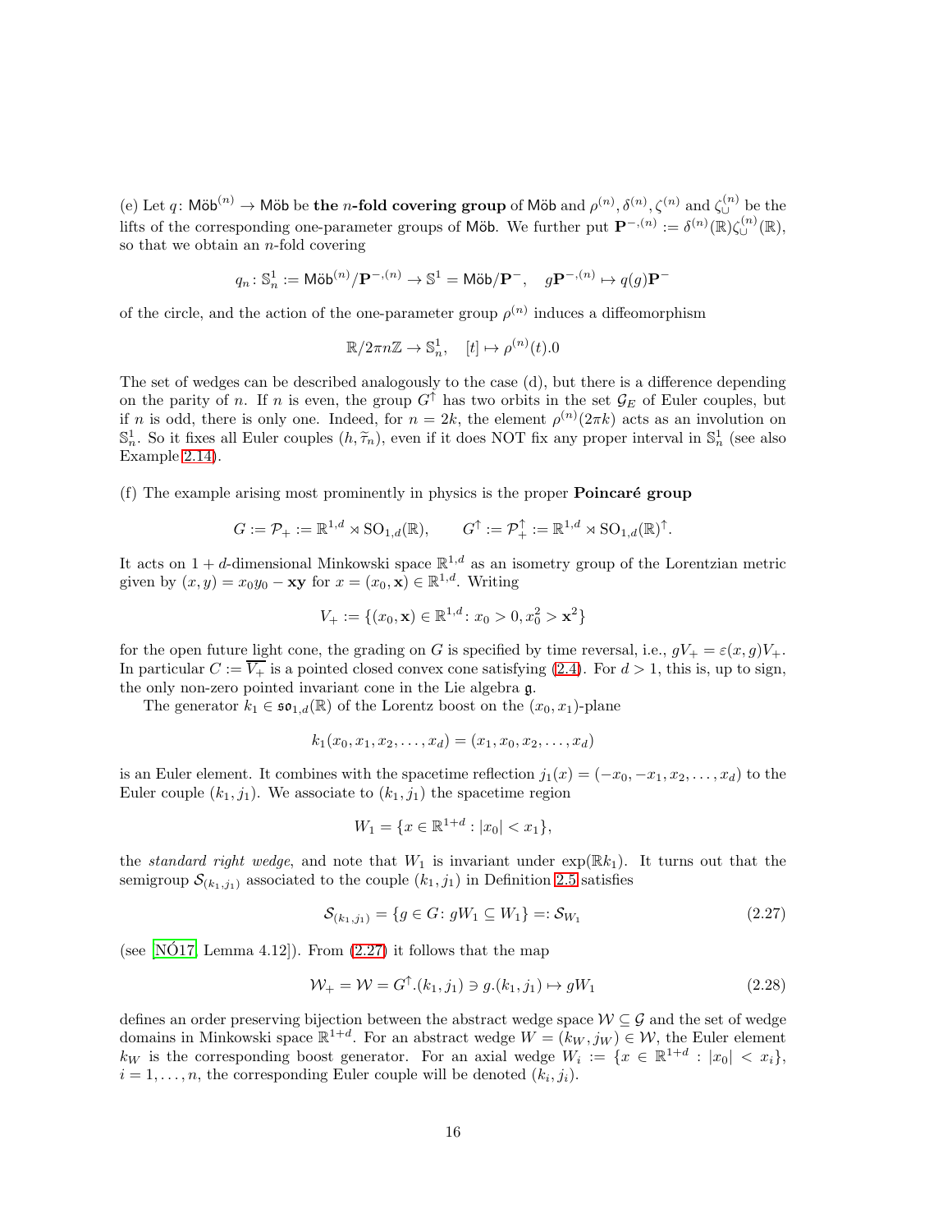(e) Let $q\colon \mathsf{M\ddot{o}b}^{(n)} \to \mathsf{M\ddot{o}b}$ be **the $n$-fold covering group** of $\mathsf{M\ddot{o}b}$ and $\rho^{(n)}, \delta^{(n)}, \zeta^{(n)}$ and $\zeta_{\cup}^{(n)}$ be the lifts of the corresponding one-parameter groups of $\mathsf{M\ddot{o}b}$. We further put $\mathbf{P}^{-,(n)} := \delta^{(n)}(\mathbb{R})\zeta_{\cup}^{(n)}(\mathbb{R})$, so that we obtain an $n$-fold covering

$$q_n\colon \mathbb{S}^1_n := \mathsf{M\ddot{o}b}^{(n)}/\mathbf{P}^{-,(n)} \to \mathbb{S}^1 = \mathsf{M\ddot{o}b}/\mathbf{P}^-, \quad g\mathbf{P}^{-,(n)} \mapsto q(g)\mathbf{P}^-$$

of the circle, and the action of the one-parameter group $\rho^{(n)}$ induces a diffeomorphism

$$\mathbb{R}/2\pi n\mathbb{Z} \to \mathbb{S}^1_n, \quad [t] \mapsto \rho^{(n)}(t).0$$

The set of wedges can be described analogously to the case (d), but there is a difference depending on the parity of $n$. If $n$ is even, the group $G^\uparrow$ has two orbits in the set $\mathcal{G}_E$ of Euler couples, but if $n$ is odd, there is only one. Indeed, for $n = 2k$, the element $\rho^{(n)}(2\pi k)$ acts as an involution on $\mathbb{S}^1_n$. So it fixes all Euler couples $(h, \widetilde{\tau}_n)$, even if it does NOT fix any proper interval in $\mathbb{S}^1_n$ (see also Example 2.14).

(f) The example arising most prominently in physics is the proper **Poincaré group**

$$G := \mathcal{P}_+ := \mathbb{R}^{1,d} \rtimes \mathrm{SO}_{1,d}(\mathbb{R}), \qquad G^\uparrow := \mathcal{P}_+^\uparrow := \mathbb{R}^{1,d} \rtimes \mathrm{SO}_{1,d}(\mathbb{R})^\uparrow.$$

It acts on $1+d$-dimensional Minkowski space $\mathbb{R}^{1,d}$ as an isometry group of the Lorentzian metric given by $(x, y) = x_0y_0 - \mathbf{x}\mathbf{y}$ for $x = (x_0, \mathbf{x}) \in \mathbb{R}^{1,d}$. Writing

$$V_+ := \{(x_0, \mathbf{x}) \in \mathbb{R}^{1,d} \colon x_0 > 0, x_0^2 > \mathbf{x}^2\}$$

for the open future light cone, the grading on $G$ is specified by time reversal, i.e., $gV_+ = \varepsilon(x, g)V_+$. In particular $C := \overline{V_+}$ is a pointed closed convex cone satisfying (2.4). For $d > 1$, this is, up to sign, the only non-zero pointed invariant cone in the Lie algebra $\mathfrak{g}$.

The generator $k_1 \in \mathfrak{so}_{1,d}(\mathbb{R})$ of the Lorentz boost on the $(x_0, x_1)$-plane

$$k_1(x_0, x_1, x_2, \ldots, x_d) = (x_1, x_0, x_2, \ldots, x_d)$$

is an Euler element. It combines with the spacetime reflection $j_1(x) = (-x_0, -x_1, x_2, \ldots, x_d)$ to the Euler couple $(k_1, j_1)$. We associate to $(k_1, j_1)$ the spacetime region

$$W_1 = \{x \in \mathbb{R}^{1+d} : |x_0| < x_1\},$$

the *standard right wedge*, and note that $W_1$ is invariant under $\exp(\mathbb{R}k_1)$. It turns out that the semigroup $\mathcal{S}_{(k_1,j_1)}$ associated to the couple $(k_1, j_1)$ in Definition 2.5 satisfies

$$\mathcal{S}_{(k_1,j_1)} = \{g \in G \colon gW_1 \subseteq W_1\} =: \mathcal{S}_{W_1} \tag{2.27}$$

(see [NÓ17, Lemma 4.12]). From (2.27) it follows that the map

$$\mathcal{W}_+ = \mathcal{W} = G^\uparrow.(k_1, j_1) \ni g.(k_1, j_1) \mapsto gW_1 \tag{2.28}$$

defines an order preserving bijection between the abstract wedge space $\mathcal{W} \subseteq \mathcal{G}$ and the set of wedge domains in Minkowski space $\mathbb{R}^{1+d}$. For an abstract wedge $W = (k_W, j_W) \in \mathcal{W}$, the Euler element $k_W$ is the corresponding boost generator. For an axial wedge $W_i := \{x \in \mathbb{R}^{1+d} : |x_0| < x_i\}$, $i = 1, \ldots, n$, the corresponding Euler couple will be denoted $(k_i, j_i)$.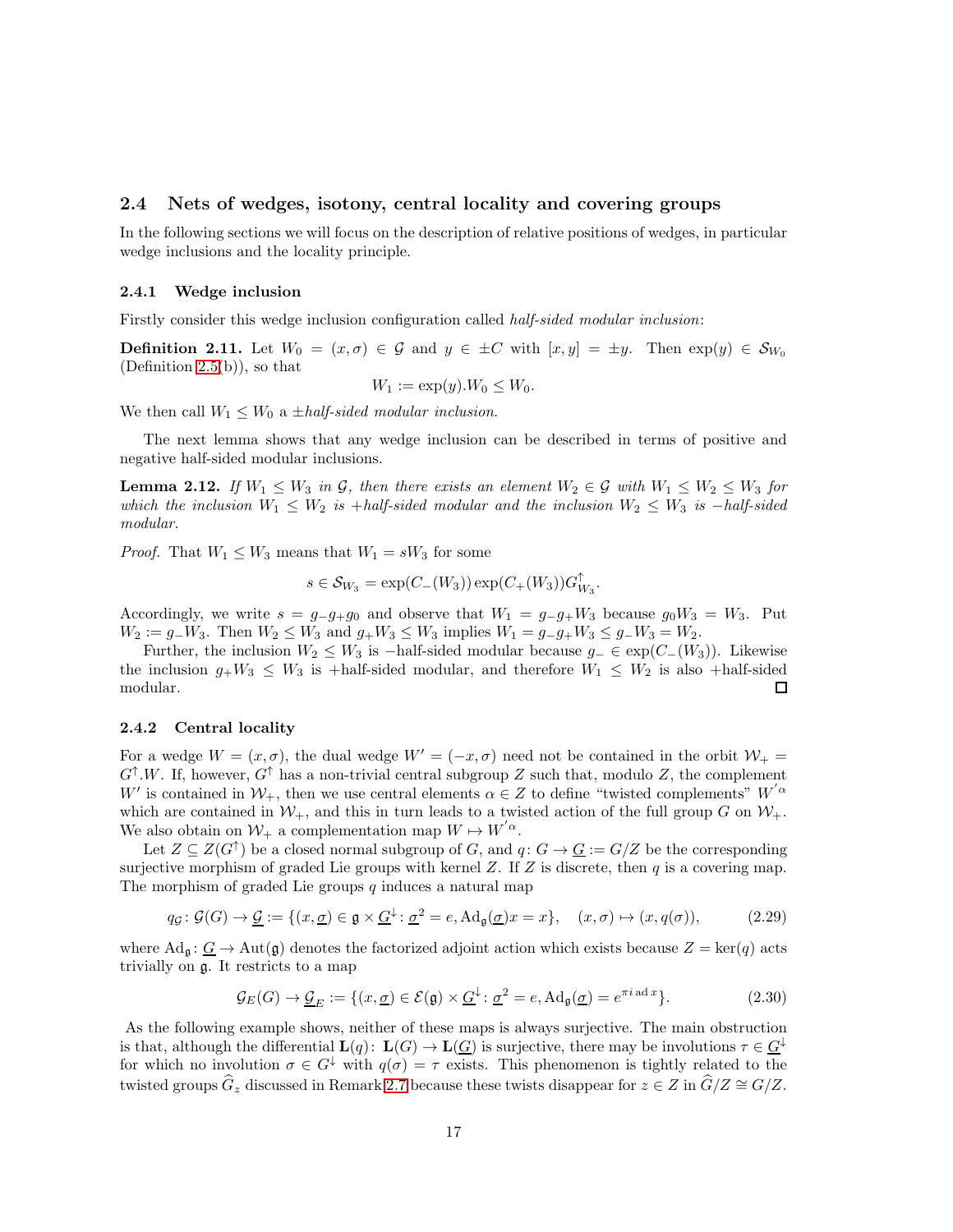## 2.4 Nets of wedges, isotony, central locality and covering groups

In the following sections we will focus on the description of relative positions of wedges, in particular wedge inclusions and the locality principle.

### 2.4.1 Wedge inclusion

Firstly consider this wedge inclusion configuration called *half-sided modular inclusion*:

**Definition 2.11.** Let $W_0 = (x, \sigma) \in \mathcal{G}$ and $y \in \pm C$ with $[x, y] = \pm y$. Then $\exp(y) \in \mathcal{S}_{W_0}$ (Definition 2.5(b)), so that

$$W_1 := \exp(y).W_0 \leq W_0.$$

We then call $W_1 \leq W_0$ a $\pm$*half-sided modular inclusion*.

The next lemma shows that any wedge inclusion can be described in terms of positive and negative half-sided modular inclusions.

**Lemma 2.12.** *If $W_1 \leq W_3$ in $\mathcal{G}$, then there exists an element $W_2 \in \mathcal{G}$ with $W_1 \leq W_2 \leq W_3$ for which the inclusion $W_1 \leq W_2$ is +half-sided modular and the inclusion $W_2 \leq W_3$ is −half-sided modular.*

*Proof.* That $W_1 \leq W_3$ means that $W_1 = sW_3$ for some

$$s \in \mathcal{S}_{W_3} = \exp(C_-(W_3)) \exp(C_+(W_3)) G^{\uparrow}_{W_3}.$$

Accordingly, we write $s = g_- g_+ g_0$ and observe that $W_1 = g_- g_+ W_3$ because $g_0 W_3 = W_3$. Put $W_2 := g_- W_3$. Then $W_2 \leq W_3$ and $g_+ W_3 \leq W_3$ implies $W_1 = g_- g_+ W_3 \leq g_- W_3 = W_2$.

Further, the inclusion $W_2 \leq W_3$ is −half-sided modular because $g_- \in \exp(C_-(W_3))$. Likewise the inclusion $g_+ W_3 \leq W_3$ is +half-sided modular, and therefore $W_1 \leq W_2$ is also +half-sided modular. ∎

### 2.4.2 Central locality

For a wedge $W = (x, \sigma)$, the dual wedge $W' = (-x, \sigma)$ need not be contained in the orbit $\mathcal{W}_+ = G^{\uparrow}.W$. If, however, $G^{\uparrow}$ has a non-trivial central subgroup $Z$ such that, modulo $Z$, the complement $W'$ is contained in $\mathcal{W}_+$, then we use central elements $\alpha \in Z$ to define "twisted complements" $W^{'\alpha}$ which are contained in $\mathcal{W}_+$, and this in turn leads to a twisted action of the full group $G$ on $\mathcal{W}_+$. We also obtain on $\mathcal{W}_+$ a complementation map $W \mapsto W^{'\alpha}$.

Let $Z \subseteq Z(G^{\uparrow})$ be a closed normal subgroup of $G$, and $q \colon G \to \underline{G} := G/Z$ be the corresponding surjective morphism of graded Lie groups with kernel $Z$. If $Z$ is discrete, then $q$ is a covering map. The morphism of graded Lie groups $q$ induces a natural map

$$q_{\mathcal{G}} \colon \mathcal{G}(G) \to \underline{\mathcal{G}} := \{(x, \underline{\sigma}) \in \mathfrak{g} \times \underline{G}^{\downarrow} \colon \underline{\sigma}^2 = e, \mathrm{Ad}_{\mathfrak{g}}(\underline{\sigma})x = x\}, \quad (x, \sigma) \mapsto (x, q(\sigma)), \tag{2.29}$$

where $\mathrm{Ad}_{\mathfrak{g}} \colon \underline{G} \to \mathrm{Aut}(\mathfrak{g})$ denotes the factorized adjoint action which exists because $Z = \ker(q)$ acts trivially on $\mathfrak{g}$. It restricts to a map

$$\mathcal{G}_E(G) \to \underline{\mathcal{G}}_E := \{(x, \underline{\sigma}) \in \mathcal{E}(\mathfrak{g}) \times \underline{G}^{\downarrow} \colon \underline{\sigma}^2 = e, \mathrm{Ad}_{\mathfrak{g}}(\underline{\sigma}) = e^{\pi i \,\mathrm{ad}\, x}\}. \tag{2.30}$$

As the following example shows, neither of these maps is always surjective. The main obstruction is that, although the differential $\mathbf{L}(q) \colon \mathbf{L}(G) \to \mathbf{L}(\underline{G})$ is surjective, there may be involutions $\tau \in \underline{G}^{\downarrow}$ for which no involution $\sigma \in G^{\downarrow}$ with $q(\sigma) = \tau$ exists. This phenomenon is tightly related to the twisted groups $\widehat{G}_z$ discussed in Remark 2.7 because these twists disappear for $z \in Z$ in $\widehat{G}/Z \cong G/Z$.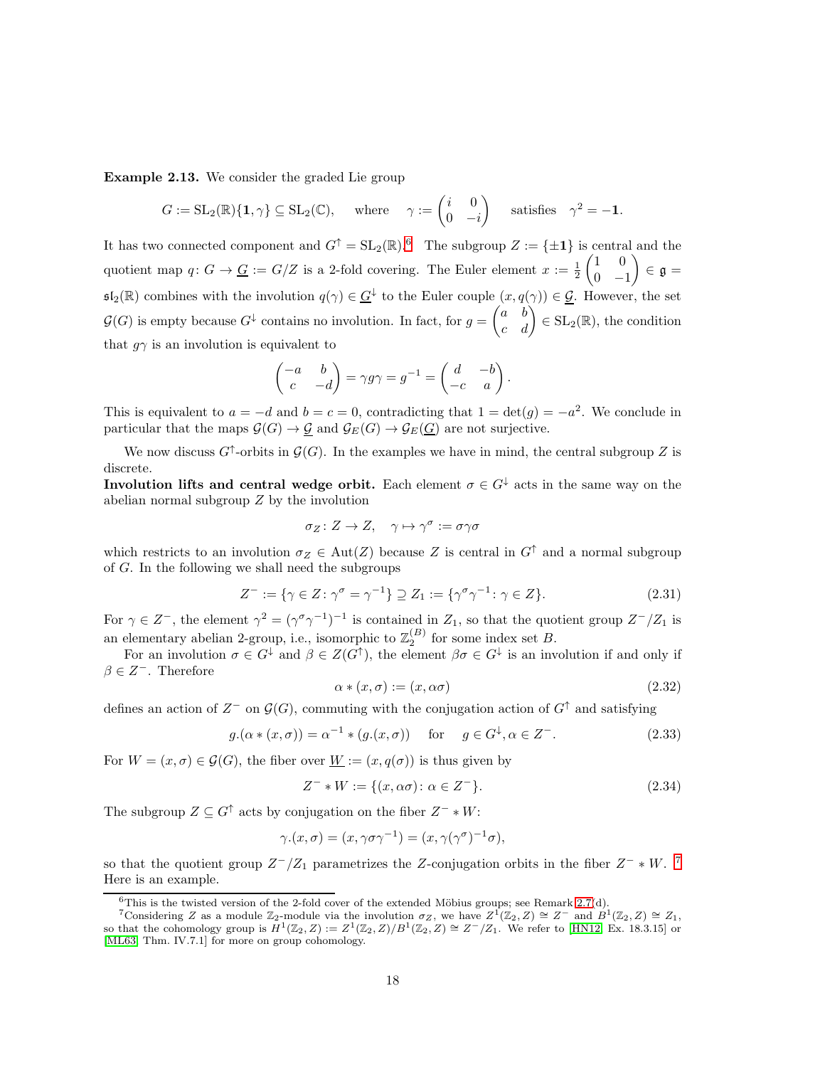**Example 2.13.** We consider the graded Lie group

$$G := \mathrm{SL}_2(\mathbb{R})\{\mathbf{1}, \gamma\} \subseteq \mathrm{SL}_2(\mathbb{C}), \quad \text{where} \quad \gamma := \begin{pmatrix} i & 0 \\ 0 & -i \end{pmatrix} \quad \text{satisfies} \quad \gamma^2 = -\mathbf{1}.$$

It has two connected component and $G^\uparrow = \mathrm{SL}_2(\mathbb{R})$.[6] The subgroup $Z := \{\pm \mathbf{1}\}$ is central and the quotient map $q \colon G \to \underline{G} := G/Z$ is a 2-fold covering. The Euler element $x := \frac{1}{2}\begin{pmatrix} 1 & 0 \\ 0 & -1 \end{pmatrix} \in \mathfrak{g} = \mathfrak{sl}_2(\mathbb{R})$ combines with the involution $q(\gamma) \in \underline{G}^\downarrow$ to the Euler couple $(x, q(\gamma)) \in \underline{\mathcal{G}}$. However, the set $\mathcal{G}(G)$ is empty because $G^\downarrow$ contains no involution. In fact, for $g = \begin{pmatrix} a & b \\ c & d \end{pmatrix} \in \mathrm{SL}_2(\mathbb{R})$, the condition that $g\gamma$ is an involution is equivalent to

$$\begin{pmatrix} -a & b \\ c & -d \end{pmatrix} = \gamma g \gamma = g^{-1} = \begin{pmatrix} d & -b \\ -c & a \end{pmatrix}.$$

This is equivalent to $a = -d$ and $b = c = 0$, contradicting that $1 = \det(g) = -a^2$. We conclude in particular that the maps $\mathcal{G}(G) \to \underline{\mathcal{G}}$ and $\mathcal{G}_E(G) \to \mathcal{G}_E(\underline{G})$ are not surjective.

We now discuss $G^\uparrow$-orbits in $\mathcal{G}(G)$. In the examples we have in mind, the central subgroup $Z$ is discrete.

**Involution lifts and central wedge orbit.** Each element $\sigma \in G^\downarrow$ acts in the same way on the abelian normal subgroup $Z$ by the involution

$$\sigma_Z \colon Z \to Z, \quad \gamma \mapsto \gamma^\sigma := \sigma\gamma\sigma$$

which restricts to an involution $\sigma_Z \in \mathrm{Aut}(Z)$ because $Z$ is central in $G^\uparrow$ and a normal subgroup of $G$. In the following we shall need the subgroups

$$Z^- := \{\gamma \in Z \colon \gamma^\sigma = \gamma^{-1}\} \supseteq Z_1 := \{\gamma^\sigma\gamma^{-1} \colon \gamma \in Z\}. \tag{2.31}$$

For $\gamma \in Z^-$, the element $\gamma^2 = (\gamma^\sigma\gamma^{-1})^{-1}$ is contained in $Z_1$, so that the quotient group $Z^-/Z_1$ is an elementary abelian 2-group, i.e., isomorphic to $\mathbb{Z}_2^{(B)}$ for some index set $B$.

For an involution $\sigma \in G^\downarrow$ and $\beta \in Z(G^\uparrow)$, the element $\beta\sigma \in G^\downarrow$ is an involution if and only if $\beta \in Z^-$. Therefore

$$\alpha * (x, \sigma) := (x, \alpha\sigma) \tag{2.32}$$

defines an action of $Z^-$ on $\mathcal{G}(G)$, commuting with the conjugation action of $G^\uparrow$ and satisfying

$$g.(\alpha * (x, \sigma)) = \alpha^{-1} * (g.(x, \sigma)) \quad \text{for} \quad g \in G^\downarrow, \alpha \in Z^-. \tag{2.33}$$

For $W = (x, \sigma) \in \mathcal{G}(G)$, the fiber over $\underline{W} := (x, q(\sigma))$ is thus given by

$$Z^- * W := \{(x, \alpha\sigma) \colon \alpha \in Z^-\}. \tag{2.34}$$

The subgroup $Z \subseteq G^\uparrow$ acts by conjugation on the fiber $Z^- * W$:

$$\gamma.(x, \sigma) = (x, \gamma\sigma\gamma^{-1}) = (x, \gamma(\gamma^\sigma)^{-1}\sigma),$$

so that the quotient group $Z^-/Z_1$ parametrizes the $Z$-conjugation orbits in the fiber $Z^- * W$.[7] Here is an example.

---

[6] This is the twisted version of the 2-fold cover of the extended Möbius groups; see Remark 2.7(d).

[7] Considering $Z$ as a module $\mathbb{Z}_2$-module via the involution $\sigma_Z$, we have $Z^1(\mathbb{Z}_2, Z) \cong Z^-$ and $B^1(\mathbb{Z}_2, Z) \cong Z_1$, so that the cohomology group is $H^1(\mathbb{Z}_2, Z) := Z^1(\mathbb{Z}_2, Z)/B^1(\mathbb{Z}_2, Z) \cong Z^-/Z_1$. We refer to [HN12, Ex. 18.3.15] or [ML63, Thm. IV.7.1] for more on group cohomology.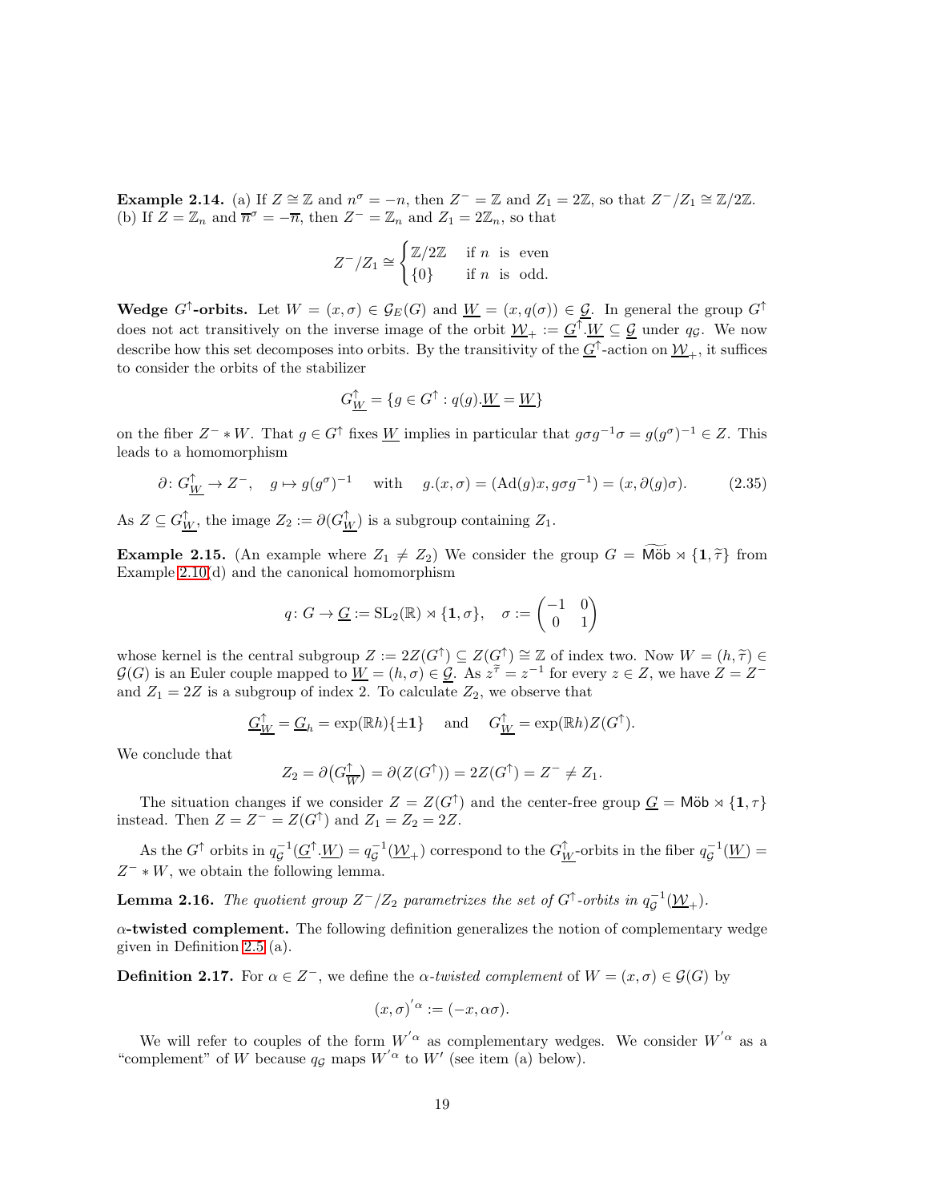**Example 2.14.** (a) If $Z \cong \mathbb{Z}$ and $n^\sigma = -n$, then $Z^- = \mathbb{Z}$ and $Z_1 = 2\mathbb{Z}$, so that $Z^-/Z_1 \cong \mathbb{Z}/2\mathbb{Z}$.
(b) If $Z = \mathbb{Z}_n$ and $\overline{n}^\sigma = -\overline{n}$, then $Z^- = \mathbb{Z}_n$ and $Z_1 = 2\mathbb{Z}_n$, so that

$$Z^-/Z_1 \cong \begin{cases} \mathbb{Z}/2\mathbb{Z} & \text{if } n \text{ is even} \\ \{0\} & \text{if } n \text{ is odd.} \end{cases}$$

**Wedge $G^\uparrow$-orbits.** Let $W = (x, \sigma) \in \mathcal{G}_E(G)$ and $\underline{W} = (x, q(\sigma)) \in \underline{\mathcal{G}}$. In general the group $G^\uparrow$ does not act transitively on the inverse image of the orbit $\underline{\mathcal{W}}_+ := \underline{G}^\uparrow.\underline{W} \subseteq \underline{\mathcal{G}}$ under $q_{\mathcal{G}}$. We now describe how this set decomposes into orbits. By the transitivity of the $\underline{G}^\uparrow$-action on $\underline{\mathcal{W}}_+$, it suffices to consider the orbits of the stabilizer

$$G^\uparrow_{\underline{W}} = \{g \in G^\uparrow : q(g).\underline{W} = \underline{W}\}$$

on the fiber $Z^- * W$. That $g \in G^\uparrow$ fixes $\underline{W}$ implies in particular that $g\sigma g^{-1}\sigma = g(g^\sigma)^{-1} \in Z$. This leads to a homomorphism

$$\partial \colon G^\uparrow_{\underline{W}} \to Z^-, \quad g \mapsto g(g^\sigma)^{-1} \quad \text{ with } \quad g.(x, \sigma) = (\mathrm{Ad}(g)x, g\sigma g^{-1}) = (x, \partial(g)\sigma). \tag{2.35}$$

As $Z \subseteq G^\uparrow_{\underline{W}}$, the image $Z_2 := \partial(G^\uparrow_{\underline{W}})$ is a subgroup containing $Z_1$.

**Example 2.15.** (An example where $Z_1 \neq Z_2$) We consider the group $G = \widetilde{\mathsf{M\ddot{o}b}} \rtimes \{\mathbf{1}, \widetilde{\tau}\}$ from Example 2.10(d) and the canonical homomorphism

$$q \colon G \to \underline{G} := \mathrm{SL}_2(\mathbb{R}) \rtimes \{\mathbf{1}, \sigma\}, \quad \sigma := \begin{pmatrix} -1 & 0 \\ 0 & 1 \end{pmatrix}$$

whose kernel is the central subgroup $Z := 2Z(G^\uparrow) \subseteq Z(G^\uparrow) \cong \mathbb{Z}$ of index two. Now $W = (h, \widetilde{\tau}) \in \mathcal{G}(G)$ is an Euler couple mapped to $\underline{W} = (h, \sigma) \in \underline{\mathcal{G}}$. As $z^{\widetilde{\tau}} = z^{-1}$ for every $z \in Z$, we have $Z = Z^-$ and $Z_1 = 2Z$ is a subgroup of index 2. To calculate $Z_2$, we observe that

$$\underline{G}^\uparrow_{\underline{W}} = \underline{G}_h = \exp(\mathbb{R}h)\{\pm\mathbf{1}\} \quad \text{ and } \quad G^\uparrow_{\underline{W}} = \exp(\mathbb{R}h)Z(G^\uparrow).$$

We conclude that

$$Z_2 = \partial\big(G^\uparrow_{\underline{W}}\big) = \partial(Z(G^\uparrow)) = 2Z(G^\uparrow) = Z^- \neq Z_1.$$

The situation changes if we consider $Z = Z(G^\uparrow)$ and the center-free group $\underline{G} = \mathsf{M\ddot{o}b} \rtimes \{\mathbf{1}, \tau\}$ instead. Then $Z = Z^- = Z(G^\uparrow)$ and $Z_1 = Z_2 = 2Z$.

As the $G^\uparrow$ orbits in $q_{\mathcal{G}}^{-1}(\underline{G}^\uparrow.\underline{W}) = q_{\mathcal{G}}^{-1}(\underline{\mathcal{W}}_+)$ correspond to the $G^\uparrow_{\underline{W}}$-orbits in the fiber $q_{\mathcal{G}}^{-1}(\underline{W}) = Z^- * W$, we obtain the following lemma.

**Lemma 2.16.** *The quotient group $Z^-/Z_2$ parametrizes the set of $G^\uparrow$-orbits in $q_{\mathcal{G}}^{-1}(\underline{\mathcal{W}}_+)$.*

**$\alpha$-twisted complement.** The following definition generalizes the notion of complementary wedge given in Definition 2.5 (a).

**Definition 2.17.** For $\alpha \in Z^-$, we define the *$\alpha$-twisted complement* of $W = (x, \sigma) \in \mathcal{G}(G)$ by

$$(x, \sigma)^{'\alpha} := (-x, \alpha\sigma).$$

We will refer to couples of the form $W^{'\alpha}$ as complementary wedges. We consider $W^{'\alpha}$ as a "complement" of $W$ because $q_{\mathcal{G}}$ maps $W^{'\alpha}$ to $W'$ (see item (a) below).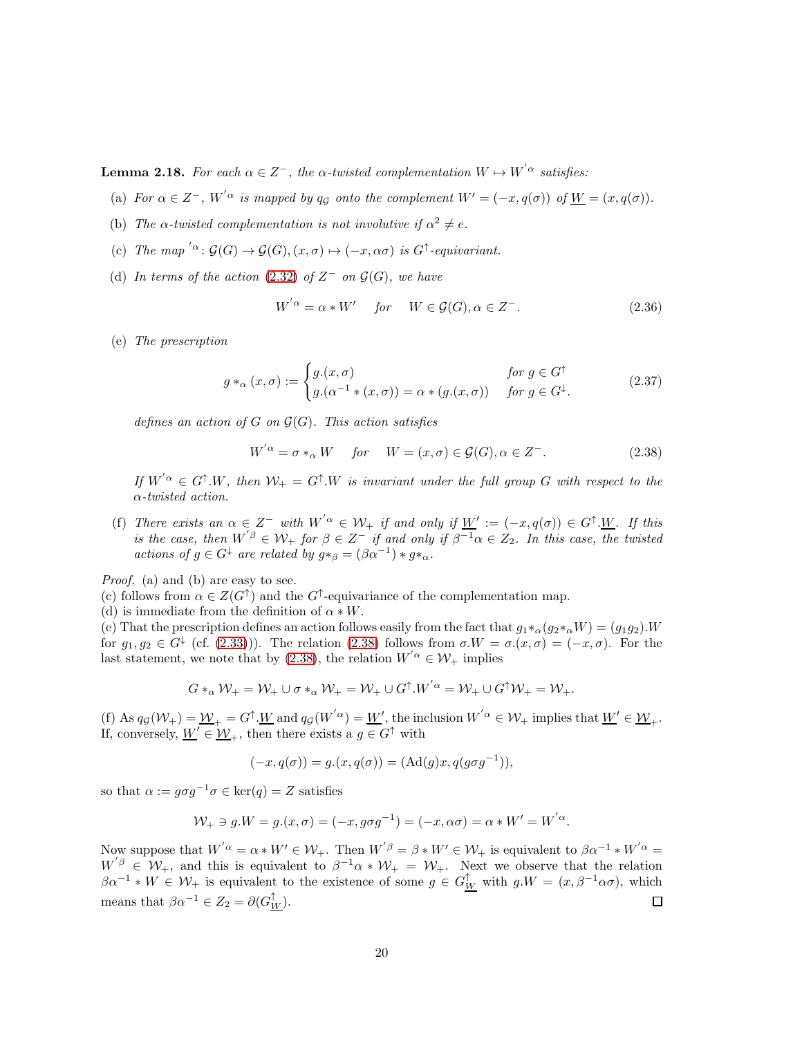**Lemma 2.18.** *For each $\alpha \in Z^-$, the $\alpha$-twisted complementation $W \mapsto W'^{\alpha}$ satisfies:*

(a) *For $\alpha \in Z^-$, $W'^{\alpha}$ is mapped by $q_{\mathcal{G}}$ onto the complement $W' = (-x, q(\sigma))$ of $\underline{W} = (x, q(\sigma))$.*

(b) *The $\alpha$-twisted complementation is not involutive if $\alpha^2 \neq e$.*

(c) *The map $'^{\alpha} \colon \mathcal{G}(G) \to \mathcal{G}(G), (x, \sigma) \mapsto (-x, \alpha\sigma)$ is $G^{\uparrow}$-equivariant.*

(d) *In terms of the action (2.32) of $Z^-$ on $\mathcal{G}(G)$, we have*

$$W'^{\alpha} = \alpha * W' \quad \textit{for} \quad W \in \mathcal{G}(G), \alpha \in Z^-. \tag{2.36}$$

(e) *The prescription*

$$g *_{\alpha} (x, \sigma) := \begin{cases} g.(x, \sigma) & \textit{for } g \in G^{\uparrow} \\ g.(\alpha^{-1} * (x, \sigma)) = \alpha * (g.(x, \sigma)) & \textit{for } g \in G^{\downarrow}. \end{cases} \tag{2.37}$$

*defines an action of $G$ on $\mathcal{G}(G)$. This action satisfies*

$$W'^{\alpha} = \sigma *_{\alpha} W \quad \textit{for} \quad W = (x, \sigma) \in \mathcal{G}(G), \alpha \in Z^-. \tag{2.38}$$

*If $W'^{\alpha} \in G^{\uparrow}.W$, then $\mathcal{W}_+ = G^{\uparrow}.W$ is invariant under the full group $G$ with respect to the $\alpha$-twisted action.*

(f) *There exists an $\alpha \in Z^-$ with $W'^{\alpha} \in \mathcal{W}_+$ if and only if $\underline{W}' := (-x, q(\sigma)) \in G^{\uparrow}.\underline{W}$. If this is the case, then $W'^{\beta} \in \mathcal{W}_+$ for $\beta \in Z^-$ if and only if $\beta^{-1}\alpha \in Z_2$. In this case, the twisted actions of $g \in G^{\downarrow}$ are related by $g*_{\beta} = (\beta\alpha^{-1}) * g*_{\alpha}$.*

*Proof.* (a) and (b) are easy to see.
(c) follows from $\alpha \in Z(G^{\uparrow})$ and the $G^{\uparrow}$-equivariance of the complementation map.
(d) is immediate from the definition of $\alpha * W$.
(e) That the prescription defines an action follows easily from the fact that $g_1 *_{\alpha} (g_2 *_{\alpha} W) = (g_1 g_2).W$ for $g_1, g_2 \in G^{\downarrow}$ (cf. (2.33))). The relation (2.38) follows from $\sigma.W = \sigma.(x, \sigma) = (-x, \sigma)$. For the last statement, we note that by (2.38), the relation $W'^{\alpha} \in \mathcal{W}_+$ implies

$$G *_{\alpha} \mathcal{W}_+ = \mathcal{W}_+ \cup \sigma *_{\alpha} \mathcal{W}_+ = \mathcal{W}_+ \cup G^{\uparrow}.W'^{\alpha} = \mathcal{W}_+ \cup G^{\uparrow}\mathcal{W}_+ = \mathcal{W}_+.$$

(f) As $q_{\mathcal{G}}(\mathcal{W}_+) = \underline{\mathcal{W}}_+ = G^{\uparrow}.\underline{W}$ and $q_{\mathcal{G}}(W'^{\alpha}) = \underline{W}'$, the inclusion $W'^{\alpha} \in \mathcal{W}_+$ implies that $\underline{W}' \in \underline{\mathcal{W}}_+$. If, conversely, $\underline{W}' \in \underline{\mathcal{W}}_+$, then there exists a $g \in G^{\uparrow}$ with

$$(-x, q(\sigma)) = g.(x, q(\sigma)) = (\mathrm{Ad}(g)x, q(g\sigma g^{-1})),$$

so that $\alpha := g\sigma g^{-1}\sigma \in \ker(q) = Z$ satisfies

$$\mathcal{W}_+ \ni g.W = g.(x, \sigma) = (-x, g\sigma g^{-1}) = (-x, \alpha\sigma) = \alpha * W' = W'^{\alpha}.$$

Now suppose that $W'^{\alpha} = \alpha * W' \in \mathcal{W}_+$. Then $W'^{\beta} = \beta * W' \in \mathcal{W}_+$ is equivalent to $\beta\alpha^{-1} * W'^{\alpha} = W'^{\beta} \in \mathcal{W}_+$, and this is equivalent to $\beta^{-1}\alpha * \mathcal{W}_+ = \mathcal{W}_+$. Next we observe that the relation $\beta\alpha^{-1} * W \in \mathcal{W}_+$ is equivalent to the existence of some $g \in G^{\uparrow}_{\underline{W}}$ with $g.W = (x, \beta^{-1}\alpha\sigma)$, which means that $\beta\alpha^{-1} \in Z_2 = \partial(G^{\uparrow}_{\underline{W}})$. $\square$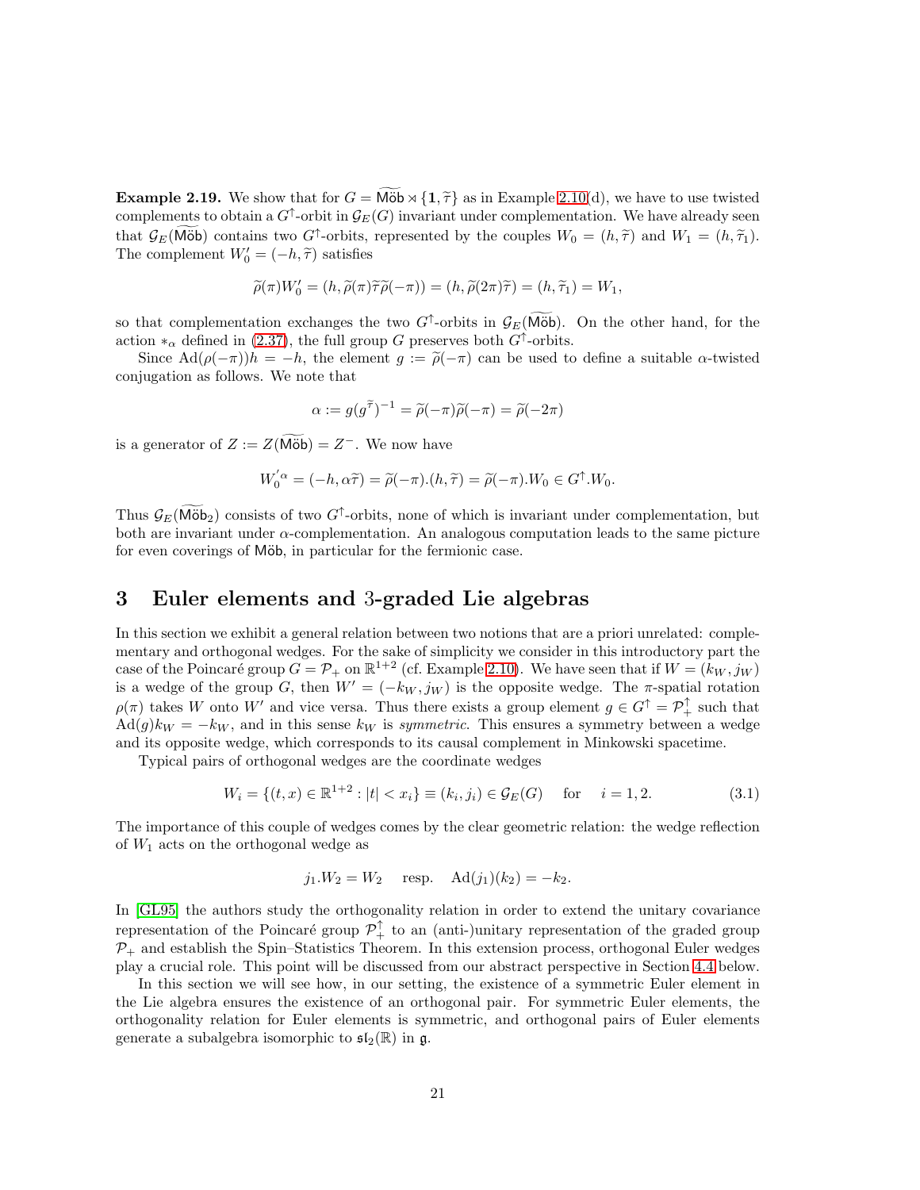**Example 2.19.** We show that for $G = \widetilde{\mathsf{M\ddot{o}b}} \rtimes \{\mathbf{1}, \widetilde{\tau}\}$ as in Example 2.10(d), we have to use twisted complements to obtain a $G^\uparrow$-orbit in $\mathcal{G}_E(G)$ invariant under complementation. We have already seen that $\mathcal{G}_E(\widetilde{\mathsf{M\ddot{o}b}})$ contains two $G^\uparrow$-orbits, represented by the couples $W_0 = (h, \widetilde{\tau})$ and $W_1 = (h, \widetilde{\tau}_1)$. The complement $W_0' = (-h, \widetilde{\tau})$ satisfies

$$\widetilde{\rho}(\pi)W_0' = (h, \widetilde{\rho}(\pi)\widetilde{\tau}\widetilde{\rho}(-\pi)) = (h, \widetilde{\rho}(2\pi)\widetilde{\tau}) = (h, \widetilde{\tau}_1) = W_1,$$

so that complementation exchanges the two $G^\uparrow$-orbits in $\mathcal{G}_E(\widetilde{\mathsf{M\ddot{o}b}})$. On the other hand, for the action $*_\alpha$ defined in (2.37), the full group $G$ preserves both $G^\uparrow$-orbits.

Since $\mathrm{Ad}(\rho(-\pi))h = -h$, the element $g := \widetilde{\rho}(-\pi)$ can be used to define a suitable $\alpha$-twisted conjugation as follows. We note that

$$\alpha := g(g^{\widetilde{\tau}})^{-1} = \widetilde{\rho}(-\pi)\widetilde{\rho}(-\pi) = \widetilde{\rho}(-2\pi)$$

is a generator of $Z := Z(\widetilde{\mathsf{M\ddot{o}b}}) = Z^-$. We now have

$$W_0'^{\alpha} = (-h, \alpha\widetilde{\tau}) = \widetilde{\rho}(-\pi).(h, \widetilde{\tau}) = \widetilde{\rho}(-\pi).W_0 \in G^\uparrow.W_0.$$

Thus $\mathcal{G}_E(\widetilde{\mathsf{M\ddot{o}b}}_2)$ consists of two $G^\uparrow$-orbits, none of which is invariant under complementation, but both are invariant under $\alpha$-complementation. An analogous computation leads to the same picture for even coverings of $\mathsf{M\ddot{o}b}$, in particular for the fermionic case.

# 3 Euler elements and 3-graded Lie algebras

In this section we exhibit a general relation between two notions that are a priori unrelated: complementary and orthogonal wedges. For the sake of simplicity we consider in this introductory part the case of the Poincaré group $G = \mathcal{P}_+$ on $\mathbb{R}^{1+2}$ (cf. Example 2.10). We have seen that if $W = (k_W, j_W)$ is a wedge of the group $G$, then $W' = (-k_W, j_W)$ is the opposite wedge. The $\pi$-spatial rotation $\rho(\pi)$ takes $W$ onto $W'$ and vice versa. Thus there exists a group element $g \in G^\uparrow = \mathcal{P}_+^\uparrow$ such that $\mathrm{Ad}(g)k_W = -k_W$, and in this sense $k_W$ is *symmetric*. This ensures a symmetry between a wedge and its opposite wedge, which corresponds to its causal complement in Minkowski spacetime.

Typical pairs of orthogonal wedges are the coordinate wedges

$$W_i = \{(t, x) \in \mathbb{R}^{1+2} : |t| < x_i\} \equiv (k_i, j_i) \in \mathcal{G}_E(G) \quad \text{for} \quad i = 1, 2. \tag{3.1}$$

The importance of this couple of wedges comes by the clear geometric relation: the wedge reflection of $W_1$ acts on the orthogonal wedge as

$$j_1.W_2 = W_2 \quad \text{resp.} \quad \mathrm{Ad}(j_1)(k_2) = -k_2.$$

In [GL95] the authors study the orthogonality relation in order to extend the unitary covariance representation of the Poincaré group $\mathcal{P}_+^\uparrow$ to an (anti-)unitary representation of the graded group $\mathcal{P}_+$ and establish the Spin–Statistics Theorem. In this extension process, orthogonal Euler wedges play a crucial role. This point will be discussed from our abstract perspective in Section 4.4 below.

In this section we will see how, in our setting, the existence of a symmetric Euler element in the Lie algebra ensures the existence of an orthogonal pair. For symmetric Euler elements, the orthogonality relation for Euler elements is symmetric, and orthogonal pairs of Euler elements generate a subalgebra isomorphic to $\mathfrak{sl}_2(\mathbb{R})$ in $\mathfrak{g}$.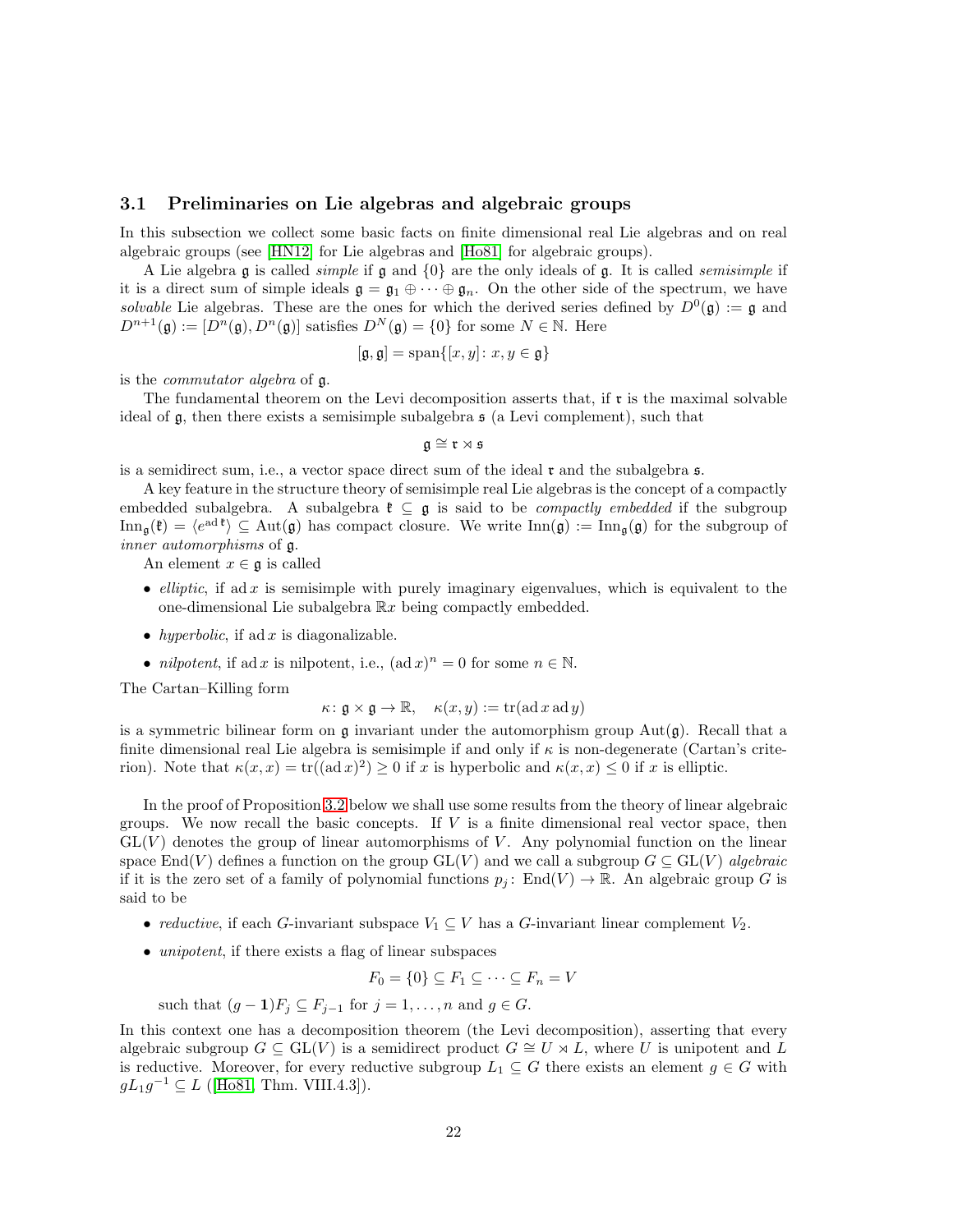### 3.1 Preliminaries on Lie algebras and algebraic groups

In this subsection we collect some basic facts on finite dimensional real Lie algebras and on real algebraic groups (see [HN12] for Lie algebras and [Ho81] for algebraic groups).

A Lie algebra $\mathfrak{g}$ is called *simple* if $\mathfrak{g}$ and $\{0\}$ are the only ideals of $\mathfrak{g}$. It is called *semisimple* if it is a direct sum of simple ideals $\mathfrak{g} = \mathfrak{g}_1 \oplus \cdots \oplus \mathfrak{g}_n$. On the other side of the spectrum, we have *solvable* Lie algebras. These are the ones for which the derived series defined by $D^0(\mathfrak{g}) := \mathfrak{g}$ and $D^{n+1}(\mathfrak{g}) := [D^n(\mathfrak{g}), D^n(\mathfrak{g})]$ satisfies $D^N(\mathfrak{g}) = \{0\}$ for some $N \in \mathbb{N}$. Here

$$[\mathfrak{g}, \mathfrak{g}] = \operatorname{span}\{[x, y] \colon x, y \in \mathfrak{g}\}$$

is the *commutator algebra* of $\mathfrak{g}$.

The fundamental theorem on the Levi decomposition asserts that, if $\mathfrak{r}$ is the maximal solvable ideal of $\mathfrak{g}$, then there exists a semisimple subalgebra $\mathfrak{s}$ (a Levi complement), such that

$$\mathfrak{g} \cong \mathfrak{r} \rtimes \mathfrak{s}$$

is a semidirect sum, i.e., a vector space direct sum of the ideal $\mathfrak{r}$ and the subalgebra $\mathfrak{s}$.

A key feature in the structure theory of semisimple real Lie algebras is the concept of a compactly embedded subalgebra. A subalgebra $\mathfrak{k} \subseteq \mathfrak{g}$ is said to be *compactly embedded* if the subgroup $\operatorname{Inn}_{\mathfrak{g}}(\mathfrak{k}) = \langle e^{\operatorname{ad} \mathfrak{k}} \rangle \subseteq \operatorname{Aut}(\mathfrak{g})$ has compact closure. We write $\operatorname{Inn}(\mathfrak{g}) := \operatorname{Inn}_{\mathfrak{g}}(\mathfrak{g})$ for the subgroup of *inner automorphisms* of $\mathfrak{g}$.

An element $x \in \mathfrak{g}$ is called

- *elliptic*, if $\operatorname{ad} x$ is semisimple with purely imaginary eigenvalues, which is equivalent to the one-dimensional Lie subalgebra $\mathbb{R}x$ being compactly embedded.
- *hyperbolic*, if $\operatorname{ad} x$ is diagonalizable.
- *nilpotent*, if $\operatorname{ad} x$ is nilpotent, i.e., $(\operatorname{ad} x)^n = 0$ for some $n \in \mathbb{N}$.

The Cartan–Killing form

$$\kappa \colon \mathfrak{g} \times \mathfrak{g} \to \mathbb{R}, \quad \kappa(x, y) := \operatorname{tr}(\operatorname{ad} x \operatorname{ad} y)$$

is a symmetric bilinear form on $\mathfrak{g}$ invariant under the automorphism group $\operatorname{Aut}(\mathfrak{g})$. Recall that a finite dimensional real Lie algebra is semisimple if and only if $\kappa$ is non-degenerate (Cartan's criterion). Note that $\kappa(x, x) = \operatorname{tr}((\operatorname{ad} x)^2) \geq 0$ if $x$ is hyperbolic and $\kappa(x, x) \leq 0$ if $x$ is elliptic.

In the proof of Proposition 3.2 below we shall use some results from the theory of linear algebraic groups. We now recall the basic concepts. If $V$ is a finite dimensional real vector space, then $\operatorname{GL}(V)$ denotes the group of linear automorphisms of $V$. Any polynomial function on the linear space $\operatorname{End}(V)$ defines a function on the group $\operatorname{GL}(V)$ and we call a subgroup $G \subseteq \operatorname{GL}(V)$ *algebraic* if it is the zero set of a family of polynomial functions $p_j \colon \operatorname{End}(V) \to \mathbb{R}$. An algebraic group $G$ is said to be

- *reductive*, if each $G$-invariant subspace $V_1 \subseteq V$ has a $G$-invariant linear complement $V_2$.
- *unipotent*, if there exists a flag of linear subspaces

$$F_0 = \{0\} \subseteq F_1 \subseteq \cdots \subseteq F_n = V$$

  such that $(g - \mathbf{1})F_j \subseteq F_{j-1}$ for $j = 1, \ldots, n$ and $g \in G$.

In this context one has a decomposition theorem (the Levi decomposition), asserting that every algebraic subgroup $G \subseteq \operatorname{GL}(V)$ is a semidirect product $G \cong U \rtimes L$, where $U$ is unipotent and $L$ is reductive. Moreover, for every reductive subgroup $L_1 \subseteq G$ there exists an element $g \in G$ with $gL_1g^{-1} \subseteq L$ ([Ho81, Thm. VIII.4.3]).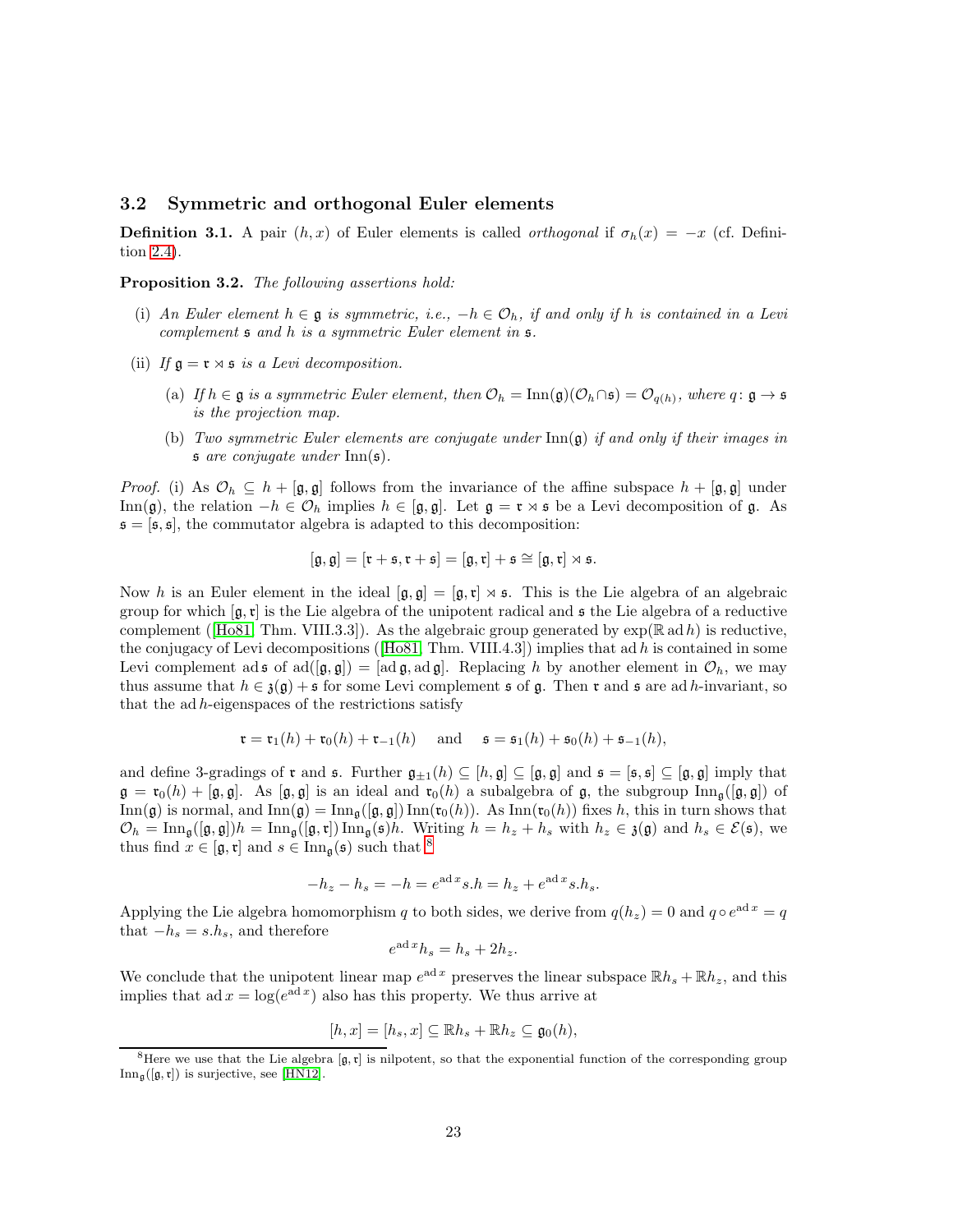### 3.2 Symmetric and orthogonal Euler elements

**Definition 3.1.** A pair $(h, x)$ of Euler elements is called *orthogonal* if $\sigma_h(x) = -x$ (cf. Definition 2.4).

**Proposition 3.2.** *The following assertions hold:*

(i) *An Euler element $h \in \mathfrak{g}$ is symmetric, i.e., $-h \in \mathcal{O}_h$, if and only if $h$ is contained in a Levi complement $\mathfrak{s}$ and $h$ is a symmetric Euler element in $\mathfrak{s}$.*

(ii) *If $\mathfrak{g} = \mathfrak{r} \rtimes \mathfrak{s}$ is a Levi decomposition.*

   (a) *If $h \in \mathfrak{g}$ is a symmetric Euler element, then $\mathcal{O}_h = \mathrm{Inn}(\mathfrak{g})(\mathcal{O}_h \cap \mathfrak{s}) = \mathcal{O}_{q(h)}$, where $q \colon \mathfrak{g} \to \mathfrak{s}$ is the projection map.*

   (b) *Two symmetric Euler elements are conjugate under $\mathrm{Inn}(\mathfrak{g})$ if and only if their images in $\mathfrak{s}$ are conjugate under $\mathrm{Inn}(\mathfrak{s})$.*

*Proof.* (i) As $\mathcal{O}_h \subseteq h + [\mathfrak{g}, \mathfrak{g}]$ follows from the invariance of the affine subspace $h + [\mathfrak{g}, \mathfrak{g}]$ under $\mathrm{Inn}(\mathfrak{g})$, the relation $-h \in \mathcal{O}_h$ implies $h \in [\mathfrak{g}, \mathfrak{g}]$. Let $\mathfrak{g} = \mathfrak{r} \rtimes \mathfrak{s}$ be a Levi decomposition of $\mathfrak{g}$. As $\mathfrak{s} = [\mathfrak{s}, \mathfrak{s}]$, the commutator algebra is adapted to this decomposition:

$$[\mathfrak{g}, \mathfrak{g}] = [\mathfrak{r} + \mathfrak{s}, \mathfrak{r} + \mathfrak{s}] = [\mathfrak{g}, \mathfrak{r}] + \mathfrak{s} \cong [\mathfrak{g}, \mathfrak{r}] \rtimes \mathfrak{s}.$$

Now $h$ is an Euler element in the ideal $[\mathfrak{g}, \mathfrak{g}] = [\mathfrak{g}, \mathfrak{r}] \rtimes \mathfrak{s}$. This is the Lie algebra of an algebraic group for which $[\mathfrak{g}, \mathfrak{r}]$ is the Lie algebra of the unipotent radical and $\mathfrak{s}$ the Lie algebra of a reductive complement ([Ho81, Thm. VIII.3.3]). As the algebraic group generated by $\exp(\mathbb{R} \operatorname{ad} h)$ is reductive, the conjugacy of Levi decompositions ([Ho81, Thm. VIII.4.3]) implies that $\operatorname{ad} h$ is contained in some Levi complement $\operatorname{ad} \mathfrak{s}$ of $\operatorname{ad}([\mathfrak{g}, \mathfrak{g}]) = [\operatorname{ad} \mathfrak{g}, \operatorname{ad} \mathfrak{g}]$. Replacing $h$ by another element in $\mathcal{O}_h$, we may thus assume that $h \in \mathfrak{z}(\mathfrak{g}) + \mathfrak{s}$ for some Levi complement $\mathfrak{s}$ of $\mathfrak{g}$. Then $\mathfrak{r}$ and $\mathfrak{s}$ are $\operatorname{ad} h$-invariant, so that the $\operatorname{ad} h$-eigenspaces of the restrictions satisfy

$$\mathfrak{r} = \mathfrak{r}_1(h) + \mathfrak{r}_0(h) + \mathfrak{r}_{-1}(h) \quad \text{ and } \quad \mathfrak{s} = \mathfrak{s}_1(h) + \mathfrak{s}_0(h) + \mathfrak{s}_{-1}(h),$$

and define 3-gradings of $\mathfrak{r}$ and $\mathfrak{s}$. Further $\mathfrak{g}_{\pm 1}(h) \subseteq [h, \mathfrak{g}] \subseteq [\mathfrak{g}, \mathfrak{g}]$ and $\mathfrak{s} = [\mathfrak{s}, \mathfrak{s}] \subseteq [\mathfrak{g}, \mathfrak{g}]$ imply that $\mathfrak{g} = \mathfrak{r}_0(h) + [\mathfrak{g}, \mathfrak{g}]$. As $[\mathfrak{g}, \mathfrak{g}]$ is an ideal and $\mathfrak{r}_0(h)$ a subalgebra of $\mathfrak{g}$, the subgroup $\mathrm{Inn}_{\mathfrak{g}}([\mathfrak{g}, \mathfrak{g}])$ of $\mathrm{Inn}(\mathfrak{g})$ is normal, and $\mathrm{Inn}(\mathfrak{g}) = \mathrm{Inn}_{\mathfrak{g}}([\mathfrak{g}, \mathfrak{g}]) \, \mathrm{Inn}(\mathfrak{r}_0(h))$. As $\mathrm{Inn}(\mathfrak{r}_0(h))$ fixes $h$, this in turn shows that $\mathcal{O}_h = \mathrm{Inn}_{\mathfrak{g}}([\mathfrak{g}, \mathfrak{g}])h = \mathrm{Inn}_{\mathfrak{g}}([\mathfrak{g}, \mathfrak{r}]) \, \mathrm{Inn}_{\mathfrak{g}}(\mathfrak{s})h$. Writing $h = h_z + h_s$ with $h_z \in \mathfrak{z}(\mathfrak{g})$ and $h_s \in \mathcal{E}(\mathfrak{s})$, we thus find $x \in [\mathfrak{g}, \mathfrak{r}]$ and $s \in \mathrm{Inn}_{\mathfrak{g}}(\mathfrak{s})$ such that[8]

$$-h_z - h_s = -h = e^{\operatorname{ad} x} s.h = h_z + e^{\operatorname{ad} x} s.h_s.$$

Applying the Lie algebra homomorphism $q$ to both sides, we derive from $q(h_z) = 0$ and $q \circ e^{\operatorname{ad} x} = q$ that $-h_s = s.h_s$, and therefore

$$e^{\operatorname{ad} x} h_s = h_s + 2h_z.$$

We conclude that the unipotent linear map $e^{\operatorname{ad} x}$ preserves the linear subspace $\mathbb{R} h_s + \mathbb{R} h_z$, and this implies that $\operatorname{ad} x = \log(e^{\operatorname{ad} x})$ also has this property. We thus arrive at

$$[h, x] = [h_s, x] \subseteq \mathbb{R} h_s + \mathbb{R} h_z \subseteq \mathfrak{g}_0(h),$$

[8] Here we use that the Lie algebra $[\mathfrak{g}, \mathfrak{r}]$ is nilpotent, so that the exponential function of the corresponding group $\mathrm{Inn}_{\mathfrak{g}}([\mathfrak{g}, \mathfrak{r}])$ is surjective, see [HN12].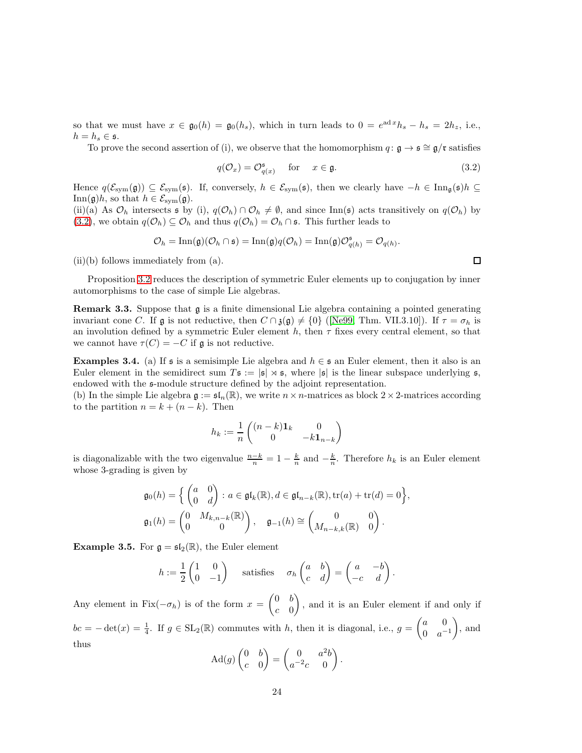so that we must have $x \in \mathfrak{g}_0(h) = \mathfrak{g}_0(h_s)$, which in turn leads to $0 = e^{\operatorname{ad} x} h_s - h_s = 2h_z$, i.e., $h = h_s \in \mathfrak{s}$.

To prove the second assertion of (i), we observe that the homomorphism $q \colon \mathfrak{g} \to \mathfrak{s} \cong \mathfrak{g}/\mathfrak{r}$ satisfies

$$q(\mathcal{O}_x) = \mathcal{O}^{\mathfrak{s}}_{q(x)} \quad \text{ for } \quad x \in \mathfrak{g}. \tag{3.2}$$

Hence $q(\mathcal{E}_{\rm sym}(\mathfrak{g})) \subseteq \mathcal{E}_{\rm sym}(\mathfrak{s})$. If, conversely, $h \in \mathcal{E}_{\rm sym}(\mathfrak{s})$, then we clearly have $-h \in \operatorname{Inn}_{\mathfrak{g}}(\mathfrak{s})h \subseteq \operatorname{Inn}(\mathfrak{g})h$, so that $h \in \mathcal{E}_{\rm sym}(\mathfrak{g})$.

(ii)(a) As $\mathcal{O}_h$ intersects $\mathfrak{s}$ by (i), $q(\mathcal{O}_h) \cap \mathcal{O}_h \neq \emptyset$, and since $\operatorname{Inn}(\mathfrak{s})$ acts transitively on $q(\mathcal{O}_h)$ by (3.2), we obtain $q(\mathcal{O}_h) \subseteq \mathcal{O}_h$ and thus $q(\mathcal{O}_h) = \mathcal{O}_h \cap \mathfrak{s}$. This further leads to

$$\mathcal{O}_h = \operatorname{Inn}(\mathfrak{g})(\mathcal{O}_h \cap \mathfrak{s}) = \operatorname{Inn}(\mathfrak{g}) q(\mathcal{O}_h) = \operatorname{Inn}(\mathfrak{g}) \mathcal{O}^{\mathfrak{s}}_{q(h)} = \mathcal{O}_{q(h)}.$$

(ii)(b) follows immediately from (a). $\square$

Proposition 3.2 reduces the description of symmetric Euler elements up to conjugation by inner automorphisms to the case of simple Lie algebras.

**Remark 3.3.** Suppose that $\mathfrak{g}$ is a finite dimensional Lie algebra containing a pointed generating invariant cone $C$. If $\mathfrak{g}$ is not reductive, then $C \cap \mathfrak{z}(\mathfrak{g}) \neq \{0\}$ ([Ne99, Thm. VII.3.10]). If $\tau = \sigma_h$ is an involution defined by a symmetric Euler element $h$, then $\tau$ fixes every central element, so that we cannot have $\tau(C) = -C$ if $\mathfrak{g}$ is not reductive.

**Examples 3.4.** (a) If $\mathfrak{s}$ is a semisimple Lie algebra and $h \in \mathfrak{s}$ an Euler element, then it also is an Euler element in the semidirect sum $T\mathfrak{s} := |\mathfrak{s}| \rtimes \mathfrak{s}$, where $|\mathfrak{s}|$ is the linear subspace underlying $\mathfrak{s}$, endowed with the $\mathfrak{s}$-module structure defined by the adjoint representation.

(b) In the simple Lie algebra $\mathfrak{g} := \mathfrak{sl}_n(\mathbb{R})$, we write $n \times n$-matrices as block $2 \times 2$-matrices according to the partition $n = k + (n-k)$. Then

$$h_k := \frac{1}{n}\begin{pmatrix} (n-k)\mathbf{1}_k & 0 \\ 0 & -k\mathbf{1}_{n-k} \end{pmatrix}$$

is diagonalizable with the two eigenvalue $\frac{n-k}{n} = 1 - \frac{k}{n}$ and $-\frac{k}{n}$. Therefore $h_k$ is an Euler element whose 3-grading is given by

$$\mathfrak{g}_0(h) = \Big\{ \begin{pmatrix} a & 0 \\ 0 & d \end{pmatrix} : a \in \mathfrak{gl}_k(\mathbb{R}), d \in \mathfrak{gl}_{n-k}(\mathbb{R}), \operatorname{tr}(a) + \operatorname{tr}(d) = 0 \Big\},$$

$$\mathfrak{g}_1(h) = \begin{pmatrix} 0 & M_{k,n-k}(\mathbb{R}) \\ 0 & 0 \end{pmatrix}, \quad \mathfrak{g}_{-1}(h) \cong \begin{pmatrix} 0 & 0 \\ M_{n-k,k}(\mathbb{R}) & 0 \end{pmatrix}.$$

**Example 3.5.** For $\mathfrak{g} = \mathfrak{sl}_2(\mathbb{R})$, the Euler element

$$h := \frac{1}{2}\begin{pmatrix} 1 & 0 \\ 0 & -1 \end{pmatrix} \quad \text{ satisfies } \quad \sigma_h \begin{pmatrix} a & b \\ c & d \end{pmatrix} = \begin{pmatrix} a & -b \\ -c & d \end{pmatrix}.$$

Any element in $\operatorname{Fix}(-\sigma_h)$ is of the form $x = \begin{pmatrix} 0 & b \\ c & 0 \end{pmatrix}$, and it is an Euler element if and only if $bc = -\det(x) = \frac{1}{4}$. If $g \in \operatorname{SL}_2(\mathbb{R})$ commutes with $h$, then it is diagonal, i.e., $g = \begin{pmatrix} a & 0 \\ 0 & a^{-1} \end{pmatrix}$, and thus

$$\operatorname{Ad}(g) \begin{pmatrix} 0 & b \\ c & 0 \end{pmatrix} = \begin{pmatrix} 0 & a^2 b \\ a^{-2} c & 0 \end{pmatrix}.$$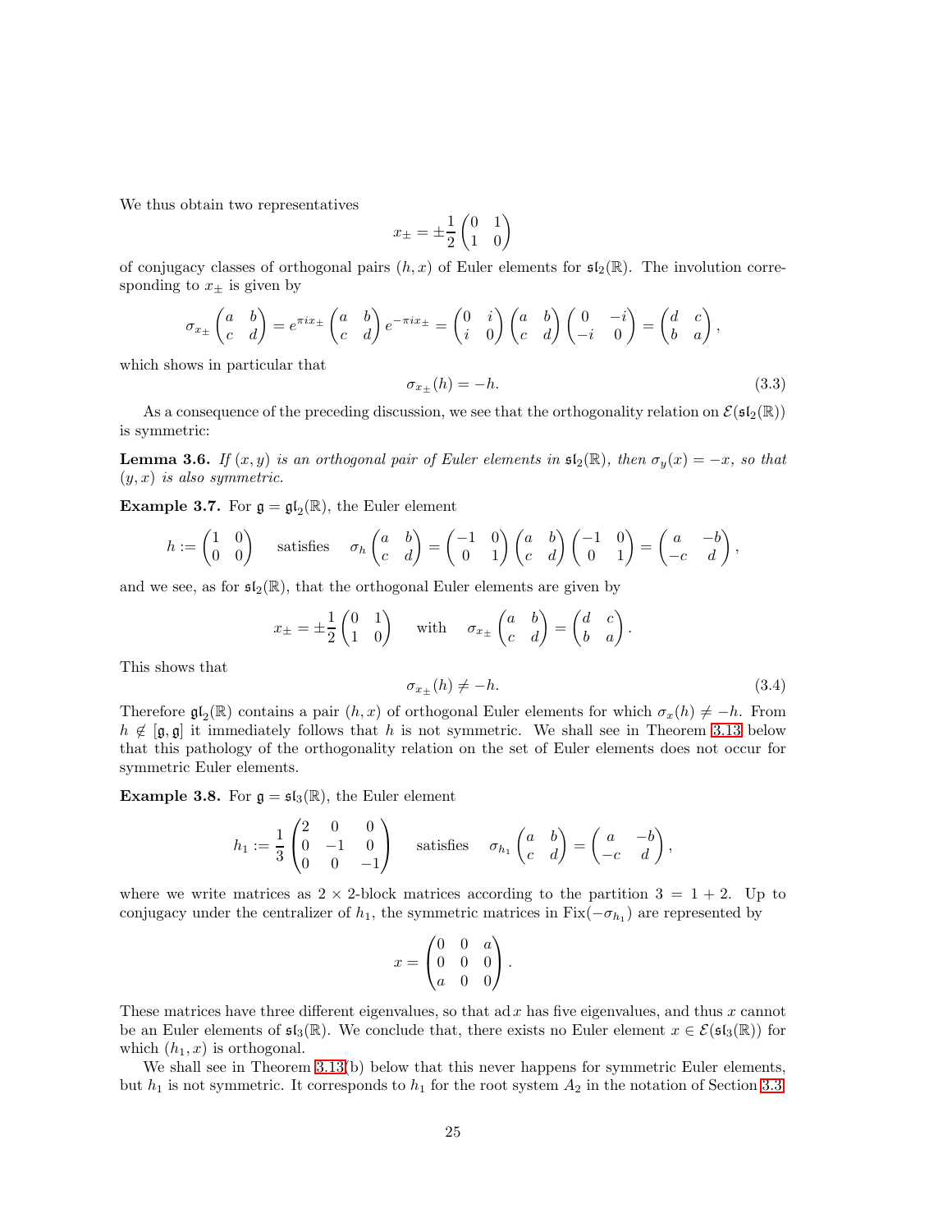We thus obtain two representatives

$$x_\pm = \pm\frac{1}{2}\begin{pmatrix}0 & 1\\ 1 & 0\end{pmatrix}$$

of conjugacy classes of orthogonal pairs $(h, x)$ of Euler elements for $\mathfrak{sl}_2(\mathbb{R})$. The involution corresponding to $x_\pm$ is given by

$$\sigma_{x_\pm}\begin{pmatrix}a & b\\ c & d\end{pmatrix} = e^{\pi i x_\pm}\begin{pmatrix}a & b\\ c & d\end{pmatrix}e^{-\pi i x_\pm} = \begin{pmatrix}0 & i\\ i & 0\end{pmatrix}\begin{pmatrix}a & b\\ c & d\end{pmatrix}\begin{pmatrix}0 & -i\\ -i & 0\end{pmatrix} = \begin{pmatrix}d & c\\ b & a\end{pmatrix},$$

which shows in particular that

$$\sigma_{x_\pm}(h) = -h. \tag{3.3}$$

As a consequence of the preceding discussion, we see that the orthogonality relation on $\mathcal{E}(\mathfrak{sl}_2(\mathbb{R}))$ is symmetric:

**Lemma 3.6.** *If $(x, y)$ is an orthogonal pair of Euler elements in $\mathfrak{sl}_2(\mathbb{R})$, then $\sigma_y(x) = -x$, so that $(y, x)$ is also symmetric.*

**Example 3.7.** For $\mathfrak{g} = \mathfrak{gl}_2(\mathbb{R})$, the Euler element

$$h := \begin{pmatrix}1 & 0\\ 0 & 0\end{pmatrix} \quad \text{satisfies} \quad \sigma_h\begin{pmatrix}a & b\\ c & d\end{pmatrix} = \begin{pmatrix}-1 & 0\\ 0 & 1\end{pmatrix}\begin{pmatrix}a & b\\ c & d\end{pmatrix}\begin{pmatrix}-1 & 0\\ 0 & 1\end{pmatrix} = \begin{pmatrix}a & -b\\ -c & d\end{pmatrix},$$

and we see, as for $\mathfrak{sl}_2(\mathbb{R})$, that the orthogonal Euler elements are given by

$$x_\pm = \pm\frac{1}{2}\begin{pmatrix}0 & 1\\ 1 & 0\end{pmatrix} \quad \text{with} \quad \sigma_{x_\pm}\begin{pmatrix}a & b\\ c & d\end{pmatrix} = \begin{pmatrix}d & c\\ b & a\end{pmatrix}.$$

This shows that

$$\sigma_{x_\pm}(h) \neq -h. \tag{3.4}$$

Therefore $\mathfrak{gl}_2(\mathbb{R})$ contains a pair $(h, x)$ of orthogonal Euler elements for which $\sigma_x(h) \neq -h$. From $h \notin [\mathfrak{g}, \mathfrak{g}]$ it immediately follows that $h$ is not symmetric. We shall see in Theorem 3.13 below that this pathology of the orthogonality relation on the set of Euler elements does not occur for symmetric Euler elements.

**Example 3.8.** For $\mathfrak{g} = \mathfrak{sl}_3(\mathbb{R})$, the Euler element

$$h_1 := \frac{1}{3}\begin{pmatrix}2 & 0 & 0\\ 0 & -1 & 0\\ 0 & 0 & -1\end{pmatrix} \quad \text{satisfies} \quad \sigma_{h_1}\begin{pmatrix}a & b\\ c & d\end{pmatrix} = \begin{pmatrix}a & -b\\ -c & d\end{pmatrix},$$

where we write matrices as $2 \times 2$-block matrices according to the partition $3 = 1 + 2$. Up to conjugacy under the centralizer of $h_1$, the symmetric matrices in $\mathrm{Fix}(-\sigma_{h_1})$ are represented by

$$x = \begin{pmatrix}0 & 0 & a\\ 0 & 0 & 0\\ a & 0 & 0\end{pmatrix}.$$

These matrices have three different eigenvalues, so that $\operatorname{ad} x$ has five eigenvalues, and thus $x$ cannot be an Euler elements of $\mathfrak{sl}_3(\mathbb{R})$. We conclude that, there exists no Euler element $x \in \mathcal{E}(\mathfrak{sl}_3(\mathbb{R}))$ for which $(h_1, x)$ is orthogonal.

We shall see in Theorem 3.13(b) below that this never happens for symmetric Euler elements, but $h_1$ is not symmetric. It corresponds to $h_1$ for the root system $A_2$ in the notation of Section 3.3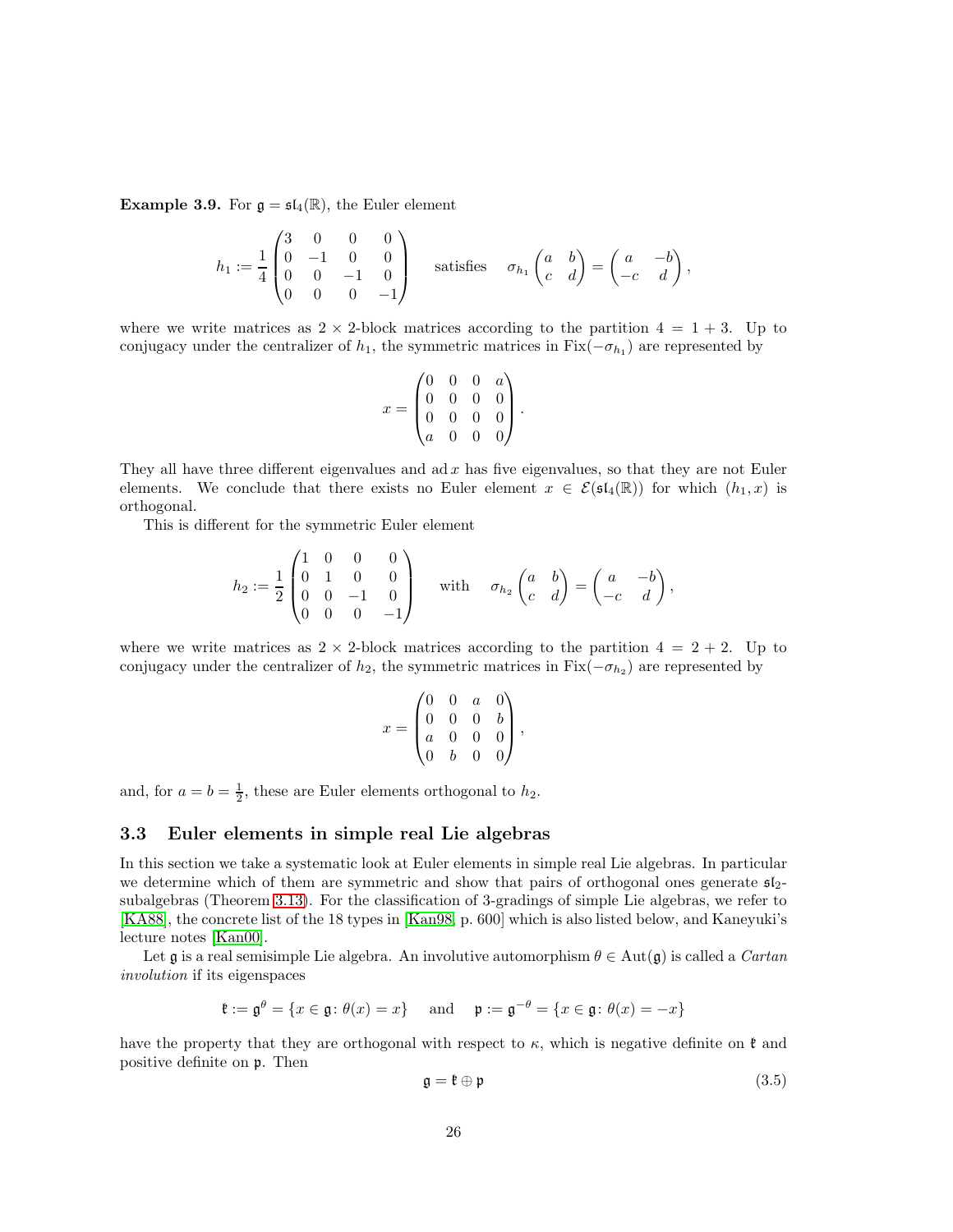**Example 3.9.** For $\mathfrak{g} = \mathfrak{sl}_4(\mathbb{R})$, the Euler element

$$h_1 := \frac{1}{4}\begin{pmatrix} 3 & 0 & 0 & 0 \\ 0 & -1 & 0 & 0 \\ 0 & 0 & -1 & 0 \\ 0 & 0 & 0 & -1 \end{pmatrix} \quad \text{satisfies} \quad \sigma_{h_1}\begin{pmatrix} a & b \\ c & d \end{pmatrix} = \begin{pmatrix} a & -b \\ -c & d \end{pmatrix},$$

where we write matrices as $2 \times 2$-block matrices according to the partition $4 = 1 + 3$. Up to conjugacy under the centralizer of $h_1$, the symmetric matrices in $\mathrm{Fix}(-\sigma_{h_1})$ are represented by

$$x = \begin{pmatrix} 0 & 0 & 0 & a \\ 0 & 0 & 0 & 0 \\ 0 & 0 & 0 & 0 \\ a & 0 & 0 & 0 \end{pmatrix}.$$

They all have three different eigenvalues and $\mathrm{ad}\, x$ has five eigenvalues, so that they are not Euler elements. We conclude that there exists no Euler element $x \in \mathcal{E}(\mathfrak{sl}_4(\mathbb{R}))$ for which $(h_1, x)$ is orthogonal.

This is different for the symmetric Euler element

$$h_2 := \frac{1}{2}\begin{pmatrix} 1 & 0 & 0 & 0 \\ 0 & 1 & 0 & 0 \\ 0 & 0 & -1 & 0 \\ 0 & 0 & 0 & -1 \end{pmatrix} \quad \text{with} \quad \sigma_{h_2}\begin{pmatrix} a & b \\ c & d \end{pmatrix} = \begin{pmatrix} a & -b \\ -c & d \end{pmatrix},$$

where we write matrices as $2 \times 2$-block matrices according to the partition $4 = 2 + 2$. Up to conjugacy under the centralizer of $h_2$, the symmetric matrices in $\mathrm{Fix}(-\sigma_{h_2})$ are represented by

$$x = \begin{pmatrix} 0 & 0 & a & 0 \\ 0 & 0 & 0 & b \\ a & 0 & 0 & 0 \\ 0 & b & 0 & 0 \end{pmatrix},$$

and, for $a = b = \frac{1}{2}$, these are Euler elements orthogonal to $h_2$.

## 3.3 Euler elements in simple real Lie algebras

In this section we take a systematic look at Euler elements in simple real Lie algebras. In particular we determine which of them are symmetric and show that pairs of orthogonal ones generate $\mathfrak{sl}_2$-subalgebras (Theorem 3.13). For the classification of 3-gradings of simple Lie algebras, we refer to [KA88], the concrete list of the 18 types in [Kan98, p. 600] which is also listed below, and Kaneyuki's lecture notes [Kan00].

Let $\mathfrak{g}$ is a real semisimple Lie algebra. An involutive automorphism $\theta \in \mathrm{Aut}(\mathfrak{g})$ is called a *Cartan involution* if its eigenspaces

$$\mathfrak{k} := \mathfrak{g}^\theta = \{x \in \mathfrak{g} \colon \theta(x) = x\} \quad \text{and} \quad \mathfrak{p} := \mathfrak{g}^{-\theta} = \{x \in \mathfrak{g} \colon \theta(x) = -x\}$$

have the property that they are orthogonal with respect to $\kappa$, which is negative definite on $\mathfrak{k}$ and positive definite on $\mathfrak{p}$. Then

$$\mathfrak{g} = \mathfrak{k} \oplus \mathfrak{p} \tag{3.5}$$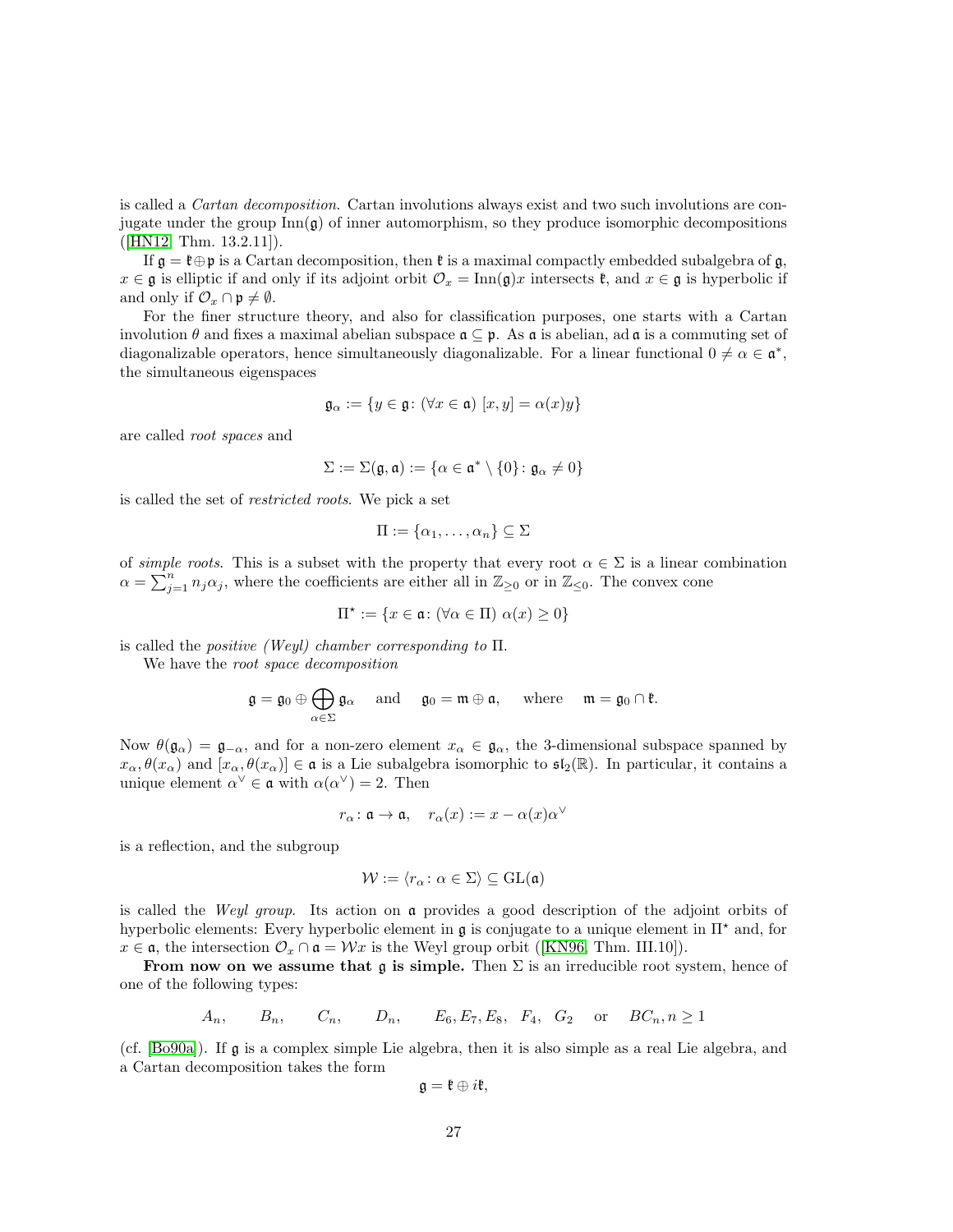is called a *Cartan decomposition*. Cartan involutions always exist and two such involutions are conjugate under the group $\mathrm{Inn}(\mathfrak{g})$ of inner automorphism, so they produce isomorphic decompositions ([HN12, Thm. 13.2.11]).

If $\mathfrak{g} = \mathfrak{k} \oplus \mathfrak{p}$ is a Cartan decomposition, then $\mathfrak{k}$ is a maximal compactly embedded subalgebra of $\mathfrak{g}$, $x \in \mathfrak{g}$ is elliptic if and only if its adjoint orbit $\mathcal{O}_x = \mathrm{Inn}(\mathfrak{g})x$ intersects $\mathfrak{k}$, and $x \in \mathfrak{g}$ is hyperbolic if and only if $\mathcal{O}_x \cap \mathfrak{p} \neq \emptyset$.

For the finer structure theory, and also for classification purposes, one starts with a Cartan involution $\theta$ and fixes a maximal abelian subspace $\mathfrak{a} \subseteq \mathfrak{p}$. As $\mathfrak{a}$ is abelian, $\mathrm{ad}\,\mathfrak{a}$ is a commuting set of diagonalizable operators, hence simultaneously diagonalizable. For a linear functional $0 \neq \alpha \in \mathfrak{a}^*$, the simultaneous eigenspaces

$$\mathfrak{g}_\alpha := \{y \in \mathfrak{g} \colon (\forall x \in \mathfrak{a})\ [x, y] = \alpha(x)y\}$$

are called *root spaces* and

$$\Sigma := \Sigma(\mathfrak{g}, \mathfrak{a}) := \{\alpha \in \mathfrak{a}^* \setminus \{0\} \colon \mathfrak{g}_\alpha \neq 0\}$$

is called the set of *restricted roots*. We pick a set

$$\Pi := \{\alpha_1, \ldots, \alpha_n\} \subseteq \Sigma$$

of *simple roots*. This is a subset with the property that every root $\alpha \in \Sigma$ is a linear combination $\alpha = \sum_{j=1}^n n_j \alpha_j$, where the coefficients are either all in $\mathbb{Z}_{\geq 0}$ or in $\mathbb{Z}_{\leq 0}$. The convex cone

$$\Pi^\star := \{x \in \mathfrak{a} \colon (\forall \alpha \in \Pi)\ \alpha(x) \geq 0\}$$

is called the *positive (Weyl) chamber corresponding to* $\Pi$.

We have the *root space decomposition*

$$\mathfrak{g} = \mathfrak{g}_0 \oplus \bigoplus_{\alpha \in \Sigma} \mathfrak{g}_\alpha \quad \text{and} \quad \mathfrak{g}_0 = \mathfrak{m} \oplus \mathfrak{a}, \quad \text{where} \quad \mathfrak{m} = \mathfrak{g}_0 \cap \mathfrak{k}.$$

Now $\theta(\mathfrak{g}_\alpha) = \mathfrak{g}_{-\alpha}$, and for a non-zero element $x_\alpha \in \mathfrak{g}_\alpha$, the 3-dimensional subspace spanned by $x_\alpha, \theta(x_\alpha)$ and $[x_\alpha, \theta(x_\alpha)] \in \mathfrak{a}$ is a Lie subalgebra isomorphic to $\mathfrak{sl}_2(\mathbb{R})$. In particular, it contains a unique element $\alpha^\vee \in \mathfrak{a}$ with $\alpha(\alpha^\vee) = 2$. Then

$$r_\alpha \colon \mathfrak{a} \to \mathfrak{a}, \quad r_\alpha(x) := x - \alpha(x)\alpha^\vee$$

is a reflection, and the subgroup

$$\mathcal{W} := \langle r_\alpha \colon \alpha \in \Sigma \rangle \subseteq \mathrm{GL}(\mathfrak{a})$$

is called the *Weyl group*. Its action on $\mathfrak{a}$ provides a good description of the adjoint orbits of hyperbolic elements: Every hyperbolic element in $\mathfrak{g}$ is conjugate to a unique element in $\Pi^\star$ and, for $x \in \mathfrak{a}$, the intersection $\mathcal{O}_x \cap \mathfrak{a} = \mathcal{W}x$ is the Weyl group orbit ([KN96, Thm. III.10]).

**From now on we assume that $\mathfrak{g}$ is simple.** Then $\Sigma$ is an irreducible root system, hence of one of the following types:

$$A_n, \qquad B_n, \qquad C_n, \qquad D_n, \qquad E_6, E_7, E_8, \quad F_4, \quad G_2 \quad \text{or} \quad BC_n, n \geq 1$$

(cf. [Bo90a]). If $\mathfrak{g}$ is a complex simple Lie algebra, then it is also simple as a real Lie algebra, and a Cartan decomposition takes the form

$$\mathfrak{g} = \mathfrak{k} \oplus i\mathfrak{k},$$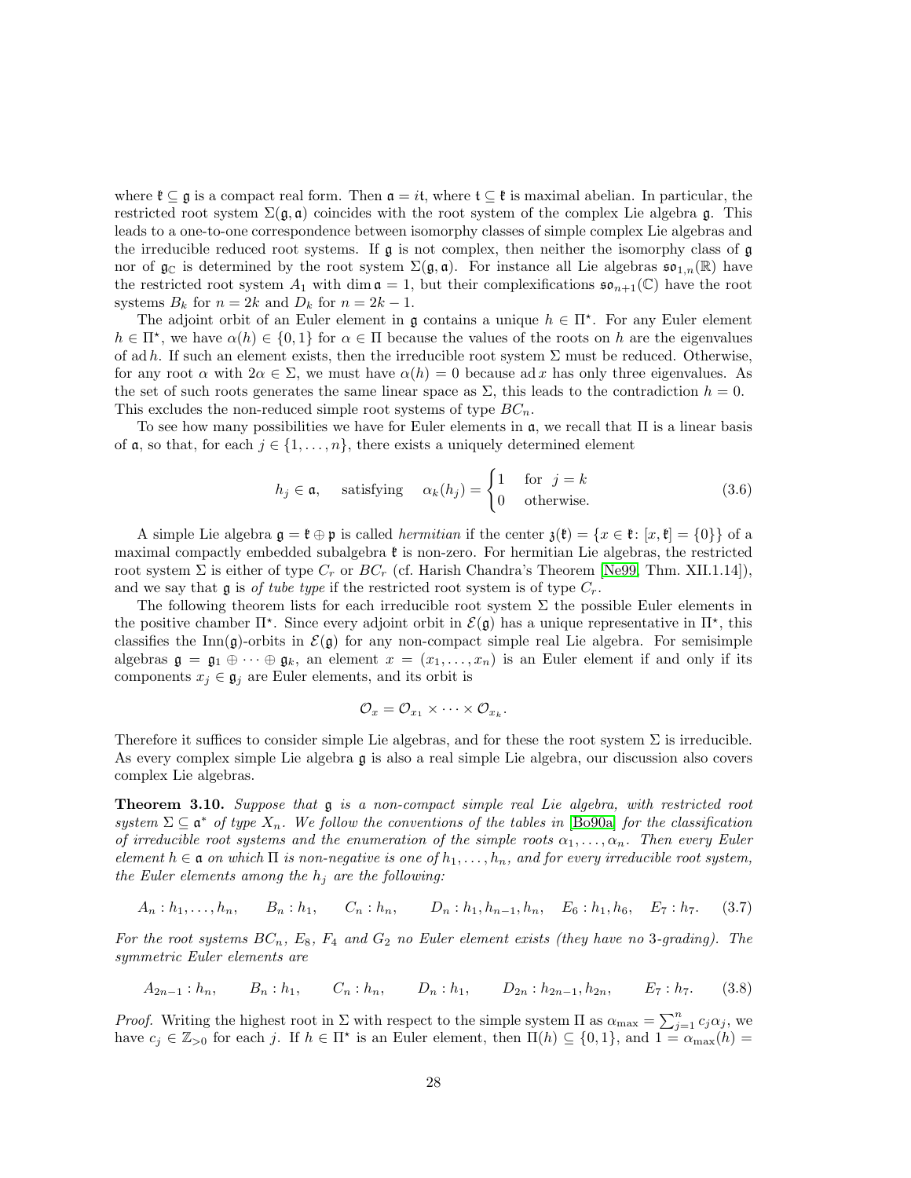where $\mathfrak{k} \subseteq \mathfrak{g}$ is a compact real form. Then $\mathfrak{a} = i\mathfrak{t}$, where $\mathfrak{t} \subseteq \mathfrak{k}$ is maximal abelian. In particular, the restricted root system $\Sigma(\mathfrak{g}, \mathfrak{a})$ coincides with the root system of the complex Lie algebra $\mathfrak{g}$. This leads to a one-to-one correspondence between isomorphy classes of simple complex Lie algebras and the irreducible reduced root systems. If $\mathfrak{g}$ is not complex, then neither the isomorphy class of $\mathfrak{g}$ nor of $\mathfrak{g}_{\mathbb{C}}$ is determined by the root system $\Sigma(\mathfrak{g}, \mathfrak{a})$. For instance all Lie algebras $\mathfrak{so}_{1,n}(\mathbb{R})$ have the restricted root system $A_1$ with $\dim \mathfrak{a} = 1$, but their complexifications $\mathfrak{so}_{n+1}(\mathbb{C})$ have the root systems $B_k$ for $n = 2k$ and $D_k$ for $n = 2k - 1$.

The adjoint orbit of an Euler element in $\mathfrak{g}$ contains a unique $h \in \Pi^\star$. For any Euler element $h \in \Pi^\star$, we have $\alpha(h) \in \{0, 1\}$ for $\alpha \in \Pi$ because the values of the roots on $h$ are the eigenvalues of $\operatorname{ad} h$. If such an element exists, then the irreducible root system $\Sigma$ must be reduced. Otherwise, for any root $\alpha$ with $2\alpha \in \Sigma$, we must have $\alpha(h) = 0$ because $\operatorname{ad} x$ has only three eigenvalues. As the set of such roots generates the same linear space as $\Sigma$, this leads to the contradiction $h = 0$. This excludes the non-reduced simple root systems of type $BC_n$.

To see how many possibilities we have for Euler elements in $\mathfrak{a}$, we recall that $\Pi$ is a linear basis of $\mathfrak{a}$, so that, for each $j \in \{1, \ldots, n\}$, there exists a uniquely determined element

$$h_j \in \mathfrak{a}, \quad \text{satisfying} \quad \alpha_k(h_j) = \begin{cases} 1 & \text{for } j = k \\ 0 & \text{otherwise.} \end{cases} \tag{3.6}$$

A simple Lie algebra $\mathfrak{g} = \mathfrak{k} \oplus \mathfrak{p}$ is called *hermitian* if the center $\mathfrak{z}(\mathfrak{k}) = \{x \in \mathfrak{k} \colon [x, \mathfrak{k}] = \{0\}\}$ of a maximal compactly embedded subalgebra $\mathfrak{k}$ is non-zero. For hermitian Lie algebras, the restricted root system $\Sigma$ is either of type $C_r$ or $BC_r$ (cf. Harish Chandra's Theorem [Ne99, Thm. XII.1.14]), and we say that $\mathfrak{g}$ is *of tube type* if the restricted root system is of type $C_r$.

The following theorem lists for each irreducible root system $\Sigma$ the possible Euler elements in the positive chamber $\Pi^\star$. Since every adjoint orbit in $\mathcal{E}(\mathfrak{g})$ has a unique representative in $\Pi^\star$, this classifies the $\operatorname{Inn}(\mathfrak{g})$-orbits in $\mathcal{E}(\mathfrak{g})$ for any non-compact simple real Lie algebra. For semisimple algebras $\mathfrak{g} = \mathfrak{g}_1 \oplus \cdots \oplus \mathfrak{g}_k$, an element $x = (x_1, \ldots, x_n)$ is an Euler element if and only if its components $x_j \in \mathfrak{g}_j$ are Euler elements, and its orbit is

$$\mathcal{O}_x = \mathcal{O}_{x_1} \times \cdots \times \mathcal{O}_{x_k}.$$

Therefore it suffices to consider simple Lie algebras, and for these the root system $\Sigma$ is irreducible. As every complex simple Lie algebra $\mathfrak{g}$ is also a real simple Lie algebra, our discussion also covers complex Lie algebras.

**Theorem 3.10.** *Suppose that $\mathfrak{g}$ is a non-compact simple real Lie algebra, with restricted root system $\Sigma \subseteq \mathfrak{a}^*$ of type $X_n$. We follow the conventions of the tables in [Bo90a] for the classification of irreducible root systems and the enumeration of the simple roots $\alpha_1, \ldots, \alpha_n$. Then every Euler element $h \in \mathfrak{a}$ on which $\Pi$ is non-negative is one of $h_1, \ldots, h_n$, and for every irreducible root system, the Euler elements among the $h_j$ are the following:*

$$A_n : h_1, \ldots, h_n, \qquad B_n : h_1, \qquad C_n : h_n, \qquad D_n : h_1, h_{n-1}, h_n, \quad E_6 : h_1, h_6, \quad E_7 : h_7. \tag{3.7}$$

*For the root systems $BC_n$, $E_8$, $F_4$ and $G_2$ no Euler element exists (they have no 3-grading). The symmetric Euler elements are*

$$A_{2n-1} : h_n, \qquad B_n : h_1, \qquad C_n : h_n, \qquad D_n : h_1, \qquad D_{2n} : h_{2n-1}, h_{2n}, \qquad E_7 : h_7. \tag{3.8}$$

*Proof.* Writing the highest root in $\Sigma$ with respect to the simple system $\Pi$ as $\alpha_{\max} = \sum_{j=1}^n c_j \alpha_j$, we have $c_j \in \mathbb{Z}_{>0}$ for each $j$. If $h \in \Pi^\star$ is an Euler element, then $\Pi(h) \subseteq \{0, 1\}$, and $1 = \alpha_{\max}(h) =$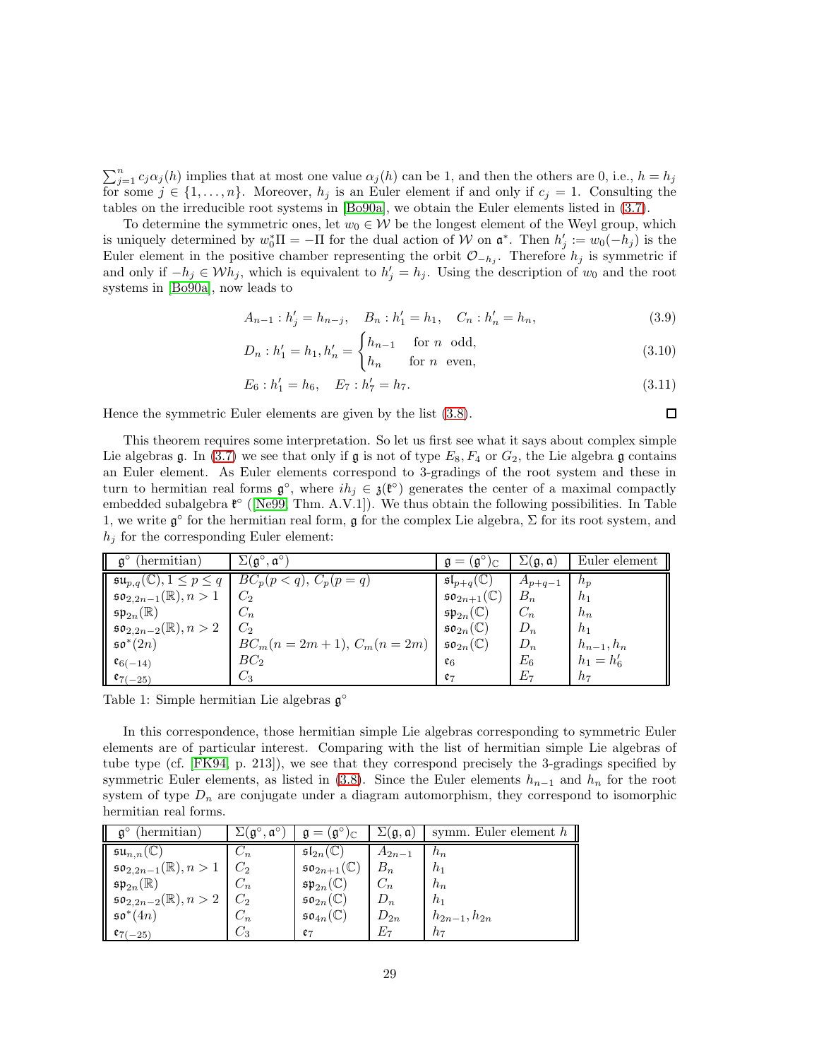$\sum_{j=1}^{n} c_j\alpha_j(h)$ implies that at most one value $\alpha_j(h)$ can be 1, and then the others are 0, i.e., $h = h_j$ for some $j \in \{1,\ldots,n\}$. Moreover, $h_j$ is an Euler element if and only if $c_j = 1$. Consulting the tables on the irreducible root systems in [Bo90a], we obtain the Euler elements listed in (3.7).

To determine the symmetric ones, let $w_0 \in \mathcal{W}$ be the longest element of the Weyl group, which is uniquely determined by $w_0^*\Pi = -\Pi$ for the dual action of $\mathcal{W}$ on $\mathfrak{a}^*$. Then $h_j' := w_0(-h_j)$ is the Euler element in the positive chamber representing the orbit $\mathcal{O}_{-h_j}$. Therefore $h_j$ is symmetric if and only if $-h_j \in \mathcal{W}h_j$, which is equivalent to $h_j' = h_j$. Using the description of $w_0$ and the root systems in [Bo90a], now leads to

$$A_{n-1} : h_j' = h_{n-j}, \quad B_n : h_1' = h_1, \quad C_n : h_n' = h_n, \tag{3.9}$$

$$D_n : h_1' = h_1, h_n' = \begin{cases} h_{n-1} & \text{for } n \text{ odd}, \\ h_n & \text{for } n \text{ even}, \end{cases} \tag{3.10}$$

$$E_6 : h_1' = h_6, \quad E_7 : h_7' = h_7. \tag{3.11}$$

Hence the symmetric Euler elements are given by the list (3.8). ☐

This theorem requires some interpretation. So let us first see what it says about complex simple Lie algebras $\mathfrak{g}$. In (3.7) we see that only if $\mathfrak{g}$ is not of type $E_8, F_4$ or $G_2$, the Lie algebra $\mathfrak{g}$ contains an Euler element. As Euler elements correspond to 3-gradings of the root system and these in turn to hermitian real forms $\mathfrak{g}^\circ$, where $ih_j \in \mathfrak{z}(\mathfrak{k}^\circ)$ generates the center of a maximal compactly embedded subalgebra $\mathfrak{k}^\circ$ ([Ne99, Thm. A.V.1]). We thus obtain the following possibilities. In Table 1, we write $\mathfrak{g}^\circ$ for the hermitian real form, $\mathfrak{g}$ for the complex Lie algebra, $\Sigma$ for its root system, and $h_j$ for the corresponding Euler element:

| $\mathfrak{g}^\circ$ (hermitian) | $\Sigma(\mathfrak{g}^\circ,\mathfrak{a}^\circ)$ | $\mathfrak{g} = (\mathfrak{g}^\circ)_\mathbb{C}$ | $\Sigma(\mathfrak{g},\mathfrak{a})$ | Euler element |
|---|---|---|---|---|
| $\mathfrak{su}_{p,q}(\mathbb{C}), 1 \leq p \leq q$ | $BC_p (p < q)$, $C_p (p = q)$ | $\mathfrak{sl}_{p+q}(\mathbb{C})$ | $A_{p+q-1}$ | $h_p$ |
| $\mathfrak{so}_{2,2n-1}(\mathbb{R}), n > 1$ | $C_2$ | $\mathfrak{so}_{2n+1}(\mathbb{C})$ | $B_n$ | $h_1$ |
| $\mathfrak{sp}_{2n}(\mathbb{R})$ | $C_n$ | $\mathfrak{sp}_{2n}(\mathbb{C})$ | $C_n$ | $h_n$ |
| $\mathfrak{so}_{2,2n-2}(\mathbb{R}), n > 2$ | $C_2$ | $\mathfrak{so}_{2n}(\mathbb{C})$ | $D_n$ | $h_1$ |
| $\mathfrak{so}^*(2n)$ | $BC_m (n = 2m+1)$, $C_m (n = 2m)$ | $\mathfrak{so}_{2n}(\mathbb{C})$ | $D_n$ | $h_{n-1}, h_n$ |
| $\mathfrak{e}_{6(-14)}$ | $BC_2$ | $\mathfrak{e}_6$ | $E_6$ | $h_1 = h_6'$ |
| $\mathfrak{e}_{7(-25)}$ | $C_3$ | $\mathfrak{e}_7$ | $E_7$ | $h_7$ |

Table 1: Simple hermitian Lie algebras $\mathfrak{g}^\circ$

In this correspondence, those hermitian simple Lie algebras corresponding to symmetric Euler elements are of particular interest. Comparing with the list of hermitian simple Lie algebras of tube type (cf. [FK94, p. 213]), we see that they correspond precisely the 3-gradings specified by symmetric Euler elements, as listed in (3.8). Since the Euler elements $h_{n-1}$ and $h_n$ for the root system of type $D_n$ are conjugate under a diagram automorphism, they correspond to isomorphic hermitian real forms.

| $\mathfrak{g}^\circ$ (hermitian) | $\Sigma(\mathfrak{g}^\circ,\mathfrak{a}^\circ)$ | $\mathfrak{g} = (\mathfrak{g}^\circ)_\mathbb{C}$ | $\Sigma(\mathfrak{g},\mathfrak{a})$ | symm. Euler element $h$ |
|---|---|---|---|---|
| $\mathfrak{su}_{n,n}(\mathbb{C})$ | $C_n$ | $\mathfrak{sl}_{2n}(\mathbb{C})$ | $A_{2n-1}$ | $h_n$ |
| $\mathfrak{so}_{2,2n-1}(\mathbb{R}), n > 1$ | $C_2$ | $\mathfrak{so}_{2n+1}(\mathbb{C})$ | $B_n$ | $h_1$ |
| $\mathfrak{sp}_{2n}(\mathbb{R})$ | $C_n$ | $\mathfrak{sp}_{2n}(\mathbb{C})$ | $C_n$ | $h_n$ |
| $\mathfrak{so}_{2,2n-2}(\mathbb{R}), n > 2$ | $C_2$ | $\mathfrak{so}_{2n}(\mathbb{C})$ | $D_n$ | $h_1$ |
| $\mathfrak{so}^*(4n)$ | $C_n$ | $\mathfrak{so}_{4n}(\mathbb{C})$ | $D_{2n}$ | $h_{2n-1}, h_{2n}$ |
| $\mathfrak{e}_{7(-25)}$ | $C_3$ | $\mathfrak{e}_7$ | $E_7$ | $h_7$ |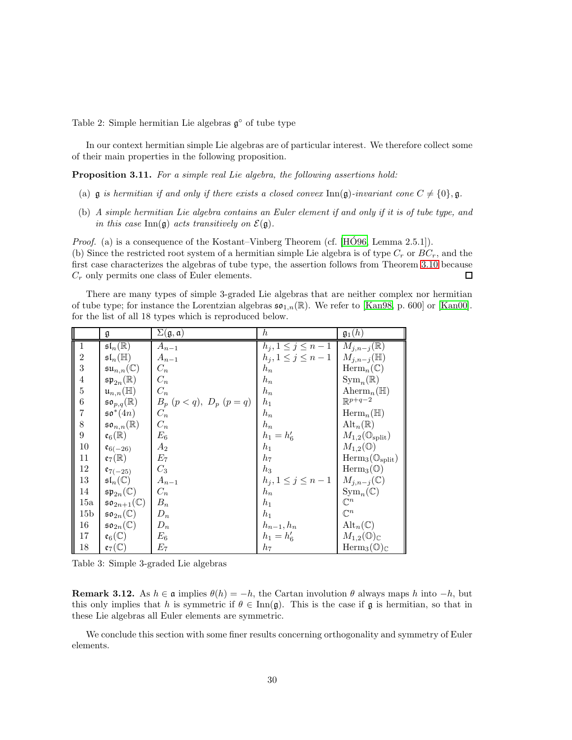Table 2: Simple hermitian Lie algebras $\mathfrak{g}^\circ$ of tube type

In our context hermitian simple Lie algebras are of particular interest. We therefore collect some of their main properties in the following proposition.

**Proposition 3.11.** *For a simple real Lie algebra, the following assertions hold:*

(a) *$\mathfrak{g}$ is hermitian if and only if there exists a closed convex $\mathrm{Inn}(\mathfrak{g})$-invariant cone $C \neq \{0\}, \mathfrak{g}$.*

(b) *A simple hermitian Lie algebra contains an Euler element if and only if it is of tube type, and in this case $\mathrm{Inn}(\mathfrak{g})$ acts transitively on $\mathcal{E}(\mathfrak{g})$.*

*Proof.* (a) is a consequence of the Kostant–Vinberg Theorem (cf. [HÓ96, Lemma 2.5.1]).
(b) Since the restricted root system of a hermitian simple Lie algebra is of type $C_r$ or $BC_r$, and the first case characterizes the algebras of tube type, the assertion follows from Theorem 3.10 because $C_r$ only permits one class of Euler elements. □

There are many types of simple 3-graded Lie algebras that are neither complex nor hermitian of tube type; for instance the Lorentzian algebras $\mathfrak{so}_{1,n}(\mathbb{R})$. We refer to [Kan98, p. 600] or [Kan00]. for the list of all 18 types which is reproduced below.

| | $\mathfrak{g}$ | $\Sigma(\mathfrak{g},\mathfrak{a})$ | $h$ | $\mathfrak{g}_1(h)$ |
|---|---|---|---|---|
| 1 | $\mathfrak{sl}_n(\mathbb{R})$ | $A_{n-1}$ | $h_j, 1 \leq j \leq n-1$ | $M_{j,n-j}(\mathbb{R})$ |
| 2 | $\mathfrak{sl}_n(\mathbb{H})$ | $A_{n-1}$ | $h_j, 1 \leq j \leq n-1$ | $M_{j,n-j}(\mathbb{H})$ |
| 3 | $\mathfrak{su}_{n,n}(\mathbb{C})$ | $C_n$ | $h_n$ | $\mathrm{Herm}_n(\mathbb{C})$ |
| 4 | $\mathfrak{sp}_{2n}(\mathbb{R})$ | $C_n$ | $h_n$ | $\mathrm{Sym}_n(\mathbb{R})$ |
| 5 | $\mathfrak{u}_{n,n}(\mathbb{H})$ | $C_n$ | $h_n$ | $\mathrm{Aherm}_n(\mathbb{H})$ |
| 6 | $\mathfrak{so}_{p,q}(\mathbb{R})$ | $B_p\ (p<q),\ D_p\ (p=q)$ | $h_1$ | $\mathbb{R}^{p+q-2}$ |
| 7 | $\mathfrak{so}^*(4n)$ | $C_n$ | $h_n$ | $\mathrm{Herm}_n(\mathbb{H})$ |
| 8 | $\mathfrak{so}_{n,n}(\mathbb{R})$ | $C_n$ | $h_n$ | $\mathrm{Alt}_n(\mathbb{R})$ |
| 9 | $\mathfrak{e}_6(\mathbb{R})$ | $E_6$ | $h_1 = h_6'$ | $M_{1,2}(\mathbb{O}_{\rm split})$ |
| 10 | $\mathfrak{e}_{6(-26)}$ | $A_2$ | $h_1$ | $M_{1,2}(\mathbb{O})$ |
| 11 | $\mathfrak{e}_7(\mathbb{R})$ | $E_7$ | $h_7$ | $\mathrm{Herm}_3(\mathbb{O}_{\rm split})$ |
| 12 | $\mathfrak{e}_{7(-25)}$ | $C_3$ | $h_3$ | $\mathrm{Herm}_3(\mathbb{O})$ |
| 13 | $\mathfrak{sl}_n(\mathbb{C})$ | $A_{n-1}$ | $h_j, 1 \leq j \leq n-1$ | $M_{j,n-j}(\mathbb{C})$ |
| 14 | $\mathfrak{sp}_{2n}(\mathbb{C})$ | $C_n$ | $h_n$ | $\mathrm{Sym}_n(\mathbb{C})$ |
| 15a | $\mathfrak{so}_{2n+1}(\mathbb{C})$ | $B_n$ | $h_1$ | $\mathbb{C}^n$ |
| 15b | $\mathfrak{so}_{2n}(\mathbb{C})$ | $D_n$ | $h_1$ | $\mathbb{C}^n$ |
| 16 | $\mathfrak{so}_{2n}(\mathbb{C})$ | $D_n$ | $h_{n-1}, h_n$ | $\mathrm{Alt}_n(\mathbb{C})$ |
| 17 | $\mathfrak{e}_6(\mathbb{C})$ | $E_6$ | $h_1 = h_6'$ | $M_{1,2}(\mathbb{O})_{\mathbb{C}}$ |
| 18 | $\mathfrak{e}_7(\mathbb{C})$ | $E_7$ | $h_7$ | $\mathrm{Herm}_3(\mathbb{O})_{\mathbb{C}}$ |

Table 3: Simple 3-graded Lie algebras

**Remark 3.12.** As $h \in \mathfrak{a}$ implies $\theta(h) = -h$, the Cartan involution $\theta$ always maps $h$ into $-h$, but this only implies that $h$ is symmetric if $\theta \in \mathrm{Inn}(\mathfrak{g})$. This is the case if $\mathfrak{g}$ is hermitian, so that in these Lie algebras all Euler elements are symmetric.

We conclude this section with some finer results concerning orthogonality and symmetry of Euler elements.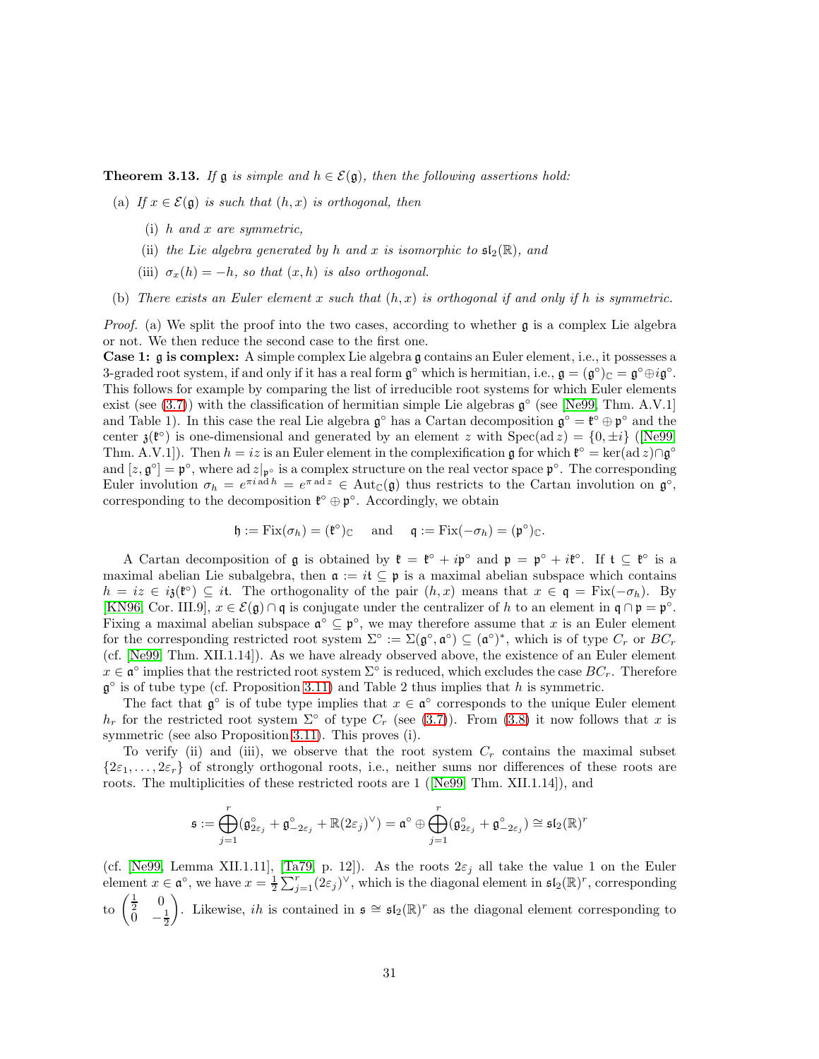**Theorem 3.13.** *If $\mathfrak{g}$ is simple and $h \in \mathcal{E}(\mathfrak{g})$, then the following assertions hold:*

(a) *If $x \in \mathcal{E}(\mathfrak{g})$ is such that $(h, x)$ is orthogonal, then*

  (i) *$h$ and $x$ are symmetric,*

  (ii) *the Lie algebra generated by $h$ and $x$ is isomorphic to $\mathfrak{sl}_2(\mathbb{R})$, and*

  (iii) *$\sigma_x(h) = -h$, so that $(x, h)$ is also orthogonal.*

(b) *There exists an Euler element $x$ such that $(h, x)$ is orthogonal if and only if $h$ is symmetric.*

*Proof.* (a) We split the proof into the two cases, according to whether $\mathfrak{g}$ is a complex Lie algebra or not. We then reduce the second case to the first one.

**Case 1: $\mathfrak{g}$ is complex:** A simple complex Lie algebra $\mathfrak{g}$ contains an Euler element, i.e., it possesses a 3-graded root system, if and only if it has a real form $\mathfrak{g}^\circ$ which is hermitian, i.e., $\mathfrak{g} = (\mathfrak{g}^\circ)_{\mathbb{C}} = \mathfrak{g}^\circ \oplus i\mathfrak{g}^\circ$. This follows for example by comparing the list of irreducible root systems for which Euler elements exist (see (3.7)) with the classification of hermitian simple Lie algebras $\mathfrak{g}^\circ$ (see [Ne99, Thm. A.V.1] and Table 1). In this case the real Lie algebra $\mathfrak{g}^\circ$ has a Cartan decomposition $\mathfrak{g}^\circ = \mathfrak{k}^\circ \oplus \mathfrak{p}^\circ$ and the center $\mathfrak{z}(\mathfrak{k}^\circ)$ is one-dimensional and generated by an element $z$ with $\mathrm{Spec}(\mathrm{ad}\, z) = \{0, \pm i\}$ ([Ne99, Thm. A.V.1]). Then $h = iz$ is an Euler element in the complexification $\mathfrak{g}$ for which $\mathfrak{k}^\circ = \ker(\mathrm{ad}\, z) \cap \mathfrak{g}^\circ$ and $[z, \mathfrak{g}^\circ] = \mathfrak{p}^\circ$, where $\mathrm{ad}\, z|_{\mathfrak{p}^\circ}$ is a complex structure on the real vector space $\mathfrak{p}^\circ$. The corresponding Euler involution $\sigma_h = e^{\pi i \,\mathrm{ad}\, h} = e^{\pi \,\mathrm{ad}\, z} \in \mathrm{Aut}_{\mathbb{C}}(\mathfrak{g})$ thus restricts to the Cartan involution on $\mathfrak{g}^\circ$, corresponding to the decomposition $\mathfrak{k}^\circ \oplus \mathfrak{p}^\circ$. Accordingly, we obtain

$$\mathfrak{h} := \mathrm{Fix}(\sigma_h) = (\mathfrak{k}^\circ)_{\mathbb{C}} \quad \text{and} \quad \mathfrak{q} := \mathrm{Fix}(-\sigma_h) = (\mathfrak{p}^\circ)_{\mathbb{C}}.$$

A Cartan decomposition of $\mathfrak{g}$ is obtained by $\mathfrak{k} = \mathfrak{k}^\circ + i\mathfrak{p}^\circ$ and $\mathfrak{p} = \mathfrak{p}^\circ + i\mathfrak{k}^\circ$. If $\mathfrak{t} \subseteq \mathfrak{k}^\circ$ is a maximal abelian Lie subalgebra, then $\mathfrak{a} := i\mathfrak{t} \subseteq \mathfrak{p}$ is a maximal abelian subspace which contains $h = iz \in i\mathfrak{z}(\mathfrak{k}^\circ) \subseteq i\mathfrak{t}$. The orthogonality of the pair $(h, x)$ means that $x \in \mathfrak{q} = \mathrm{Fix}(-\sigma_h)$. By [KN96, Cor. III.9], $x \in \mathcal{E}(\mathfrak{g}) \cap \mathfrak{q}$ is conjugate under the centralizer of $h$ to an element in $\mathfrak{q} \cap \mathfrak{p} = \mathfrak{p}^\circ$. Fixing a maximal abelian subspace $\mathfrak{a}^\circ \subseteq \mathfrak{p}^\circ$, we may therefore assume that $x$ is an Euler element for the corresponding restricted root system $\Sigma^\circ := \Sigma(\mathfrak{g}^\circ, \mathfrak{a}^\circ) \subseteq (\mathfrak{a}^\circ)^*$, which is of type $C_r$ or $BC_r$ (cf. [Ne99, Thm. XII.1.14]). As we have already observed above, the existence of an Euler element $x \in \mathfrak{a}^\circ$ implies that the restricted root system $\Sigma^\circ$ is reduced, which excludes the case $BC_r$. Therefore $\mathfrak{g}^\circ$ is of tube type (cf. Proposition 3.11) and Table 2 thus implies that $h$ is symmetric.

The fact that $\mathfrak{g}^\circ$ is of tube type implies that $x \in \mathfrak{a}^\circ$ corresponds to the unique Euler element $h_r$ for the restricted root system $\Sigma^\circ$ of type $C_r$ (see (3.7)). From (3.8) it now follows that $x$ is symmetric (see also Proposition 3.11). This proves (i).

To verify (ii) and (iii), we observe that the root system $C_r$ contains the maximal subset $\{2\varepsilon_1, \ldots, 2\varepsilon_r\}$ of strongly orthogonal roots, i.e., neither sums nor differences of these roots are roots. The multiplicities of these restricted roots are 1 ([Ne99, Thm. XII.1.14]), and

$$\mathfrak{s} := \bigoplus_{j=1}^r (\mathfrak{g}^\circ_{2\varepsilon_j} + \mathfrak{g}^\circ_{-2\varepsilon_j} + \mathbb{R}(2\varepsilon_j)^\vee) = \mathfrak{a}^\circ \oplus \bigoplus_{j=1}^r (\mathfrak{g}^\circ_{2\varepsilon_j} + \mathfrak{g}^\circ_{-2\varepsilon_j}) \cong \mathfrak{sl}_2(\mathbb{R})^r$$

(cf. [Ne99, Lemma XII.1.11], [Ta79, p. 12]). As the roots $2\varepsilon_j$ all take the value 1 on the Euler element $x \in \mathfrak{a}^\circ$, we have $x = \frac{1}{2}\sum_{j=1}^r (2\varepsilon_j)^\vee$, which is the diagonal element in $\mathfrak{sl}_2(\mathbb{R})^r$, corresponding to $\begin{pmatrix} \frac{1}{2} & 0 \\ 0 & -\frac{1}{2} \end{pmatrix}$. Likewise, $ih$ is contained in $\mathfrak{s} \cong \mathfrak{sl}_2(\mathbb{R})^r$ as the diagonal element corresponding to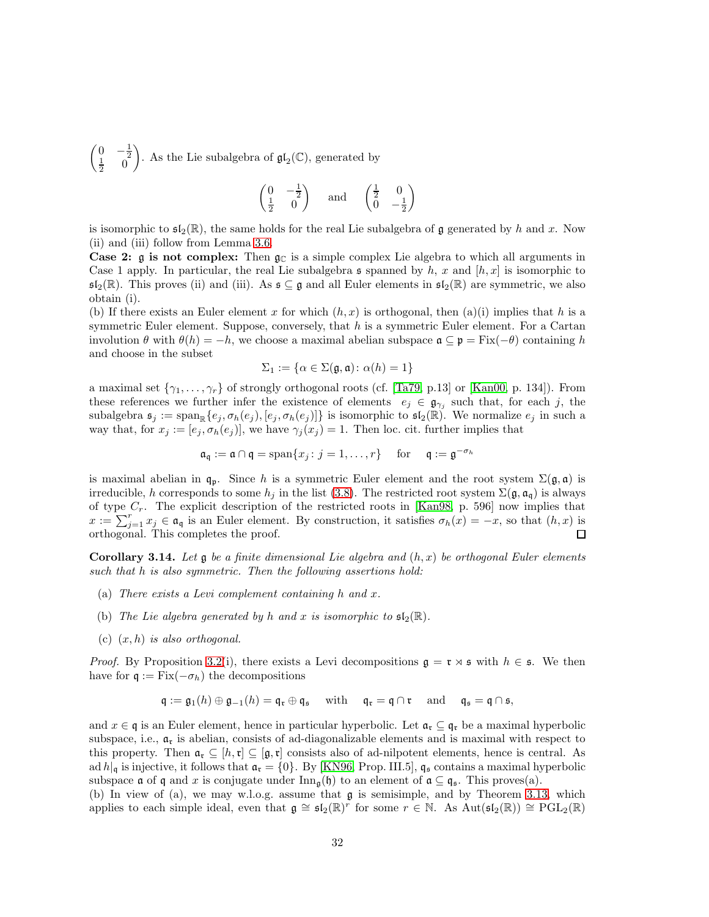$\begin{pmatrix} 0 & -\frac{1}{2} \\ \frac{1}{2} & 0 \end{pmatrix}$. As the Lie subalgebra of $\mathfrak{gl}_2(\mathbb{C})$, generated by

$$\begin{pmatrix} 0 & -\frac{1}{2} \\ \frac{1}{2} & 0 \end{pmatrix} \quad \text{and} \quad \begin{pmatrix} \frac{1}{2} & 0 \\ 0 & -\frac{1}{2} \end{pmatrix}$$

is isomorphic to $\mathfrak{sl}_2(\mathbb{R})$, the same holds for the real Lie subalgebra of $\mathfrak{g}$ generated by $h$ and $x$. Now (ii) and (iii) follow from Lemma 3.6.

**Case 2: $\mathfrak{g}$ is not complex:** Then $\mathfrak{g}_{\mathbb{C}}$ is a simple complex Lie algebra to which all arguments in Case 1 apply. In particular, the real Lie subalgebra $\mathfrak{s}$ spanned by $h$, $x$ and $[h,x]$ is isomorphic to $\mathfrak{sl}_2(\mathbb{R})$. This proves (ii) and (iii). As $\mathfrak{s} \subseteq \mathfrak{g}$ and all Euler elements in $\mathfrak{sl}_2(\mathbb{R})$ are symmetric, we also obtain (i).

(b) If there exists an Euler element $x$ for which $(h,x)$ is orthogonal, then (a)(i) implies that $h$ is a symmetric Euler element. Suppose, conversely, that $h$ is a symmetric Euler element. For a Cartan involution $\theta$ with $\theta(h) = -h$, we choose a maximal abelian subspace $\mathfrak{a} \subseteq \mathfrak{p} = \mathrm{Fix}(-\theta)$ containing $h$ and choose in the subset

$$\Sigma_1 := \{\alpha \in \Sigma(\mathfrak{g}, \mathfrak{a}) \colon \alpha(h) = 1\}$$

a maximal set $\{\gamma_1, \ldots, \gamma_r\}$ of strongly orthogonal roots (cf. [Ta79, p.13] or [Kan00, p. 134]). From these references we further infer the existence of elements $e_j \in \mathfrak{g}_{\gamma_j}$ such that, for each $j$, the subalgebra $\mathfrak{s}_j := \mathrm{span}_{\mathbb{R}}\{e_j, \sigma_h(e_j), [e_j, \sigma_h(e_j)]\}$ is isomorphic to $\mathfrak{sl}_2(\mathbb{R})$. We normalize $e_j$ in such a way that, for $x_j := [e_j, \sigma_h(e_j)]$, we have $\gamma_j(x_j) = 1$. Then loc. cit. further implies that

$$\mathfrak{a}_{\mathfrak{q}} := \mathfrak{a} \cap \mathfrak{q} = \mathrm{span}\{x_j \colon j = 1, \ldots, r\} \quad \text{for} \quad \mathfrak{q} := \mathfrak{g}^{-\sigma_h}$$

is maximal abelian in $\mathfrak{q}_{\mathfrak{p}}$. Since $h$ is a symmetric Euler element and the root system $\Sigma(\mathfrak{g}, \mathfrak{a})$ is irreducible, $h$ corresponds to some $h_j$ in the list (3.8). The restricted root system $\Sigma(\mathfrak{g}, \mathfrak{a}_{\mathfrak{q}})$ is always of type $C_r$. The explicit description of the restricted roots in [Kan98, p. 596] now implies that $x := \sum_{j=1}^{r} x_j \in \mathfrak{a}_{\mathfrak{q}}$ is an Euler element. By construction, it satisfies $\sigma_h(x) = -x$, so that $(h,x)$ is orthogonal. This completes the proof. $\square$

**Corollary 3.14.** *Let $\mathfrak{g}$ be a finite dimensional Lie algebra and $(h,x)$ be orthogonal Euler elements such that $h$ is also symmetric. Then the following assertions hold:*

- (a) *There exists a Levi complement containing $h$ and $x$.*
- (b) *The Lie algebra generated by $h$ and $x$ is isomorphic to $\mathfrak{sl}_2(\mathbb{R})$.*
- (c) *$(x,h)$ is also orthogonal.*

*Proof.* By Proposition 3.2(i), there exists a Levi decompositions $\mathfrak{g} = \mathfrak{r} \rtimes \mathfrak{s}$ with $h \in \mathfrak{s}$. We then have for $\mathfrak{q} := \mathrm{Fix}(-\sigma_h)$ the decompositions

$$\mathfrak{q} := \mathfrak{g}_1(h) \oplus \mathfrak{g}_{-1}(h) = \mathfrak{q}_{\mathfrak{r}} \oplus \mathfrak{q}_{\mathfrak{s}} \quad \text{with} \quad \mathfrak{q}_{\mathfrak{r}} = \mathfrak{q} \cap \mathfrak{r} \quad \text{and} \quad \mathfrak{q}_{\mathfrak{s}} = \mathfrak{q} \cap \mathfrak{s},$$

and $x \in \mathfrak{q}$ is an Euler element, hence in particular hyperbolic. Let $\mathfrak{a}_{\mathfrak{r}} \subseteq \mathfrak{q}_{\mathfrak{r}}$ be a maximal hyperbolic subspace, i.e., $\mathfrak{a}_{\mathfrak{r}}$ is abelian, consists of ad-diagonalizable elements and is maximal with respect to this property. Then $\mathfrak{a}_{\mathfrak{r}} \subseteq [h, \mathfrak{r}] \subseteq [\mathfrak{g}, \mathfrak{r}]$ consists also of ad-nilpotent elements, hence is central. As $\mathrm{ad}\, h|_{\mathfrak{q}}$ is injective, it follows that $\mathfrak{a}_{\mathfrak{r}} = \{0\}$. By [KN96, Prop. III.5], $\mathfrak{q}_{\mathfrak{s}}$ contains a maximal hyperbolic subspace $\mathfrak{a}$ of $\mathfrak{q}$ and $x$ is conjugate under $\mathrm{Inn}_{\mathfrak{g}}(\mathfrak{h})$ to an element of $\mathfrak{a} \subseteq \mathfrak{q}_{\mathfrak{s}}$. This proves(a).

(b) In view of (a), we may w.l.o.g. assume that $\mathfrak{g}$ is semisimple, and by Theorem 3.13, which applies to each simple ideal, even that $\mathfrak{g} \cong \mathfrak{sl}_2(\mathbb{R})^r$ for some $r \in \mathbb{N}$. As $\mathrm{Aut}(\mathfrak{sl}_2(\mathbb{R})) \cong \mathrm{PGL}_2(\mathbb{R})$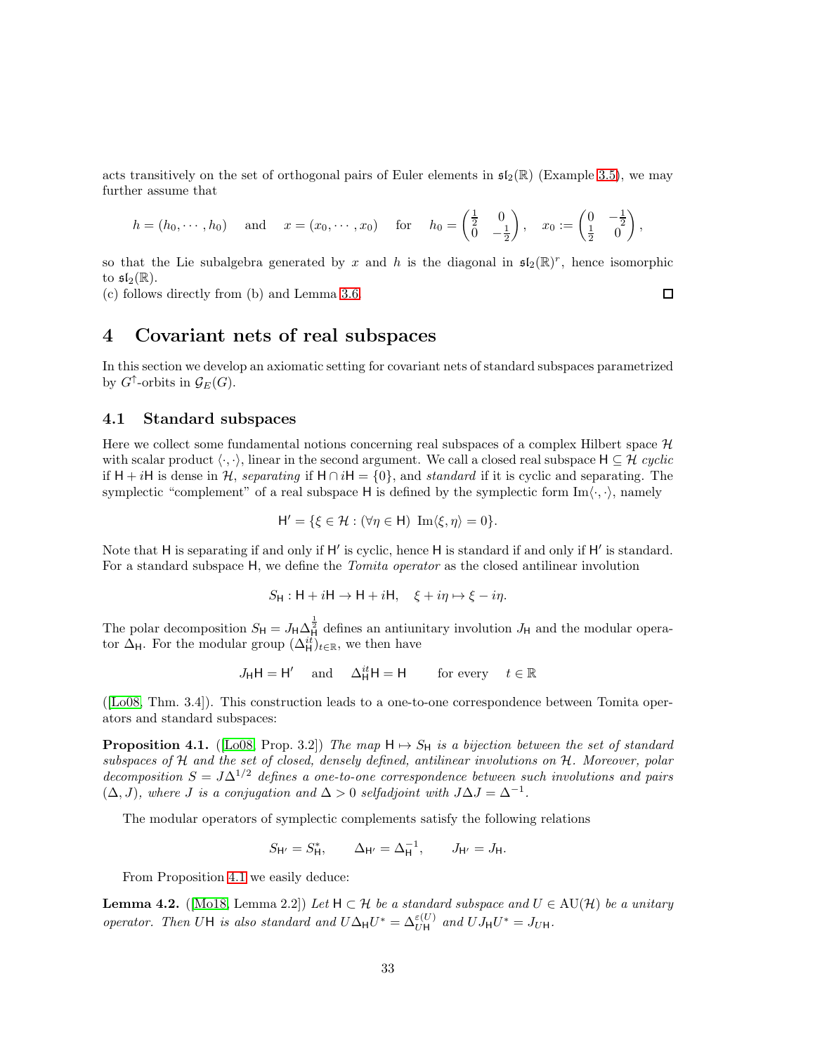acts transitively on the set of orthogonal pairs of Euler elements in $\mathfrak{sl}_2(\mathbb{R})$ (Example 3.5), we may further assume that

$$h = (h_0, \cdots, h_0) \quad \text{and} \quad x = (x_0, \cdots, x_0) \quad \text{for} \quad h_0 = \begin{pmatrix} \frac{1}{2} & 0 \\ 0 & -\frac{1}{2} \end{pmatrix}, \quad x_0 := \begin{pmatrix} 0 & -\frac{1}{2} \\ \frac{1}{2} & 0 \end{pmatrix},$$

so that the Lie subalgebra generated by $x$ and $h$ is the diagonal in $\mathfrak{sl}_2(\mathbb{R})^r$, hence isomorphic to $\mathfrak{sl}_2(\mathbb{R})$.

(c) follows directly from (b) and Lemma 3.6. □

# 4 Covariant nets of real subspaces

In this section we develop an axiomatic setting for covariant nets of standard subspaces parametrized by $G^\uparrow$-orbits in $\mathcal{G}_E(G)$.

## 4.1 Standard subspaces

Here we collect some fundamental notions concerning real subspaces of a complex Hilbert space $\mathcal{H}$ with scalar product $\langle \cdot, \cdot \rangle$, linear in the second argument. We call a closed real subspace $\mathsf{H} \subseteq \mathcal{H}$ *cyclic* if $\mathsf{H} + i\mathsf{H}$ is dense in $\mathcal{H}$, *separating* if $\mathsf{H} \cap i\mathsf{H} = \{0\}$, and *standard* if it is cyclic and separating. The symplectic "complement" of a real subspace $\mathsf{H}$ is defined by the symplectic form $\operatorname{Im}\langle \cdot, \cdot \rangle$, namely

$$\mathsf{H}' = \{\xi \in \mathcal{H} : (\forall \eta \in \mathsf{H}) \ \operatorname{Im}\langle \xi, \eta \rangle = 0\}.$$

Note that $\mathsf{H}$ is separating if and only if $\mathsf{H}'$ is cyclic, hence $\mathsf{H}$ is standard if and only if $\mathsf{H}'$ is standard. For a standard subspace $\mathsf{H}$, we define the *Tomita operator* as the closed antilinear involution

$$S_\mathsf{H} : \mathsf{H} + i\mathsf{H} \to \mathsf{H} + i\mathsf{H}, \quad \xi + i\eta \mapsto \xi - i\eta.$$

The polar decomposition $S_\mathsf{H} = J_\mathsf{H} \Delta_\mathsf{H}^{\frac{1}{2}}$ defines an antiunitary involution $J_\mathsf{H}$ and the modular operator $\Delta_\mathsf{H}$. For the modular group $(\Delta_\mathsf{H}^{it})_{t \in \mathbb{R}}$, we then have

$$J_\mathsf{H} \mathsf{H} = \mathsf{H}' \quad \text{and} \quad \Delta_\mathsf{H}^{it} \mathsf{H} = \mathsf{H} \qquad \text{for every} \quad t \in \mathbb{R}$$

([Lo08, Thm. 3.4]). This construction leads to a one-to-one correspondence between Tomita operators and standard subspaces:

**Proposition 4.1.** ([Lo08, Prop. 3.2]) *The map $\mathsf{H} \mapsto S_\mathsf{H}$ is a bijection between the set of standard subspaces of $\mathcal{H}$ and the set of closed, densely defined, antilinear involutions on $\mathcal{H}$. Moreover, polar decomposition $S = J\Delta^{1/2}$ defines a one-to-one correspondence between such involutions and pairs $(\Delta, J)$, where $J$ is a conjugation and $\Delta > 0$ selfadjoint with $J\Delta J = \Delta^{-1}$.*

The modular operators of symplectic complements satisfy the following relations

$$S_{\mathsf{H}'} = S_\mathsf{H}^*, \qquad \Delta_{\mathsf{H}'} = \Delta_\mathsf{H}^{-1}, \qquad J_{\mathsf{H}'} = J_\mathsf{H}.$$

From Proposition 4.1 we easily deduce:

**Lemma 4.2.** ([Mo18, Lemma 2.2]) *Let $\mathsf{H} \subset \mathcal{H}$ be a standard subspace and $U \in \mathrm{AU}(\mathcal{H})$ be a unitary operator. Then $U\mathsf{H}$ is also standard and $U\Delta_\mathsf{H} U^* = \Delta_{U\mathsf{H}}^{\varepsilon(U)}$ and $UJ_\mathsf{H} U^* = J_{U\mathsf{H}}$.*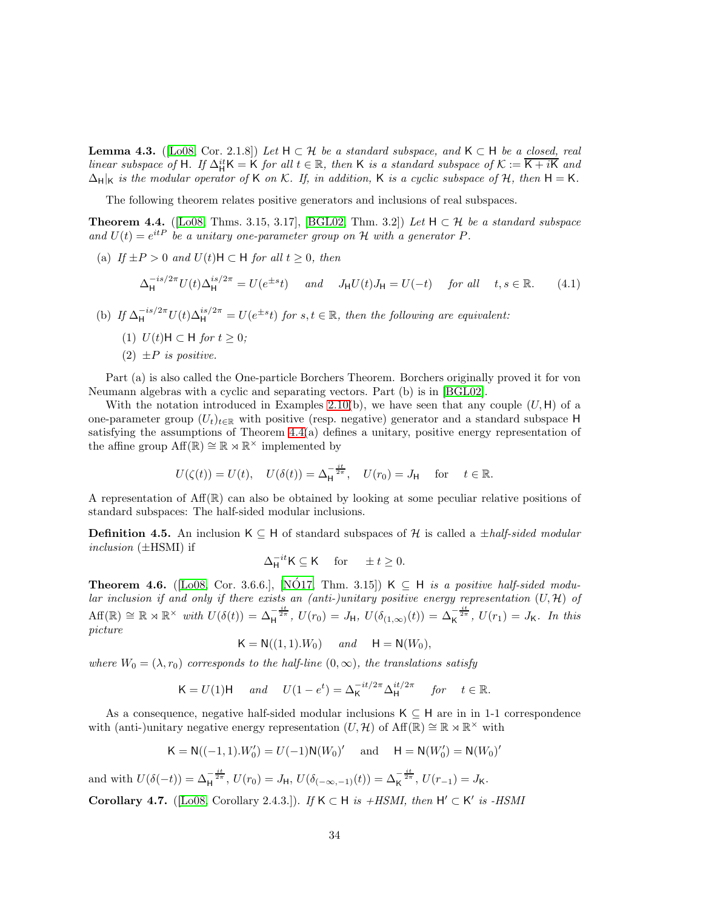**Lemma 4.3.** ([Lo08, Cor. 2.1.8]) *Let $\mathsf{H} \subset \mathcal{H}$ be a standard subspace, and $\mathsf{K} \subset \mathsf{H}$ be a closed, real linear subspace of $\mathsf{H}$. If $\Delta_{\mathsf{H}}^{it}\mathsf{K} = \mathsf{K}$ for all $t \in \mathbb{R}$, then $\mathsf{K}$ is a standard subspace of $\mathcal{K} := \overline{\mathsf{K} + i\mathsf{K}}$ and $\Delta_{\mathsf{H}}|_{\mathsf{K}}$ is the modular operator of $\mathsf{K}$ on $\mathcal{K}$. If, in addition, $\mathsf{K}$ is a cyclic subspace of $\mathcal{H}$, then $\mathsf{H} = \mathsf{K}$.*

The following theorem relates positive generators and inclusions of real subspaces.

**Theorem 4.4.** ([Lo08, Thms. 3.15, 3.17], [BGL02, Thm. 3.2]) *Let $\mathsf{H} \subset \mathcal{H}$ be a standard subspace and $U(t) = e^{itP}$ be a unitary one-parameter group on $\mathcal{H}$ with a generator $P$.*

(a) *If $\pm P > 0$ and $U(t)\mathsf{H} \subset \mathsf{H}$ for all $t \geq 0$, then*

$$\Delta_{\mathsf{H}}^{-is/2\pi} U(t) \Delta_{\mathsf{H}}^{is/2\pi} = U(e^{\pm s}t) \quad \text{and} \quad J_{\mathsf{H}} U(t) J_{\mathsf{H}} = U(-t) \quad \text{for all} \quad t, s \in \mathbb{R}. \tag{4.1}$$

(b) *If $\Delta_{\mathsf{H}}^{-is/2\pi} U(t) \Delta_{\mathsf{H}}^{is/2\pi} = U(e^{\pm s}t)$ for $s, t \in \mathbb{R}$, then the following are equivalent:*

   (1) *$U(t)\mathsf{H} \subset \mathsf{H}$ for $t \geq 0$;*

   (2) *$\pm P$ is positive.*

Part (a) is also called the One-particle Borchers Theorem. Borchers originally proved it for von Neumann algebras with a cyclic and separating vectors. Part (b) is in [BGL02].

With the notation introduced in Examples 2.10(b), we have seen that any couple $(U, \mathsf{H})$ of a one-parameter group $(U_t)_{t\in\mathbb{R}}$ with positive (resp. negative) generator and a standard subspace $\mathsf{H}$ satisfying the assumptions of Theorem 4.4(a) defines a unitary, positive energy representation of the affine group $\mathrm{Aff}(\mathbb{R}) \cong \mathbb{R} \rtimes \mathbb{R}^\times$ implemented by

$$U(\zeta(t)) = U(t), \quad U(\delta(t)) = \Delta_{\mathsf{H}}^{-\frac{it}{2\pi}}, \quad U(r_0) = J_{\mathsf{H}} \quad \text{for} \quad t \in \mathbb{R}.$$

A representation of $\mathrm{Aff}(\mathbb{R})$ can also be obtained by looking at some peculiar relative positions of standard subspaces: The half-sided modular inclusions.

**Definition 4.5.** An inclusion $\mathsf{K} \subseteq \mathsf{H}$ of standard subspaces of $\mathcal{H}$ is called a *$\pm$half-sided modular inclusion* ($\pm$HSMI) if

$$\Delta_{\mathsf{H}}^{-it}\mathsf{K} \subseteq \mathsf{K} \quad \text{for} \quad \pm t \geq 0.$$

**Theorem 4.6.** ([Lo08, Cor. 3.6.6.], [NÓ17, Thm. 3.15]) *$\mathsf{K} \subseteq \mathsf{H}$ is a positive half-sided modular inclusion if and only if there exists an (anti-)unitary positive energy representation $(U, \mathcal{H})$ of $\mathrm{Aff}(\mathbb{R}) \cong \mathbb{R} \rtimes \mathbb{R}^\times$ with $U(\delta(t)) = \Delta_{\mathsf{H}}^{-\frac{it}{2\pi}}$, $U(r_0) = J_{\mathsf{H}}$, $U(\delta_{(1,\infty)}(t)) = \Delta_{\mathsf{K}}^{-\frac{it}{2\pi}}$, $U(r_1) = J_{\mathsf{K}}$. In this picture*

$$\mathsf{K} = \mathsf{N}((1,1).W_0) \quad \text{and} \quad \mathsf{H} = \mathsf{N}(W_0),$$

*where $W_0 = (\lambda, r_0)$ corresponds to the half-line $(0, \infty)$, the translations satisfy*

$$\mathsf{K} = U(1)\mathsf{H} \quad \text{and} \quad U(1 - e^t) = \Delta_{\mathsf{K}}^{-it/2\pi} \Delta_{\mathsf{H}}^{it/2\pi} \quad \text{for} \quad t \in \mathbb{R}.$$

As a consequence, negative half-sided modular inclusions $\mathsf{K} \subseteq \mathsf{H}$ are in in 1-1 correspondence with (anti-)unitary negative energy representation $(U, \mathcal{H})$ of $\mathrm{Aff}(\mathbb{R}) \cong \mathbb{R} \rtimes \mathbb{R}^\times$ with

$$\mathsf{K} = \mathsf{N}((-1,1).W_0') = U(-1)\mathsf{N}(W_0)' \quad \text{and} \quad \mathsf{H} = \mathsf{N}(W_0') = \mathsf{N}(W_0)'$$

and with $U(\delta(-t)) = \Delta_{\mathsf{H}}^{-\frac{it}{2\pi}}$, $U(r_0) = J_{\mathsf{H}}$, $U(\delta_{(-\infty,-1)}(t)) = \Delta_{\mathsf{K}}^{-\frac{it}{2\pi}}$, $U(r_{-1}) = J_{\mathsf{K}}$.

**Corollary 4.7.** ([Lo08, Corollary 2.4.3.]). *If $\mathsf{K} \subset \mathsf{H}$ is +HSMI, then $\mathsf{H}' \subset \mathsf{K}'$ is -HSMI*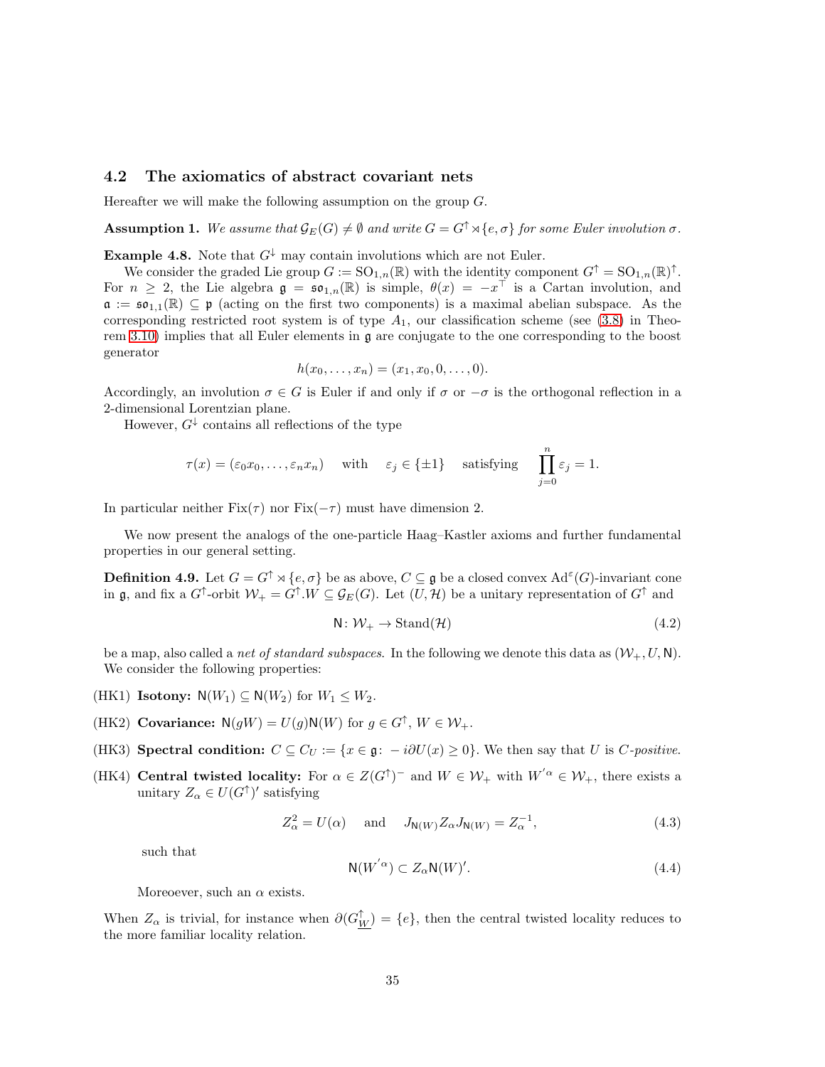### 4.2 The axiomatics of abstract covariant nets

Hereafter we will make the following assumption on the group $G$.

**Assumption 1.** *We assume that $\mathcal{G}_E(G) \neq \emptyset$ and write $G = G^\uparrow \rtimes \{e, \sigma\}$ for some Euler involution $\sigma$.*

**Example 4.8.** Note that $G^\downarrow$ may contain involutions which are not Euler.

We consider the graded Lie group $G := \mathrm{SO}_{1,n}(\mathbb{R})$ with the identity component $G^\uparrow = \mathrm{SO}_{1,n}(\mathbb{R})^\uparrow$. For $n \geq 2$, the Lie algebra $\mathfrak{g} = \mathfrak{so}_{1,n}(\mathbb{R})$ is simple, $\theta(x) = -x^\top$ is a Cartan involution, and $\mathfrak{a} := \mathfrak{so}_{1,1}(\mathbb{R}) \subseteq \mathfrak{p}$ (acting on the first two components) is a maximal abelian subspace. As the corresponding restricted root system is of type $A_1$, our classification scheme (see (3.8) in Theorem 3.10) implies that all Euler elements in $\mathfrak{g}$ are conjugate to the one corresponding to the boost generator

$$h(x_0, \ldots, x_n) = (x_1, x_0, 0, \ldots, 0).$$

Accordingly, an involution $\sigma \in G$ is Euler if and only if $\sigma$ or $-\sigma$ is the orthogonal reflection in a 2-dimensional Lorentzian plane.

However, $G^\downarrow$ contains all reflections of the type

$$\tau(x) = (\varepsilon_0 x_0, \ldots, \varepsilon_n x_n) \quad \text{with} \quad \varepsilon_j \in \{\pm 1\} \quad \text{satisfying} \quad \prod_{j=0}^{n} \varepsilon_j = 1.$$

In particular neither $\mathrm{Fix}(\tau)$ nor $\mathrm{Fix}(-\tau)$ must have dimension 2.

We now present the analogs of the one-particle Haag–Kastler axioms and further fundamental properties in our general setting.

**Definition 4.9.** Let $G = G^\uparrow \rtimes \{e, \sigma\}$ be as above, $C \subseteq \mathfrak{g}$ be a closed convex $\mathrm{Ad}^\varepsilon(G)$-invariant cone in $\mathfrak{g}$, and fix a $G^\uparrow$-orbit $\mathcal{W}_+ = G^\uparrow.W \subseteq \mathcal{G}_E(G)$. Let $(U, \mathcal{H})$ be a unitary representation of $G^\uparrow$ and

$$\mathsf{N} \colon \mathcal{W}_+ \to \mathrm{Stand}(\mathcal{H}) \tag{4.2}$$

be a map, also called a *net of standard subspaces*. In the following we denote this data as $(\mathcal{W}_+, U, \mathsf{N})$. We consider the following properties:

- (HK1) **Isotony:** $\mathsf{N}(W_1) \subseteq \mathsf{N}(W_2)$ for $W_1 \leq W_2$.
- (HK2) **Covariance:** $\mathsf{N}(gW) = U(g)\mathsf{N}(W)$ for $g \in G^\uparrow$, $W \in \mathcal{W}_+$.
- (HK3) **Spectral condition:** $C \subseteq C_U := \{x \in \mathfrak{g} \colon -i\partial U(x) \geq 0\}$. We then say that $U$ is *$C$-positive*.
- (HK4) **Central twisted locality:** For $\alpha \in Z(G^\uparrow)^-$ and $W \in \mathcal{W}_+$ with $W^{'\alpha} \in \mathcal{W}_+$, there exists a unitary $Z_\alpha \in U(G^\uparrow)'$ satisfying

$$Z_\alpha^2 = U(\alpha) \quad \text{and} \quad J_{\mathsf{N}(W)} Z_\alpha J_{\mathsf{N}(W)} = Z_\alpha^{-1}, \tag{4.3}$$

 such that

$$\mathsf{N}(W^{'\alpha}) \subset Z_\alpha \mathsf{N}(W)'. \tag{4.4}$$

 Moreoever, such an $\alpha$ exists.

When $Z_\alpha$ is trivial, for instance when $\partial(G^\uparrow_{\underline{W}}) = \{e\}$, then the central twisted locality reduces to the more familiar locality relation.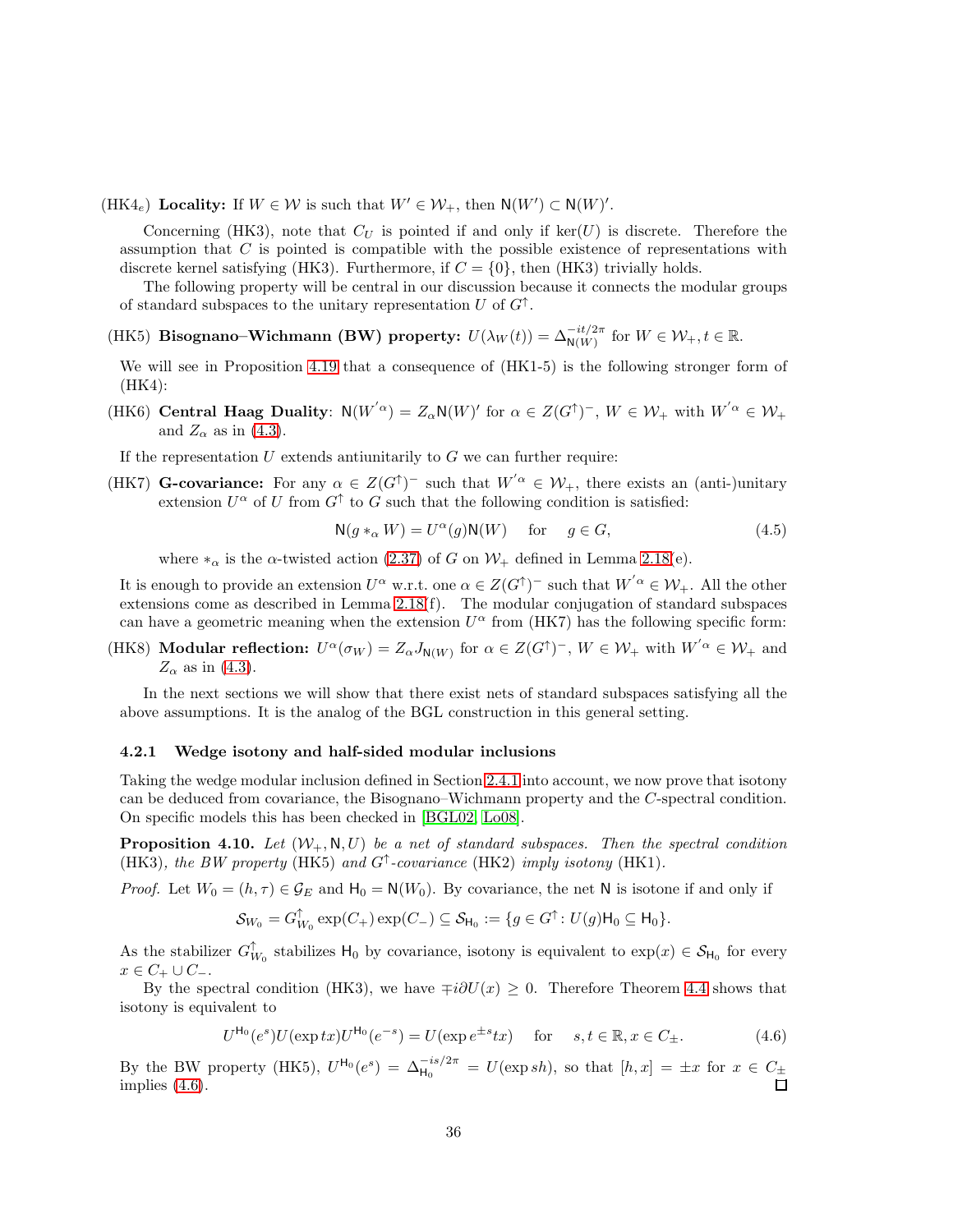(HK4$_e$) **Locality:** If $W \in \mathcal{W}$ is such that $W' \in \mathcal{W}_+$, then $\mathsf{N}(W') \subset \mathsf{N}(W)'$.

Concerning (HK3), note that $C_U$ is pointed if and only if $\ker(U)$ is discrete. Therefore the assumption that $C$ is pointed is compatible with the possible existence of representations with discrete kernel satisfying (HK3). Furthermore, if $C = \{0\}$, then (HK3) trivially holds.

The following property will be central in our discussion because it connects the modular groups of standard subspaces to the unitary representation $U$ of $G^\uparrow$.

(HK5) **Bisognano–Wichmann (BW) property:** $U(\lambda_W(t)) = \Delta_{\mathsf{N}(W)}^{-it/2\pi}$ for $W \in \mathcal{W}_+, t \in \mathbb{R}$.

We will see in Proposition 4.19 that a consequence of (HK1-5) is the following stronger form of (HK4):

(HK6) **Central Haag Duality**: $\mathsf{N}(W'^\alpha) = Z_\alpha \mathsf{N}(W)'$ for $\alpha \in Z(G^\uparrow)^-$, $W \in \mathcal{W}_+$ with $W'^\alpha \in \mathcal{W}_+$ and $Z_\alpha$ as in (4.3).

If the representation $U$ extends antiunitarily to $G$ we can further require:

(HK7) **G-covariance:** For any $\alpha \in Z(G^\uparrow)^-$ such that $W'^\alpha \in \mathcal{W}_+$, there exists an (anti-)unitary extension $U^\alpha$ of $U$ from $G^\uparrow$ to $G$ such that the following condition is satisfied:

$$\mathsf{N}(g *_\alpha W) = U^\alpha(g)\mathsf{N}(W) \quad \text{ for } \quad g \in G, \tag{4.5}$$

where $*_\alpha$ is the $\alpha$-twisted action (2.37) of $G$ on $\mathcal{W}_+$ defined in Lemma 2.18(e).

It is enough to provide an extension $U^\alpha$ w.r.t. one $\alpha \in Z(G^\uparrow)^-$ such that $W'^\alpha \in \mathcal{W}_+$. All the other extensions come as described in Lemma 2.18(f). The modular conjugation of standard subspaces can have a geometric meaning when the extension $U^\alpha$ from (HK7) has the following specific form:

(HK8) **Modular reflection:** $U^\alpha(\sigma_W) = Z_\alpha J_{\mathsf{N}(W)}$ for $\alpha \in Z(G^\uparrow)^-$, $W \in \mathcal{W}_+$ with $W'^\alpha \in \mathcal{W}_+$ and $Z_\alpha$ as in (4.3).

In the next sections we will show that there exist nets of standard subspaces satisfying all the above assumptions. It is the analog of the BGL construction in this general setting.

### 4.2.1 Wedge isotony and half-sided modular inclusions

Taking the wedge modular inclusion defined in Section 2.4.1 into account, we now prove that isotony can be deduced from covariance, the Bisognano–Wichmann property and the $C$-spectral condition. On specific models this has been checked in [BGL02, Lo08].

**Proposition 4.10.** *Let $(\mathcal{W}_+, \mathsf{N}, U)$ be a net of standard subspaces. Then the spectral condition* (HK3)*, the BW property* (HK5) *and $G^\uparrow$-covariance* (HK2) *imply isotony* (HK1).

*Proof.* Let $W_0 = (h, \tau) \in \mathcal{G}_E$ and $\mathsf{H}_0 = \mathsf{N}(W_0)$. By covariance, the net $\mathsf{N}$ is isotone if and only if

$$\mathcal{S}_{W_0} = G^\uparrow_{W_0} \exp(C_+) \exp(C_-) \subseteq \mathcal{S}_{\mathsf{H}_0} := \{g \in G^\uparrow \colon U(g)\mathsf{H}_0 \subseteq \mathsf{H}_0\}.$$

As the stabilizer $G^\uparrow_{W_0}$ stabilizes $\mathsf{H}_0$ by covariance, isotony is equivalent to $\exp(x) \in \mathcal{S}_{\mathsf{H}_0}$ for every $x \in C_+ \cup C_-$.

By the spectral condition (HK3), we have $\mp i\partial U(x) \geq 0$. Therefore Theorem 4.4 shows that isotony is equivalent to

$$U^{\mathsf{H}_0}(e^s)U(\exp tx)U^{\mathsf{H}_0}(e^{-s}) = U(\exp e^{\pm s} tx) \quad \text{ for } \quad s, t \in \mathbb{R}, x \in C_\pm. \tag{4.6}$$

By the BW property (HK5), $U^{\mathsf{H}_0}(e^s) = \Delta_{\mathsf{H}_0}^{-is/2\pi} = U(\exp sh)$, so that $[h, x] = \pm x$ for $x \in C_\pm$ implies (4.6). $\square$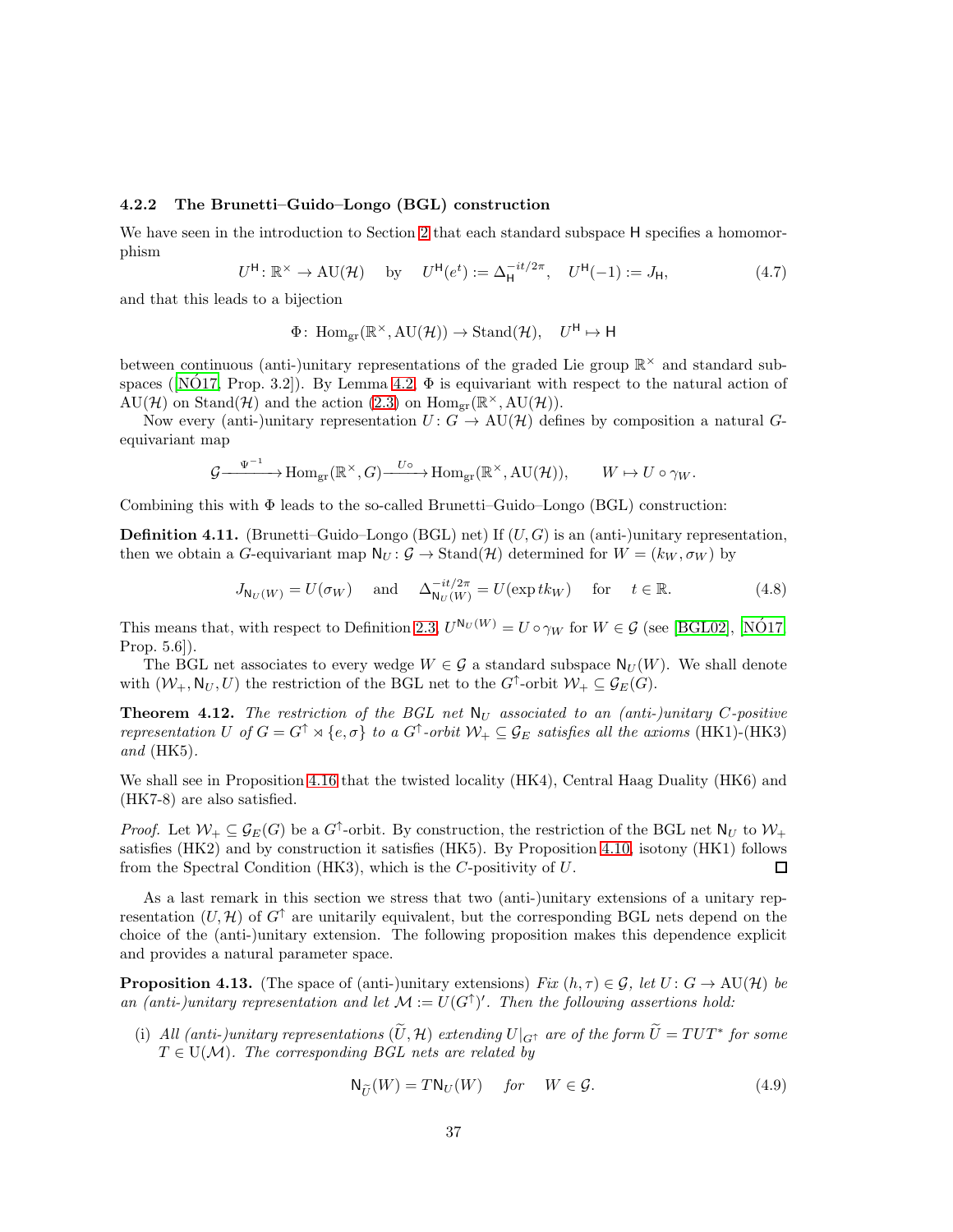#### 4.2.2 The Brunetti–Guido–Longo (BGL) construction

We have seen in the introduction to Section 2 that each standard subspace $\mathsf{H}$ specifies a homomorphism

$$U^{\mathsf{H}}\colon \mathbb{R}^\times \to \mathrm{AU}(\mathcal{H}) \quad \text{by} \quad U^{\mathsf{H}}(e^t) := \Delta_{\mathsf{H}}^{-it/2\pi}, \quad U^{\mathsf{H}}(-1) := J_{\mathsf{H}}, \tag{4.7}$$

and that this leads to a bijection

$$\Phi\colon \operatorname{Hom}_{\mathrm{gr}}(\mathbb{R}^\times, \mathrm{AU}(\mathcal{H})) \to \mathrm{Stand}(\mathcal{H}), \quad U^{\mathsf{H}} \mapsto \mathsf{H}$$

between continuous (anti-)unitary representations of the graded Lie group $\mathbb{R}^\times$ and standard subspaces ([NÓ17, Prop. 3.2]). By Lemma 4.2, $\Phi$ is equivariant with respect to the natural action of $\mathrm{AU}(\mathcal{H})$ on $\mathrm{Stand}(\mathcal{H})$ and the action (2.3) on $\operatorname{Hom}_{\mathrm{gr}}(\mathbb{R}^\times, \mathrm{AU}(\mathcal{H}))$.

Now every (anti-)unitary representation $U\colon G \to \mathrm{AU}(\mathcal{H})$ defines by composition a natural $G$-equivariant map

$$\mathcal{G} \xrightarrow{\ \Psi^{-1}\ } \operatorname{Hom}_{\mathrm{gr}}(\mathbb{R}^\times, G) \xrightarrow{\ U\circ\ } \operatorname{Hom}_{\mathrm{gr}}(\mathbb{R}^\times, \mathrm{AU}(\mathcal{H})), \qquad W \mapsto U \circ \gamma_W.$$

Combining this with $\Phi$ leads to the so-called Brunetti–Guido–Longo (BGL) construction:

**Definition 4.11.** (Brunetti–Guido–Longo (BGL) net) If $(U, G)$ is an (anti-)unitary representation, then we obtain a $G$-equivariant map $\mathsf{N}_U\colon \mathcal{G} \to \mathrm{Stand}(\mathcal{H})$ determined for $W = (k_W, \sigma_W)$ by

$$J_{\mathsf{N}_U(W)} = U(\sigma_W) \quad \text{and} \quad \Delta_{\mathsf{N}_U(W)}^{-it/2\pi} = U(\exp tk_W) \quad \text{for} \quad t \in \mathbb{R}. \tag{4.8}$$

This means that, with respect to Definition 2.3, $U^{\mathsf{N}_U(W)} = U \circ \gamma_W$ for $W \in \mathcal{G}$ (see [BGL02], [NÓ17, Prop. 5.6]).

The BGL net associates to every wedge $W \in \mathcal{G}$ a standard subspace $\mathsf{N}_U(W)$. We shall denote with $(\mathcal{W}_+, \mathsf{N}_U, U)$ the restriction of the BGL net to the $G^\uparrow$-orbit $\mathcal{W}_+ \subseteq \mathcal{G}_E(G)$.

**Theorem 4.12.** *The restriction of the BGL net $\mathsf{N}_U$ associated to an (anti-)unitary $C$-positive representation $U$ of $G = G^\uparrow \rtimes \{e, \sigma\}$ to a $G^\uparrow$-orbit $\mathcal{W}_+ \subseteq \mathcal{G}_E$ satisfies all the axioms* (HK1)-(HK3) *and* (HK5)*.*

We shall see in Proposition 4.16 that the twisted locality (HK4), Central Haag Duality (HK6) and (HK7-8) are also satisfied.

*Proof.* Let $\mathcal{W}_+ \subseteq \mathcal{G}_E(G)$ be a $G^\uparrow$-orbit. By construction, the restriction of the BGL net $\mathsf{N}_U$ to $\mathcal{W}_+$ satisfies (HK2) and by construction it satisfies (HK5). By Proposition 4.10, isotony (HK1) follows from the Spectral Condition (HK3), which is the $C$-positivity of $U$. ◻

As a last remark in this section we stress that two (anti-)unitary extensions of a unitary representation $(U, \mathcal{H})$ of $G^\uparrow$ are unitarily equivalent, but the corresponding BGL nets depend on the choice of the (anti-)unitary extension. The following proposition makes this dependence explicit and provides a natural parameter space.

**Proposition 4.13.** (The space of (anti-)unitary extensions) *Fix $(h, \tau) \in \mathcal{G}$, let $U\colon G \to \mathrm{AU}(\mathcal{H})$ be an (anti-)unitary representation and let $\mathcal{M} := U(G^\uparrow)'$. Then the following assertions hold:*

(i) *All (anti-)unitary representations $(\widetilde{U}, \mathcal{H})$ extending $U|_{G^\uparrow}$ are of the form $\widetilde{U} = TUT^*$ for some $T \in \mathrm{U}(\mathcal{M})$. The corresponding BGL nets are related by*

$$\mathsf{N}_{\widetilde{U}}(W) = T\mathsf{N}_U(W) \quad \textit{for} \quad W \in \mathcal{G}. \tag{4.9}$$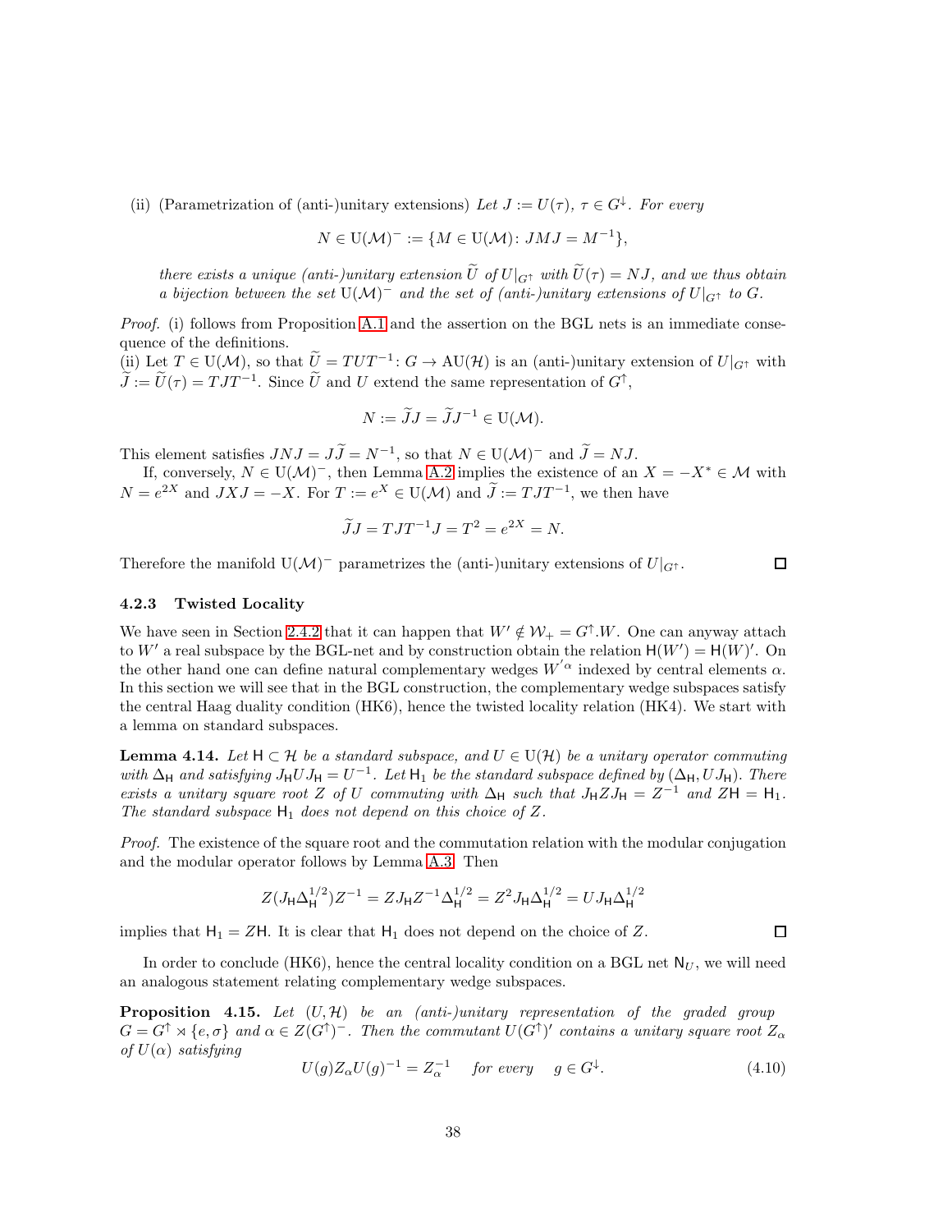(ii) (Parametrization of (anti-)unitary extensions) *Let $J := U(\tau)$, $\tau \in G^{\downarrow}$. For every*

$$N \in \mathrm{U}(\mathcal{M})^- := \{M \in \mathrm{U}(\mathcal{M})\colon JMJ = M^{-1}\},$$

*there exists a unique (anti-)unitary extension $\widetilde{U}$ of $U|_{G^{\uparrow}}$ with $\widetilde{U}(\tau) = NJ$, and we thus obtain a bijection between the set $\mathrm{U}(\mathcal{M})^-$ and the set of (anti-)unitary extensions of $U|_{G^{\uparrow}}$ to $G$.*

*Proof.* (i) follows from Proposition A.1 and the assertion on the BGL nets is an immediate consequence of the definitions.
(ii) Let $T \in \mathrm{U}(\mathcal{M})$, so that $\widetilde{U} = TUT^{-1}\colon G \to \mathrm{AU}(\mathcal{H})$ is an (anti-)unitary extension of $U|_{G^{\uparrow}}$ with $\widetilde{J} := \widetilde{U}(\tau) = TJT^{-1}$. Since $\widetilde{U}$ and $U$ extend the same representation of $G^{\uparrow}$,

$$N := \widetilde{J}J = \widetilde{J}J^{-1} \in \mathrm{U}(\mathcal{M}).$$

This element satisfies $JNJ = J\widetilde{J} = N^{-1}$, so that $N \in \mathrm{U}(\mathcal{M})^-$ and $\widetilde{J} = NJ$.

If, conversely, $N \in \mathrm{U}(\mathcal{M})^-$, then Lemma A.2 implies the existence of an $X = -X^* \in \mathcal{M}$ with $N = e^{2X}$ and $JXJ = -X$. For $T := e^X \in \mathrm{U}(\mathcal{M})$ and $\widetilde{J} := TJT^{-1}$, we then have

$$\widetilde{J}J = TJT^{-1}J = T^2 = e^{2X} = N.$$

Therefore the manifold $\mathrm{U}(\mathcal{M})^-$ parametrizes the (anti-)unitary extensions of $U|_{G^{\uparrow}}$. □

### 4.2.3 Twisted Locality

We have seen in Section 2.4.2 that it can happen that $W' \notin \mathcal{W}_+ = G^{\uparrow}.W$. One can anyway attach to $W'$ a real subspace by the BGL-net and by construction obtain the relation $\mathsf{H}(W') = \mathsf{H}(W)'$. On the other hand one can define natural complementary wedges $W^{'\alpha}$ indexed by central elements $\alpha$. In this section we will see that in the BGL construction, the complementary wedge subspaces satisfy the central Haag duality condition (HK6), hence the twisted locality relation (HK4). We start with a lemma on standard subspaces.

**Lemma 4.14.** *Let $\mathsf{H} \subset \mathcal{H}$ be a standard subspace, and $U \in \mathrm{U}(\mathcal{H})$ be a unitary operator commuting with $\Delta_{\mathsf{H}}$ and satisfying $J_{\mathsf{H}}UJ_{\mathsf{H}} = U^{-1}$. Let $\mathsf{H}_1$ be the standard subspace defined by $(\Delta_{\mathsf{H}}, UJ_{\mathsf{H}})$. There exists a unitary square root $Z$ of $U$ commuting with $\Delta_{\mathsf{H}}$ such that $J_{\mathsf{H}}ZJ_{\mathsf{H}} = Z^{-1}$ and $Z\mathsf{H} = \mathsf{H}_1$. The standard subspace $\mathsf{H}_1$ does not depend on this choice of $Z$.*

*Proof.* The existence of the square root and the commutation relation with the modular conjugation and the modular operator follows by Lemma A.3. Then

$$Z(J_{\mathsf{H}}\Delta_{\mathsf{H}}^{1/2})Z^{-1} = ZJ_{\mathsf{H}}Z^{-1}\Delta_{\mathsf{H}}^{1/2} = Z^2J_{\mathsf{H}}\Delta_{\mathsf{H}}^{1/2} = UJ_{\mathsf{H}}\Delta_{\mathsf{H}}^{1/2}$$

implies that $\mathsf{H}_1 = Z\mathsf{H}$. It is clear that $\mathsf{H}_1$ does not depend on the choice of $Z$. □

In order to conclude (HK6), hence the central locality condition on a BGL net $\mathsf{N}_U$, we will need an analogous statement relating complementary wedge subspaces.

**Proposition 4.15.** *Let $(U, \mathcal{H})$ be an (anti-)unitary representation of the graded group $G = G^{\uparrow} \rtimes \{e, \sigma\}$ and $\alpha \in Z(G^{\uparrow})^-$. Then the commutant $U(G^{\uparrow})'$ contains a unitary square root $Z_\alpha$ of $U(\alpha)$ satisfying*

$$U(g)Z_\alpha U(g)^{-1} = Z_\alpha^{-1} \quad \text{for every} \quad g \in G^{\downarrow}. \tag{4.10}$$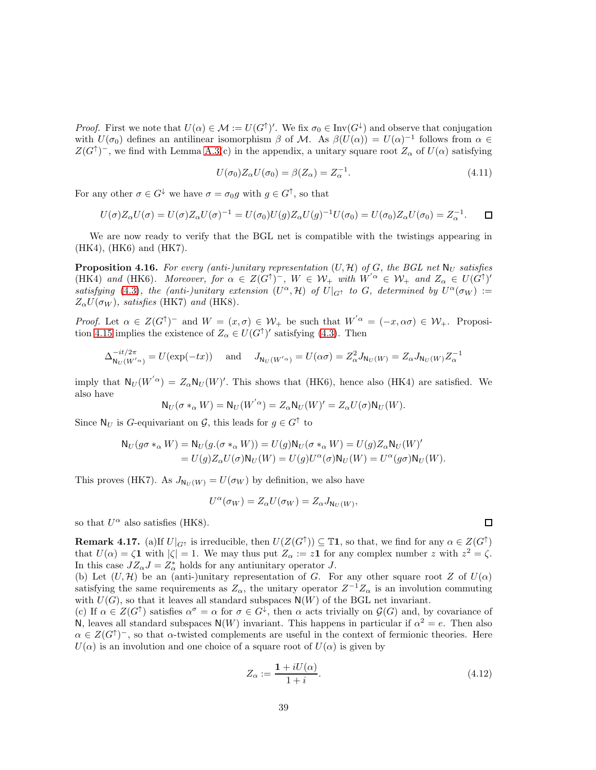*Proof.* First we note that $U(\alpha) \in \mathcal{M} := U(G^\uparrow)'$. We fix $\sigma_0 \in \mathrm{Inv}(G^\downarrow)$ and observe that conjugation with $U(\sigma_0)$ defines an antilinear isomorphism $\beta$ of $\mathcal{M}$. As $\beta(U(\alpha)) = U(\alpha)^{-1}$ follows from $\alpha \in Z(G^\uparrow)^-$, we find with Lemma A.3(c) in the appendix, a unitary square root $Z_\alpha$ of $U(\alpha)$ satisfying

$$U(\sigma_0) Z_\alpha U(\sigma_0) = \beta(Z_\alpha) = Z_\alpha^{-1}. \tag{4.11}$$

For any other $\sigma \in G^\downarrow$ we have $\sigma = \sigma_0 g$ with $g \in G^\uparrow$, so that

$$U(\sigma) Z_\alpha U(\sigma) = U(\sigma) Z_\alpha U(\sigma)^{-1} = U(\sigma_0) U(g) Z_\alpha U(g)^{-1} U(\sigma_0) = U(\sigma_0) Z_\alpha U(\sigma_0) = Z_\alpha^{-1}. \qquad \square$$

We are now ready to verify that the BGL net is compatible with the twistings appearing in (HK4), (HK6) and (HK7).

**Proposition 4.16.** *For every (anti-)unitary representation $(U, \mathcal{H})$ of $G$, the BGL net $\mathsf{N}_U$ satisfies* (HK4) *and* (HK6)*. Moreover, for $\alpha \in Z(G^\uparrow)^-$, $W \in \mathcal{W}_+$ with $W^{'\alpha} \in \mathcal{W}_+$ and $Z_\alpha \in U(G^\uparrow)'$ satisfying* (4.3)*, the (anti-)unitary extension $(U^\alpha, \mathcal{H})$ of $U|_{G^\uparrow}$ to $G$, determined by $U^\alpha(\sigma_W) := Z_\alpha U(\sigma_W)$, satisfies* (HK7) *and* (HK8)*.*

*Proof.* Let $\alpha \in Z(G^\uparrow)^-$ and $W = (x, \sigma) \in \mathcal{W}_+$ be such that $W^{'\alpha} = (-x, \alpha\sigma) \in \mathcal{W}_+$. Proposition 4.15 implies the existence of $Z_\alpha \in U(G^\uparrow)'$ satisfying (4.3). Then

$$\Delta^{-it/2\pi}_{\mathsf{N}_U(W^{'\alpha})} = U(\exp(-tx)) \quad \text{ and } \quad J_{\mathsf{N}_U(W^{'\alpha})} = U(\alpha\sigma) = Z_\alpha^2 J_{\mathsf{N}_U(W)} = Z_\alpha J_{\mathsf{N}_U(W)} Z_\alpha^{-1}$$

imply that $\mathsf{N}_U(W^{'\alpha}) = Z_\alpha \mathsf{N}_U(W)'$. This shows that (HK6), hence also (HK4) are satisfied. We also have

$$\mathsf{N}_U(\sigma *_\alpha W) = \mathsf{N}_U(W^{'\alpha}) = Z_\alpha \mathsf{N}_U(W)' = Z_\alpha U(\sigma) \mathsf{N}_U(W).$$

Since $\mathsf{N}_U$ is $G$-equivariant on $\mathcal{G}$, this leads for $g \in G^\uparrow$ to

$$\begin{aligned}
\mathsf{N}_U(g\sigma *_\alpha W) &= \mathsf{N}_U(g.(\sigma *_\alpha W)) = U(g)\mathsf{N}_U(\sigma *_\alpha W) = U(g) Z_\alpha \mathsf{N}_U(W)' \\
&= U(g) Z_\alpha U(\sigma) \mathsf{N}_U(W) = U(g) U^\alpha(\sigma) \mathsf{N}_U(W) = U^\alpha(g\sigma) \mathsf{N}_U(W).
\end{aligned}$$

This proves (HK7). As $J_{\mathsf{N}_U(W)} = U(\sigma_W)$ by definition, we also have

$$U^\alpha(\sigma_W) = Z_\alpha U(\sigma_W) = Z_\alpha J_{\mathsf{N}_U(W)},$$

so that $U^\alpha$ also satisfies (HK8). $\square$

**Remark 4.17.** (a)If $U|_{G^\uparrow}$ is irreducible, then $U(Z(G^\uparrow)) \subseteq \mathbb{T}\mathbf{1}$, so that, we find for any $\alpha \in Z(G^\uparrow)$ that $U(\alpha) = \zeta \mathbf{1}$ with $|\zeta| = 1$. We may thus put $Z_\alpha := z\mathbf{1}$ for any complex number $z$ with $z^2 = \zeta$. In this case $J Z_\alpha J = Z_\alpha^*$ holds for any antiunitary operator $J$.
(b) Let $(U, \mathcal{H})$ be an (anti-)unitary representation of $G$. For any other square root $Z$ of $U(\alpha)$ satisfying the same requirements as $Z_\alpha$, the unitary operator $Z^{-1} Z_\alpha$ is an involution commuting with $U(G)$, so that it leaves all standard subspaces $\mathsf{N}(W)$ of the BGL net invariant.
(c) If $\alpha \in Z(G^\uparrow)$ satisfies $\alpha^\sigma = \alpha$ for $\sigma \in G^\downarrow$, then $\alpha$ acts trivially on $\mathcal{G}(G)$ and, by covariance of $\mathsf{N}$, leaves all standard subspaces $\mathsf{N}(W)$ invariant. This happens in particular if $\alpha^2 = e$. Then also $\alpha \in Z(G^\uparrow)^-$, so that $\alpha$-twisted complements are useful in the context of fermionic theories. Here $U(\alpha)$ is an involution and one choice of a square root of $U(\alpha)$ is given by

$$Z_\alpha := \frac{\mathbf{1} + iU(\alpha)}{1 + i}. \tag{4.12}$$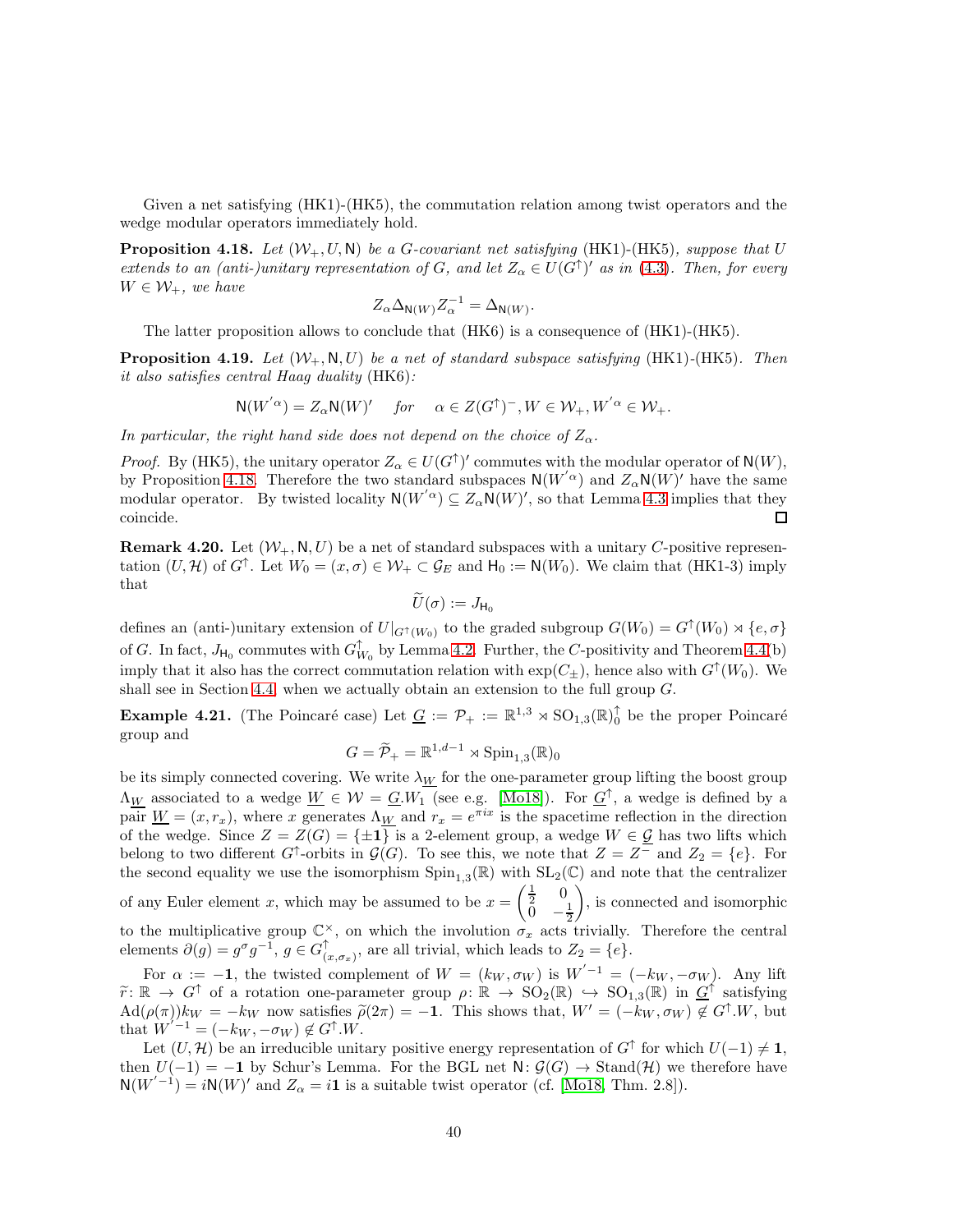Given a net satisfying (HK1)-(HK5), the commutation relation among twist operators and the wedge modular operators immediately hold.

**Proposition 4.18.** *Let $(\mathcal{W}_+, U, \mathsf{N})$ be a $G$-covariant net satisfying* (HK1)-(HK5)*, suppose that $U$ extends to an (anti-)unitary representation of $G$, and let $Z_\alpha \in U(G^\uparrow)'$ as in* (4.3)*. Then, for every $W \in \mathcal{W}_+$, we have*

$$Z_\alpha \Delta_{\mathsf{N}(W)} Z_\alpha^{-1} = \Delta_{\mathsf{N}(W)}.$$

The latter proposition allows to conclude that (HK6) is a consequence of (HK1)-(HK5).

**Proposition 4.19.** *Let $(\mathcal{W}_+, \mathsf{N}, U)$ be a net of standard subspace satisfying* (HK1)-(HK5)*. Then it also satisfies central Haag duality* (HK6)*:*

$$\mathsf{N}(W'^{\alpha}) = Z_\alpha \mathsf{N}(W)' \quad \text{ for } \quad \alpha \in Z(G^\uparrow)^-, W \in \mathcal{W}_+, W'^{\alpha} \in \mathcal{W}_+.$$

*In particular, the right hand side does not depend on the choice of $Z_\alpha$.*

*Proof.* By (HK5), the unitary operator $Z_\alpha \in U(G^\uparrow)'$ commutes with the modular operator of $\mathsf{N}(W)$, by Proposition 4.18. Therefore the two standard subspaces $\mathsf{N}(W'^{\alpha})$ and $Z_\alpha \mathsf{N}(W)'$ have the same modular operator. By twisted locality $\mathsf{N}(W'^{\alpha}) \subseteq Z_\alpha \mathsf{N}(W)'$, so that Lemma 4.3 implies that they coincide. ∎

**Remark 4.20.** Let $(\mathcal{W}_+, \mathsf{N}, U)$ be a net of standard subspaces with a unitary $C$-positive representation $(U, \mathcal{H})$ of $G^\uparrow$. Let $W_0 = (x, \sigma) \in \mathcal{W}_+ \subset \mathcal{G}_E$ and $\mathsf{H}_0 := \mathsf{N}(W_0)$. We claim that (HK1-3) imply that

$$\widetilde{U}(\sigma) := J_{\mathsf{H}_0}$$

defines an (anti-)unitary extension of $U|_{G^\uparrow(W_0)}$ to the graded subgroup $G(W_0) = G^\uparrow(W_0) \rtimes \{e, \sigma\}$ of $G$. In fact, $J_{\mathsf{H}_0}$ commutes with $G^\uparrow_{W_0}$ by Lemma 4.2. Further, the $C$-positivity and Theorem 4.4(b) imply that it also has the correct commutation relation with $\exp(C_\pm)$, hence also with $G^\uparrow(W_0)$. We shall see in Section 4.4 when we actually obtain an extension to the full group $G$.

**Example 4.21.** (The Poincaré case) Let $\underline{G} := \mathcal{P}_+ := \mathbb{R}^{1,3} \rtimes \mathrm{SO}_{1,3}(\mathbb{R})^\uparrow_0$ be the proper Poincaré group and

$$G = \widetilde{\mathcal{P}}_+ = \mathbb{R}^{1,d-1} \rtimes \mathrm{Spin}_{1,3}(\mathbb{R})_0$$

be its simply connected covering. We write $\lambda_{\underline{W}}$ for the one-parameter group lifting the boost group $\Lambda_{\underline{W}}$ associated to a wedge $\underline{W} \in \mathcal{W} = \underline{G}.W_1$ (see e.g. [Mo18]). For $\underline{G}^\uparrow$, a wedge is defined by a pair $\underline{W} = (x, r_x)$, where $x$ generates $\Lambda_{\underline{W}}$ and $r_x = e^{\pi i x}$ is the spacetime reflection in the direction of the wedge. Since $Z = Z(G) = \{\pm \mathbf{1}\}$ is a 2-element group, a wedge $W \in \underline{\mathcal{G}}$ has two lifts which belong to two different $G^\uparrow$-orbits in $\mathcal{G}(G)$. To see this, we note that $Z = Z^-$ and $Z_2 = \{e\}$. For the second equality we use the isomorphism $\mathrm{Spin}_{1,3}(\mathbb{R})$ with $\mathrm{SL}_2(\mathbb{C})$ and note that the centralizer of any Euler element $x$, which may be assumed to be $x = \begin{pmatrix} \frac{1}{2} & 0 \\ 0 & -\frac{1}{2} \end{pmatrix}$, is connected and isomorphic to the multiplicative group $\mathbb{C}^\times$, on which the involution $\sigma_x$ acts trivially. Therefore the central elements $\partial(g) = g^\sigma g^{-1}$, $g \in G^\uparrow_{(x,\sigma_x)}$, are all trivial, which leads to $Z_2 = \{e\}$.

For $\alpha := -\mathbf{1}$, the twisted complement of $W = (k_W, \sigma_W)$ is $W'^{-1} = (-k_W, -\sigma_W)$. Any lift $\widetilde{r} \colon \mathbb{R} \to G^\uparrow$ of a rotation one-parameter group $\rho \colon \mathbb{R} \to \mathrm{SO}_2(\mathbb{R}) \hookrightarrow \mathrm{SO}_{1,3}(\mathbb{R})$ in $\underline{G}^\uparrow$ satisfying $\mathrm{Ad}(\rho(\pi))k_W = -k_W$ now satisfies $\widetilde{\rho}(2\pi) = -\mathbf{1}$. This shows that, $W' = (-k_W, \sigma_W) \notin G^\uparrow.W$, but that $W'^{-1} = (-k_W, -\sigma_W) \notin G^\uparrow.W$.

Let $(U, \mathcal{H})$ be an irreducible unitary positive energy representation of $G^\uparrow$ for which $U(-1) \neq \mathbf{1}$, then $U(-1) = -\mathbf{1}$ by Schur's Lemma. For the BGL net $\mathsf{N} \colon \mathcal{G}(G) \to \mathrm{Stand}(\mathcal{H})$ we therefore have $\mathsf{N}(W'^{-1}) = i\mathsf{N}(W)'$ and $Z_\alpha = i\mathbf{1}$ is a suitable twist operator (cf. [Mo18, Thm. 2.8]).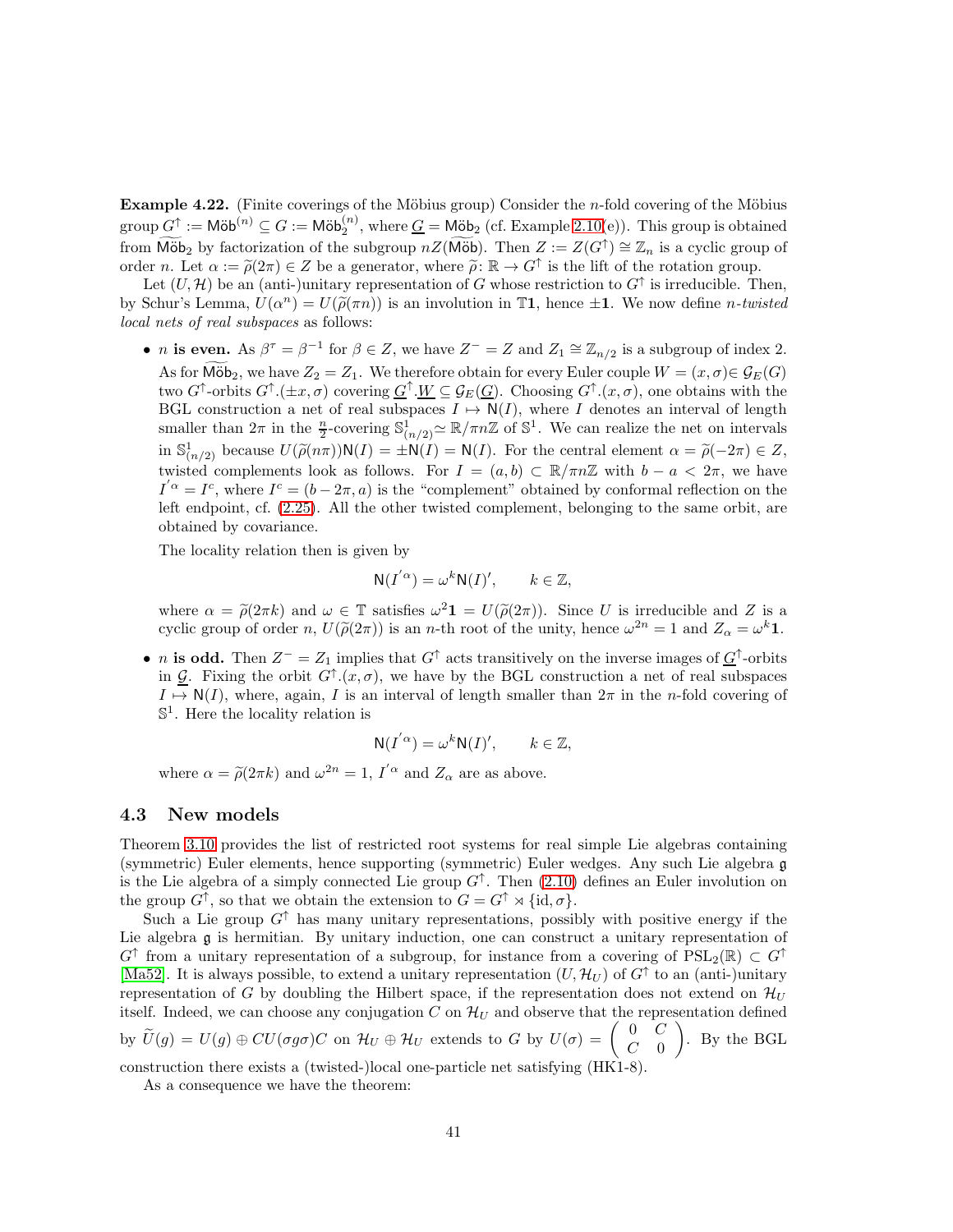**Example 4.22.** (Finite coverings of the Möbius group) Consider the $n$-fold covering of the Möbius group $G^\uparrow := \mathsf{M\ddot{o}b}^{(n)} \subseteq G := \mathsf{M\ddot{o}b}_2^{(n)}$, where $\underline{G} = \mathsf{M\ddot{o}b}_2$ (cf. Example 2.10(e)). This group is obtained from $\widetilde{\mathsf{M\ddot{o}b}}_2$ by factorization of the subgroup $nZ(\widetilde{\mathsf{M\ddot{o}b}})$. Then $Z := Z(G^\uparrow) \cong \mathbb{Z}_n$ is a cyclic group of order $n$. Let $\alpha := \widetilde{\rho}(2\pi) \in Z$ be a generator, where $\widetilde{\rho}\colon \mathbb{R} \to G^\uparrow$ is the lift of the rotation group.

Let $(U, \mathcal{H})$ be an (anti-)unitary representation of $G$ whose restriction to $G^\uparrow$ is irreducible. Then, by Schur's Lemma, $U(\alpha^n) = U(\widetilde{\rho}(\pi n))$ is an involution in $\mathbb{T}\mathbf{1}$, hence $\pm\mathbf{1}$. We now define *$n$-twisted local nets of real subspaces* as follows:

- **$n$ is even.** As $\beta^\tau = \beta^{-1}$ for $\beta \in Z$, we have $Z^- = Z$ and $Z_1 \cong \mathbb{Z}_{n/2}$ is a subgroup of index 2. As for $\widetilde{\mathsf{M\ddot{o}b}}_2$, we have $Z_2 = Z_1$. We therefore obtain for every Euler couple $W = (x, \sigma) \in \mathcal{G}_E(G)$ two $G^\uparrow$-orbits $G^\uparrow.(\pm x, \sigma)$ covering $\underline{G}^\uparrow.\underline{W} \subseteq \mathcal{G}_E(\underline{G})$. Choosing $G^\uparrow.(x, \sigma)$, one obtains with the BGL construction a net of real subspaces $I \mapsto \mathsf{N}(I)$, where $I$ denotes an interval of length smaller than $2\pi$ in the $\frac{n}{2}$-covering $\mathbb{S}^1_{(n/2)} \simeq \mathbb{R}/\pi n\mathbb{Z}$ of $\mathbb{S}^1$. We can realize the net on intervals in $\mathbb{S}^1_{(n/2)}$ because $U(\widetilde{\rho}(n\pi))\mathsf{N}(I) = \pm\mathsf{N}(I) = \mathsf{N}(I)$. For the central element $\alpha = \widetilde{\rho}(-2\pi) \in Z$, twisted complements look as follows. For $I = (a, b) \subset \mathbb{R}/\pi n\mathbb{Z}$ with $b - a < 2\pi$, we have $I^{'\alpha} = I^c$, where $I^c = (b - 2\pi, a)$ is the "complement" obtained by conformal reflection on the left endpoint, cf. (2.25). All the other twisted complement, belonging to the same orbit, are obtained by covariance.

  The locality relation then is given by
$$\mathsf{N}(I^{'\alpha}) = \omega^k \mathsf{N}(I)', \qquad k \in \mathbb{Z},$$
  where $\alpha = \widetilde{\rho}(2\pi k)$ and $\omega \in \mathbb{T}$ satisfies $\omega^2\mathbf{1} = U(\widetilde{\rho}(2\pi))$. Since $U$ is irreducible and $Z$ is a cyclic group of order $n$, $U(\widetilde{\rho}(2\pi))$ is an $n$-th root of the unity, hence $\omega^{2n} = 1$ and $Z_\alpha = \omega^k\mathbf{1}$.

- **$n$ is odd.** Then $Z^- = Z_1$ implies that $G^\uparrow$ acts transitively on the inverse images of $\underline{G}^\uparrow$-orbits in $\underline{\mathcal{G}}$. Fixing the orbit $G^\uparrow.(x, \sigma)$, we have by the BGL construction a net of real subspaces $I \mapsto \mathsf{N}(I)$, where, again, $I$ is an interval of length smaller than $2\pi$ in the $n$-fold covering of $\mathbb{S}^1$. Here the locality relation is
$$\mathsf{N}(I^{'\alpha}) = \omega^k \mathsf{N}(I)', \qquad k \in \mathbb{Z},$$
  where $\alpha = \widetilde{\rho}(2\pi k)$ and $\omega^{2n} = 1$, $I^{'\alpha}$ and $Z_\alpha$ are as above.

## 4.3 New models

Theorem 3.10 provides the list of restricted root systems for real simple Lie algebras containing (symmetric) Euler elements, hence supporting (symmetric) Euler wedges. Any such Lie algebra $\mathfrak{g}$ is the Lie algebra of a simply connected Lie group $G^\uparrow$. Then (2.10) defines an Euler involution on the group $G^\uparrow$, so that we obtain the extension to $G = G^\uparrow \rtimes \{\mathrm{id}, \sigma\}$.

Such a Lie group $G^\uparrow$ has many unitary representations, possibly with positive energy if the Lie algebra $\mathfrak{g}$ is hermitian. By unitary induction, one can construct a unitary representation of $G^\uparrow$ from a unitary representation of a subgroup, for instance from a covering of $\mathrm{PSL}_2(\mathbb{R}) \subset G^\uparrow$ [Ma52]. It is always possible, to extend a unitary representation $(U, \mathcal{H}_U)$ of $G^\uparrow$ to an (anti-)unitary representation of $G$ by doubling the Hilbert space, if the representation does not extend on $\mathcal{H}_U$ itself. Indeed, we can choose any conjugation $C$ on $\mathcal{H}_U$ and observe that the representation defined by $\widetilde{U}(g) = U(g) \oplus CU(\sigma g \sigma)C$ on $\mathcal{H}_U \oplus \mathcal{H}_U$ extends to $G$ by $U(\sigma) = \begin{pmatrix} 0 & C \\ C & 0 \end{pmatrix}$. By the BGL construction there exists a (twisted-)local one-particle net satisfying (HK1-8).

As a consequence we have the theorem: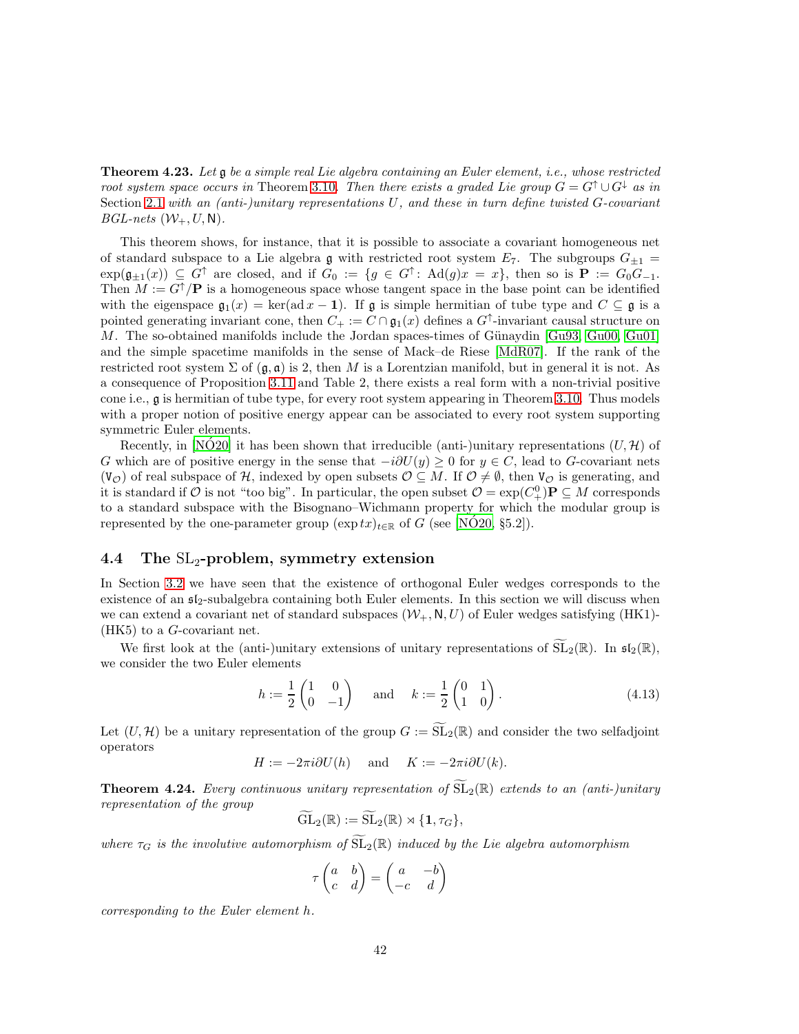**Theorem 4.23.** *Let $\mathfrak{g}$ be a simple real Lie algebra containing an Euler element, i.e., whose restricted root system space occurs in* Theorem 3.10*. Then there exists a graded Lie group $G = G^\uparrow \cup G^\downarrow$ as in* Section 2.1 *with an (anti-)unitary representations $U$, and these in turn define twisted $G$-covariant BGL-nets $(\mathcal{W}_+, U, \mathsf{N})$.*

This theorem shows, for instance, that it is possible to associate a covariant homogeneous net of standard subspaces to a Lie algebra $\mathfrak{g}$ with restricted root system $E_7$. The subgroups $G_{\pm 1} = \exp(\mathfrak{g}_{\pm 1}(x)) \subseteq G^\uparrow$ are closed, and if $G_0 := \{g \in G^\uparrow \colon \mathrm{Ad}(g)x = x\}$, then so is $\mathbf{P} := G_0 G_{-1}$. Then $M := G^\uparrow/\mathbf{P}$ is a homogeneous space whose tangent space in the base point can be identified with the eigenspace $\mathfrak{g}_1(x) = \ker(\operatorname{ad} x - \mathbf{1})$. If $\mathfrak{g}$ is simple hermitian of tube type and $C \subseteq \mathfrak{g}$ is a pointed generating invariant cone, then $C_+ := C \cap \mathfrak{g}_1(x)$ defines a $G^\uparrow$-invariant causal structure on $M$. The so-obtained manifolds include the Jordan spaces-times of Günaydin [Gu93, Gu00, Gu01] and the simple spacetime manifolds in the sense of Mack–de Riese [MdR07]. If the rank of the restricted root system $\Sigma$ of $(\mathfrak{g}, \mathfrak{a})$ is 2, then $M$ is a Lorentzian manifold, but in general it is not. As a consequence of Proposition 3.11 and Table 2, there exists a real form with a non-trivial positive cone i.e., $\mathfrak{g}$ is hermitian of tube type, for every root system appearing in Theorem 3.10. Thus models with a proper notion of positive energy appear can be associated to every root system supporting symmetric Euler elements.

Recently, in [NÓ20] it has been shown that irreducible (anti-)unitary representations $(U, \mathcal{H})$ of $G$ which are of positive energy in the sense that $-i\partial U(y) \geq 0$ for $y \in C$, lead to $G$-covariant nets $(\mathsf{V}_\mathcal{O})$ of real subspace of $\mathcal{H}$, indexed by open subsets $\mathcal{O} \subseteq M$. If $\mathcal{O} \neq \emptyset$, then $\mathsf{V}_\mathcal{O}$ is generating, and it is standard if $\mathcal{O}$ is not "too big". In particular, the open subset $\mathcal{O} = \exp(C_+^0)\mathbf{P} \subseteq M$ corresponds to a standard subspace with the Bisognano–Wichmann property for which the modular group is represented by the one-parameter group $(\exp tx)_{t \in \mathbb{R}}$ of $G$ (see [NÓ20, §5.2]).

## 4.4 The $\mathrm{SL}_2$-problem, symmetry extension

In Section 3.2 we have seen that the existence of orthogonal Euler wedges corresponds to the existence of an $\mathfrak{sl}_2$-subalgebra containing both Euler elements. In this section we will discuss when we can extend a covariant net of standard subspaces $(\mathcal{W}_+, \mathsf{N}, U)$ of Euler wedges satisfying (HK1)-(HK5) to a $G$-covariant net.

We first look at the (anti-)unitary extensions of unitary representations of $\widetilde{\mathrm{SL}}_2(\mathbb{R})$. In $\mathfrak{sl}_2(\mathbb{R})$, we consider the two Euler elements

$$h := \frac{1}{2}\begin{pmatrix} 1 & 0 \\ 0 & -1 \end{pmatrix} \quad \text{and} \quad k := \frac{1}{2}\begin{pmatrix} 0 & 1 \\ 1 & 0 \end{pmatrix}. \tag{4.13}$$

Let $(U, \mathcal{H})$ be a unitary representation of the group $G := \widetilde{\mathrm{SL}}_2(\mathbb{R})$ and consider the two selfadjoint operators

$$H := -2\pi i \partial U(h) \quad \text{and} \quad K := -2\pi i \partial U(k).$$

**Theorem 4.24.** *Every continuous unitary representation of $\widetilde{\mathrm{SL}}_2(\mathbb{R})$ extends to an (anti-)unitary representation of the group*

$$\widetilde{\mathrm{GL}}_2(\mathbb{R}) := \widetilde{\mathrm{SL}}_2(\mathbb{R}) \rtimes \{\mathbf{1}, \tau_G\},$$

*where $\tau_G$ is the involutive automorphism of $\widetilde{\mathrm{SL}}_2(\mathbb{R})$ induced by the Lie algebra automorphism*

$$\tau \begin{pmatrix} a & b \\ c & d \end{pmatrix} = \begin{pmatrix} a & -b \\ -c & d \end{pmatrix}$$

*corresponding to the Euler element $h$.*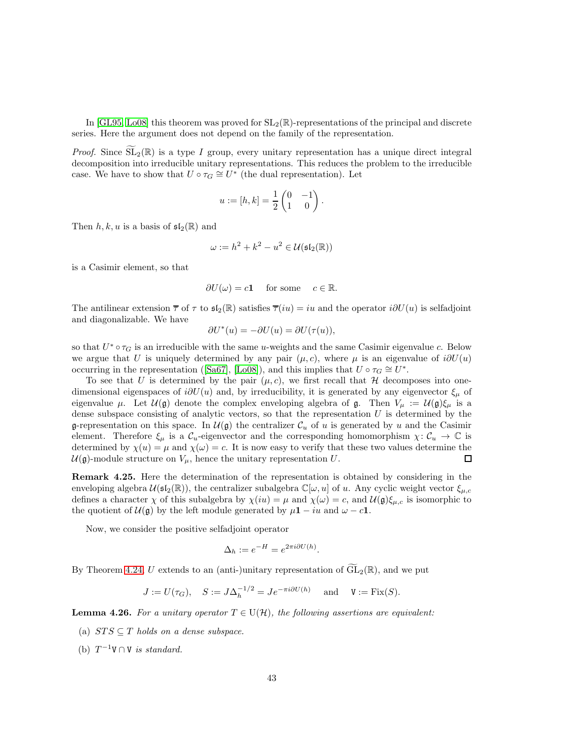In [GL95, Lo08] this theorem was proved for $\mathrm{SL}_2(\mathbb{R})$-representations of the principal and discrete series. Here the argument does not depend on the family of the representation.

*Proof.* Since $\widetilde{\mathrm{SL}}_2(\mathbb{R})$ is a type $I$ group, every unitary representation has a unique direct integral decomposition into irreducible unitary representations. This reduces the problem to the irreducible case. We have to show that $U \circ \tau_G \cong U^*$ (the dual representation). Let

$$u := [h,k] = \frac{1}{2}\begin{pmatrix} 0 & -1 \\ 1 & 0 \end{pmatrix}.$$

Then $h, k, u$ is a basis of $\mathfrak{sl}_2(\mathbb{R})$ and

$$\omega := h^2 + k^2 - u^2 \in \mathcal{U}(\mathfrak{sl}_2(\mathbb{R}))$$

is a Casimir element, so that

$$\partial U(\omega) = c\mathbf{1} \quad \text{for some} \quad c \in \mathbb{R}.$$

The antilinear extension $\overline{\tau}$ of $\tau$ to $\mathfrak{sl}_2(\mathbb{R})$ satisfies $\overline{\tau}(iu) = iu$ and the operator $i\partial U(u)$ is selfadjoint and diagonalizable. We have

$$\partial U^*(u) = -\partial U(u) = \partial U(\tau(u)),$$

so that $U^* \circ \tau_G$ is an irreducible with the same $u$-weights and the same Casimir eigenvalue $c$. Below we argue that $U$ is uniquely determined by any pair $(\mu, c)$, where $\mu$ is an eigenvalue of $i\partial U(u)$ occurring in the representation ([Sa67], [Lo08]), and this implies that $U \circ \tau_G \cong U^*$.

To see that $U$ is determined by the pair $(\mu, c)$, we first recall that $\mathcal{H}$ decomposes into one-dimensional eigenspaces of $i\partial U(u)$ and, by irreducibility, it is generated by any eigenvector $\xi_\mu$ of eigenvalue $\mu$. Let $\mathcal{U}(\mathfrak{g})$ denote the complex enveloping algebra of $\mathfrak{g}$. Then $V_\mu := \mathcal{U}(\mathfrak{g})\xi_\mu$ is a dense subspace consisting of analytic vectors, so that the representation $U$ is determined by the $\mathfrak{g}$-representation on this space. In $\mathcal{U}(\mathfrak{g})$ the centralizer $\mathcal{C}_u$ of $u$ is generated by $u$ and the Casimir element. Therefore $\xi_\mu$ is a $\mathcal{C}_u$-eigenvector and the corresponding homomorphism $\chi \colon \mathcal{C}_u \to \mathbb{C}$ is determined by $\chi(u) = \mu$ and $\chi(\omega) = c$. It is now easy to verify that these two values determine the $\mathcal{U}(\mathfrak{g})$-module structure on $V_\mu$, hence the unitary representation $U$. $\square$

**Remark 4.25.** Here the determination of the representation is obtained by considering in the enveloping algebra $\mathcal{U}(\mathfrak{sl}_2(\mathbb{R}))$, the centralizer subalgebra $\mathbb{C}[\omega, u]$ of $u$. Any cyclic weight vector $\xi_{\mu,c}$ defines a character $\chi$ of this subalgebra by $\chi(iu) = \mu$ and $\chi(\omega) = c$, and $\mathcal{U}(\mathfrak{g})\xi_{\mu,c}$ is isomorphic to the quotient of $\mathcal{U}(\mathfrak{g})$ by the left module generated by $\mu\mathbf{1} - iu$ and $\omega - c\mathbf{1}$.

Now, we consider the positive selfadjoint operator

$$\Delta_h := e^{-H} = e^{2\pi i \partial U(h)}.$$

By Theorem 4.24, $U$ extends to an (anti-)unitary representation of $\widetilde{\mathrm{GL}}_2(\mathbb{R})$, and we put

$$J := U(\tau_G), \quad S := J\Delta_h^{-1/2} = Je^{-\pi i \partial U(h)} \quad \text{and} \quad \mathtt{V} := \mathrm{Fix}(S).$$

**Lemma 4.26.** *For a unitary operator $T \in \mathrm{U}(\mathcal{H})$, the following assertions are equivalent:*

(a) *$STS \subseteq T$ holds on a dense subspace.*

(b) *$T^{-1}\mathtt{V} \cap \mathtt{V}$ is standard.*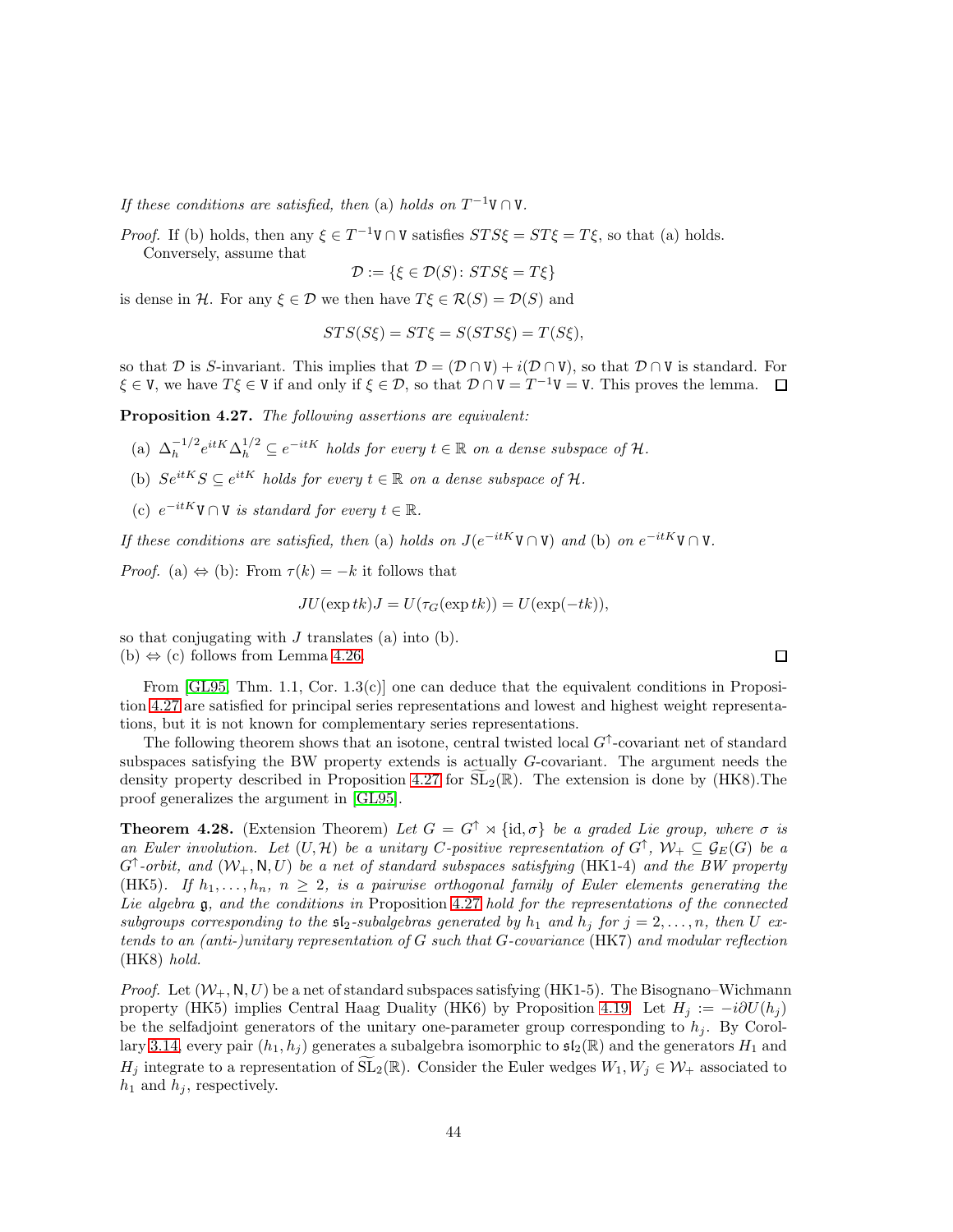*If these conditions are satisfied, then* (a) *holds on* $T^{-1}\mathtt{V} \cap \mathtt{V}$.

*Proof.* If (b) holds, then any $\xi \in T^{-1}\mathtt{V} \cap \mathtt{V}$ satisfies $STS\xi = ST\xi = T\xi$, so that (a) holds.
Conversely, assume that

$$\mathcal{D} := \{\xi \in \mathcal{D}(S) \colon STS\xi = T\xi\}$$

is dense in $\mathcal{H}$. For any $\xi \in \mathcal{D}$ we then have $T\xi \in \mathcal{R}(S) = \mathcal{D}(S)$ and

$$STS(S\xi) = ST\xi = S(STS\xi) = T(S\xi),$$

so that $\mathcal{D}$ is $S$-invariant. This implies that $\mathcal{D} = (\mathcal{D} \cap \mathtt{V}) + i(\mathcal{D} \cap \mathtt{V})$, so that $\mathcal{D} \cap \mathtt{V}$ is standard. For $\xi \in \mathtt{V}$, we have $T\xi \in \mathtt{V}$ if and only if $\xi \in \mathcal{D}$, so that $\mathcal{D} \cap \mathtt{V} = T^{-1}\mathtt{V} = \mathtt{V}$. This proves the lemma. $\square$

**Proposition 4.27.** *The following assertions are equivalent:*

(a) $\Delta_h^{-1/2} e^{itK} \Delta_h^{1/2} \subseteq e^{-itK}$ *holds for every* $t \in \mathbb{R}$ *on a dense subspace of* $\mathcal{H}$.

(b) $Se^{itK}S \subseteq e^{itK}$ *holds for every* $t \in \mathbb{R}$ *on a dense subspace of* $\mathcal{H}$.

(c) $e^{-itK}\mathtt{V} \cap \mathtt{V}$ *is standard for every* $t \in \mathbb{R}$.

*If these conditions are satisfied, then* (a) *holds on* $J(e^{-itK}\mathtt{V} \cap \mathtt{V})$ *and* (b) *on* $e^{-itK}\mathtt{V} \cap \mathtt{V}$.

*Proof.* (a) $\Leftrightarrow$ (b): From $\tau(k) = -k$ it follows that

$$JU(\exp tk)J = U(\tau_G(\exp tk)) = U(\exp(-tk)),$$

so that conjugating with $J$ translates (a) into (b).
(b) $\Leftrightarrow$ (c) follows from Lemma 4.26. $\square$

From [GL95, Thm. 1.1, Cor. 1.3(c)] one can deduce that the equivalent conditions in Proposition 4.27 are satisfied for principal series representations and lowest and highest weight representations, but it is not known for complementary series representations.

The following theorem shows that an isotone, central twisted local $G^\uparrow$-covariant net of standard subspaces satisfying the BW property extends is actually $G$-covariant. The argument needs the density property described in Proposition 4.27 for $\widetilde{\mathrm{SL}}_2(\mathbb{R})$. The extension is done by (HK8).The proof generalizes the argument in [GL95].

**Theorem 4.28.** (Extension Theorem) *Let* $G = G^\uparrow \rtimes \{\mathrm{id}, \sigma\}$ *be a graded Lie group, where* $\sigma$ *is an Euler involution. Let* $(U, \mathcal{H})$ *be a unitary* $C$*-positive representation of* $G^\uparrow$, $\mathcal{W}_+ \subseteq \mathcal{G}_E(G)$ *be a* $G^\uparrow$*-orbit, and* $(\mathcal{W}_+, \mathsf{N}, U)$ *be a net of standard subspaces satisfying* (HK1-4) *and the BW property* (HK5). *If* $h_1, \ldots, h_n$, $n \geq 2$, *is a pairwise orthogonal family of Euler elements generating the Lie algebra* $\mathfrak{g}$, *and the conditions in* Proposition 4.27 *hold for the representations of the connected subgroups corresponding to the* $\mathfrak{sl}_2$*-subalgebras generated by* $h_1$ *and* $h_j$ *for* $j = 2, \ldots, n$, *then* $U$ *extends to an (anti-)unitary representation of* $G$ *such that* $G$*-covariance* (HK7) *and modular reflection* (HK8) *hold.*

*Proof.* Let $(\mathcal{W}_+, \mathsf{N}, U)$ be a net of standard subspaces satisfying (HK1-5). The Bisognano–Wichmann property (HK5) implies Central Haag Duality (HK6) by Proposition 4.19. Let $H_j := -i\partial U(h_j)$ be the selfadjoint generators of the unitary one-parameter group corresponding to $h_j$. By Corollary 3.14, every pair $(h_1, h_j)$ generates a subalgebra isomorphic to $\mathfrak{sl}_2(\mathbb{R})$ and the generators $H_1$ and $H_j$ integrate to a representation of $\widetilde{\mathrm{SL}}_2(\mathbb{R})$. Consider the Euler wedges $W_1, W_j \in \mathcal{W}_+$ associated to $h_1$ and $h_j$, respectively.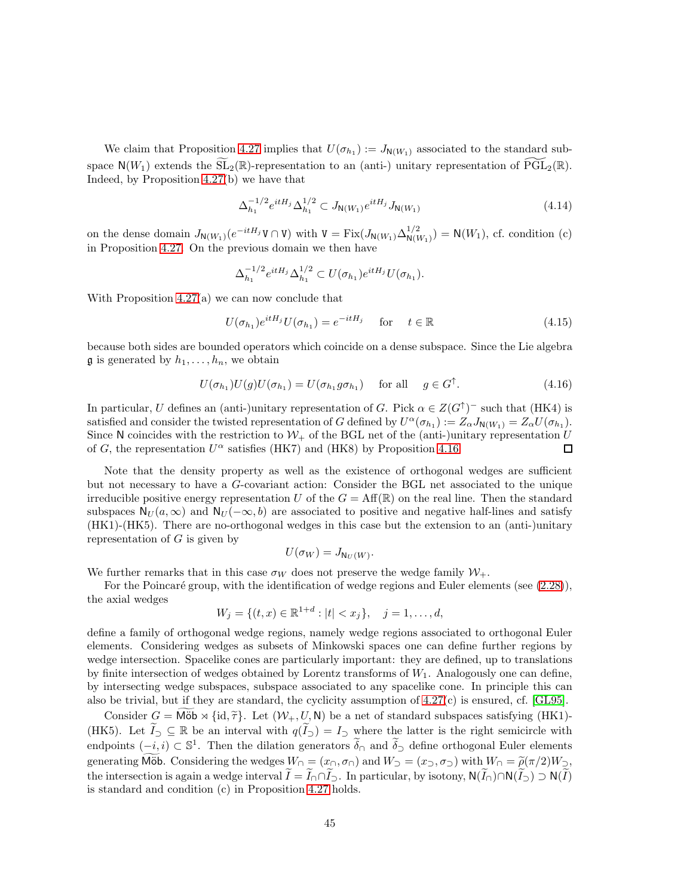We claim that Proposition 4.27 implies that $U(\sigma_{h_1}) := J_{\mathsf{N}(W_1)}$ associated to the standard subspace $\mathsf{N}(W_1)$ extends the $\widetilde{\mathrm{SL}}_2(\mathbb{R})$-representation to an (anti-) unitary representation of $\widetilde{\mathrm{PGL}}_2(\mathbb{R})$. Indeed, by Proposition 4.27(b) we have that

$$\Delta_{h_1}^{-1/2} e^{itH_j} \Delta_{h_1}^{1/2} \subset J_{\mathsf{N}(W_1)} e^{itH_j} J_{\mathsf{N}(W_1)} \tag{4.14}$$

on the dense domain $J_{\mathsf{N}(W_1)}(e^{-itH_j}\mathtt{V} \cap \mathtt{V})$ with $\mathtt{V} = \mathrm{Fix}(J_{\mathsf{N}(W_1)}\Delta_{\mathsf{N}(W_1)}^{1/2}) = \mathsf{N}(W_1)$, cf. condition (c) in Proposition 4.27. On the previous domain we then have

$$\Delta_{h_1}^{-1/2} e^{itH_j} \Delta_{h_1}^{1/2} \subset U(\sigma_{h_1}) e^{itH_j} U(\sigma_{h_1}).$$

With Proposition 4.27(a) we can now conclude that

$$U(\sigma_{h_1}) e^{itH_j} U(\sigma_{h_1}) = e^{-itH_j} \quad \text{ for } \quad t \in \mathbb{R} \tag{4.15}$$

because both sides are bounded operators which coincide on a dense subspace. Since the Lie algebra $\mathfrak{g}$ is generated by $h_1, \ldots, h_n$, we obtain

$$U(\sigma_{h_1}) U(g) U(\sigma_{h_1}) = U(\sigma_{h_1} g \sigma_{h_1}) \quad \text{ for all } \quad g \in G^{\uparrow}. \tag{4.16}$$

In particular, $U$ defines an (anti-)unitary representation of $G$. Pick $\alpha \in Z(G^{\uparrow})^-$ such that (HK4) is satisfied and consider the twisted representation of $G$ defined by $U^\alpha(\sigma_{h_1}) := Z_\alpha J_{\mathsf{N}(W_1)} = Z_\alpha U(\sigma_{h_1})$. Since $\mathsf{N}$ coincides with the restriction to $\mathcal{W}_+$ of the BGL net of the (anti-)unitary representation $U$ of $G$, the representation $U^\alpha$ satisfies (HK7) and (HK8) by Proposition 4.16. □

Note that the density property as well as the existence of orthogonal wedges are sufficient but not necessary to have a $G$-covariant action: Consider the BGL net associated to the unique irreducible positive energy representation $U$ of the $G = \mathrm{Aff}(\mathbb{R})$ on the real line. Then the standard subspaces $\mathsf{N}_U(a, \infty)$ and $\mathsf{N}_U(-\infty, b)$ are associated to positive and negative half-lines and satisfy (HK1)-(HK5). There are no-orthogonal wedges in this case but the extension to an (anti-)unitary representation of $G$ is given by

$$U(\sigma_W) = J_{\mathsf{N}_U(W)}.$$

We further remarks that in this case $\sigma_W$ does not preserve the wedge family $\mathcal{W}_+$.

For the Poincaré group, with the identification of wedge regions and Euler elements (see (2.28)), the axial wedges

$$W_j = \{(t, x) \in \mathbb{R}^{1+d} : |t| < x_j\}, \quad j = 1, \ldots, d,$$

define a family of orthogonal wedge regions, namely wedge regions associated to orthogonal Euler elements. Considering wedges as subsets of Minkowski spaces one can define further regions by wedge intersection. Spacelike cones are particularly important: they are defined, up to translations by finite intersection of wedges obtained by Lorentz transforms of $W_1$. Analogously one can define, by intersecting wedge subspaces, subspace associated to any spacelike cone. In principle this can also be trivial, but if they are standard, the cyclicity assumption of 4.27(c) is ensured, cf. [GL95].

Consider $G = \widetilde{\mathsf{M\ddot{o}b}} \rtimes \{\mathrm{id}, \widetilde{r}\}$. Let $(\mathcal{W}_+, U, \mathsf{N})$ be a net of standard subspaces satisfying (HK1)-(HK5). Let $\widetilde{I}_\supset \subseteq \mathbb{R}$ be an interval with $q(\widetilde{I}_\supset) = I_\supset$ where the latter is the right semicircle with endpoints $(-i, i) \subset \mathbb{S}^1$. Then the dilation generators $\widetilde{\delta}_\cap$ and $\widetilde{\delta}_\supset$ define orthogonal Euler elements generating $\widetilde{\mathsf{M\ddot{o}b}}$. Considering the wedges $W_\cap = (x_\cap, \sigma_\cap)$ and $W_\supset = (x_\supset, \sigma_\supset)$ with $W_\cap = \widetilde{\rho}(\pi/2)W_\supset$, the intersection is again a wedge interval $\widetilde{I} = \widetilde{I}_\cap \cap \widetilde{I}_\supset$. In particular, by isotony, $\mathsf{N}(\widetilde{I}_\cap) \cap \mathsf{N}(\widetilde{I}_\supset) \supset \mathsf{N}(\widetilde{I})$ is standard and condition (c) in Proposition 4.27 holds.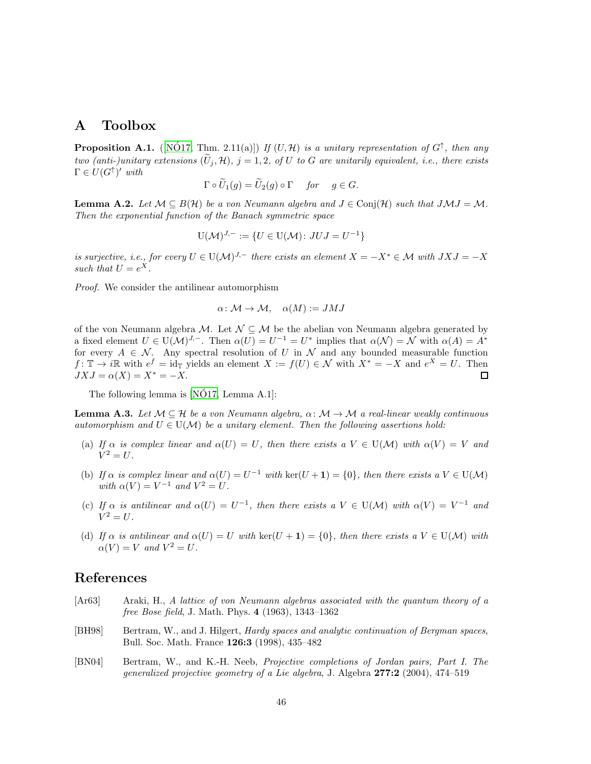# A Toolbox

**Proposition A.1.** ([NÓ17, Thm. 2.11(a)]) *If $(U, \mathcal{H})$ is a unitary representation of $G^\uparrow$, then any two (anti-)unitary extensions $(\widetilde{U}_j, \mathcal{H})$, $j = 1, 2$, of $U$ to $G$ are unitarily equivalent, i.e., there exists $\Gamma \in U(G^\uparrow)'$ with*

$$\Gamma \circ \widetilde{U}_1(g) = \widetilde{U}_2(g) \circ \Gamma \quad \text{for} \quad g \in G.$$

**Lemma A.2.** *Let $\mathcal{M} \subseteq B(\mathcal{H})$ be a von Neumann algebra and $J \in \mathrm{Conj}(\mathcal{H})$ such that $J\mathcal{M}J = \mathcal{M}$. Then the exponential function of the Banach symmetric space*

$$\mathrm{U}(\mathcal{M})^{J,-} := \{U \in \mathrm{U}(\mathcal{M}) \colon JUJ = U^{-1}\}$$

*is surjective, i.e., for every $U \in \mathrm{U}(\mathcal{M})^{J,-}$ there exists an element $X = -X^* \in \mathcal{M}$ with $JXJ = -X$ such that $U = e^X$.*

*Proof.* We consider the antilinear automorphism

$$\alpha \colon \mathcal{M} \to \mathcal{M}, \quad \alpha(M) := JMJ$$

of the von Neumann algebra $\mathcal{M}$. Let $\mathcal{N} \subseteq \mathcal{M}$ be the abelian von Neumann algebra generated by a fixed element $U \in \mathrm{U}(\mathcal{M})^{J,-}$. Then $\alpha(U) = U^{-1} = U^*$ implies that $\alpha(\mathcal{N}) = \mathcal{N}$ with $\alpha(A) = A^*$ for every $A \in \mathcal{N}$. Any spectral resolution of $U$ in $\mathcal{N}$ and any bounded measurable function $f \colon \mathbb{T} \to i\mathbb{R}$ with $e^f = \mathrm{id}_\mathbb{T}$ yields an element $X := f(U) \in \mathcal{N}$ with $X^* = -X$ and $e^X = U$. Then $JXJ = \alpha(X) = X^* = -X$. □

The following lemma is [NÓ17, Lemma A.1]:

**Lemma A.3.** *Let $\mathcal{M} \subseteq \mathcal{H}$ be a von Neumann algebra, $\alpha \colon \mathcal{M} \to \mathcal{M}$ a real-linear weakly continuous automorphism and $U \in \mathrm{U}(\mathcal{M})$ be a unitary element. Then the following assertions hold:*

(a) *If $\alpha$ is complex linear and $\alpha(U) = U$, then there exists a $V \in \mathrm{U}(\mathcal{M})$ with $\alpha(V) = V$ and $V^2 = U$.*

(b) *If $\alpha$ is complex linear and $\alpha(U) = U^{-1}$ with $\ker(U + \mathbf{1}) = \{0\}$, then there exists a $V \in \mathrm{U}(\mathcal{M})$ with $\alpha(V) = V^{-1}$ and $V^2 = U$.*

(c) *If $\alpha$ is antilinear and $\alpha(U) = U^{-1}$, then there exists a $V \in \mathrm{U}(\mathcal{M})$ with $\alpha(V) = V^{-1}$ and $V^2 = U$.*

(d) *If $\alpha$ is antilinear and $\alpha(U) = U$ with $\ker(U + \mathbf{1}) = \{0\}$, then there exists a $V \in \mathrm{U}(\mathcal{M})$ with $\alpha(V) = V$ and $V^2 = U$.*

# References

[Ar63] Araki, H., *A lattice of von Neumann algebras associated with the quantum theory of a free Bose field*, J. Math. Phys. **4** (1963), 1343–1362

[BH98] Bertram, W., and J. Hilgert, *Hardy spaces and analytic continuation of Bergman spaces*, Bull. Soc. Math. France **126:3** (1998), 435–482

[BN04] Bertram, W., and K.-H. Neeb, *Projective completions of Jordan pairs, Part I. The generalized projective geometry of a Lie algebra*, J. Algebra **277:2** (2004), 474–519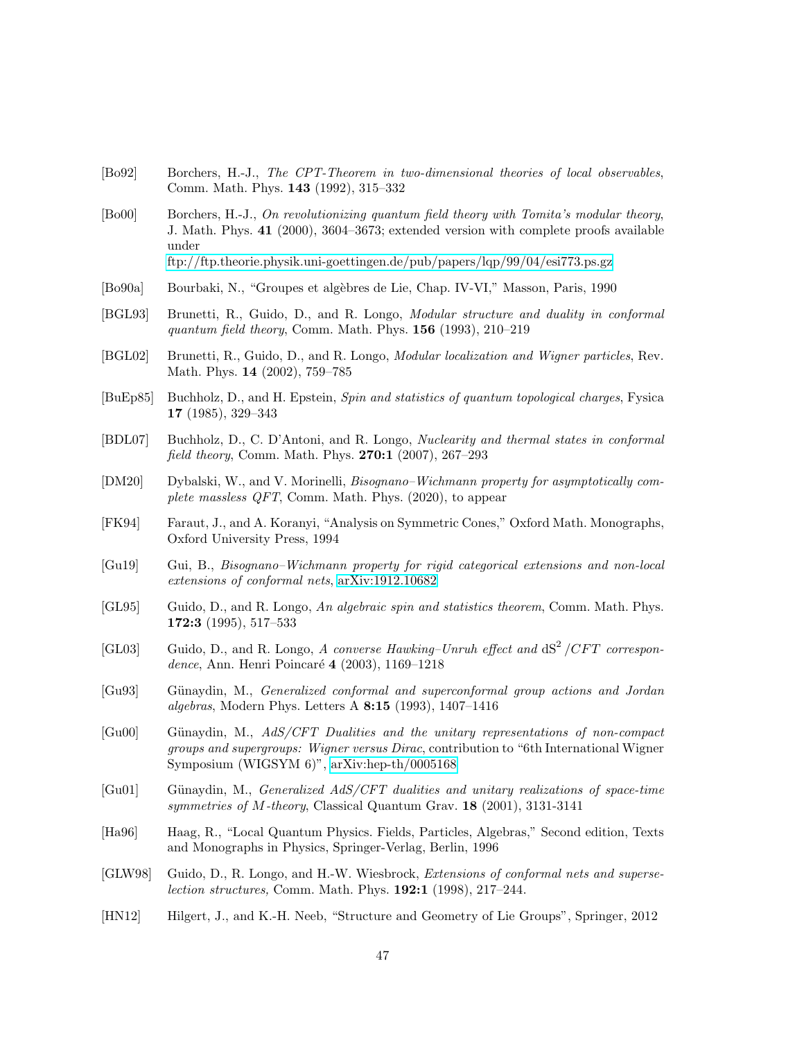[Bo92] Borchers, H.-J., *The CPT-Theorem in two-dimensional theories of local observables*, Comm. Math. Phys. **143** (1992), 315–332

[Bo00] Borchers, H.-J., *On revolutionizing quantum field theory with Tomita's modular theory*, J. Math. Phys. **41** (2000), 3604–3673; extended version with complete proofs available under
ftp://ftp.theorie.physik.uni-goettingen.de/pub/papers/lqp/99/04/esi773.ps.gz

[Bo90a] Bourbaki, N., "Groupes et algèbres de Lie, Chap. IV-VI," Masson, Paris, 1990

[BGL93] Brunetti, R., Guido, D., and R. Longo, *Modular structure and duality in conformal quantum field theory*, Comm. Math. Phys. **156** (1993), 210–219

[BGL02] Brunetti, R., Guido, D., and R. Longo, *Modular localization and Wigner particles*, Rev. Math. Phys. **14** (2002), 759–785

[BuEp85] Buchholz, D., and H. Epstein, *Spin and statistics of quantum topological charges*, Fysica **17** (1985), 329–343

[BDL07] Buchholz, D., C. D'Antoni, and R. Longo, *Nuclearity and thermal states in conformal field theory*, Comm. Math. Phys. **270:1** (2007), 267–293

[DM20] Dybalski, W., and V. Morinelli, *Bisognano–Wichmann property for asymptotically complete massless QFT*, Comm. Math. Phys. (2020), to appear

[FK94] Faraut, J., and A. Koranyi, "Analysis on Symmetric Cones," Oxford Math. Monographs, Oxford University Press, 1994

[Gu19] Gui, B., *Bisognano–Wichmann property for rigid categorical extensions and non-local extensions of conformal nets*, arXiv:1912.10682

[GL95] Guido, D., and R. Longo, *An algebraic spin and statistics theorem*, Comm. Math. Phys. **172:3** (1995), 517–533

[GL03] Guido, D., and R. Longo, *A converse Hawking–Unruh effect and* $\mathrm{dS}^2/CFT$ *correspondence*, Ann. Henri Poincaré **4** (2003), 1169–1218

[Gu93] Günaydin, M., *Generalized conformal and superconformal group actions and Jordan algebras*, Modern Phys. Letters A **8:15** (1993), 1407–1416

[Gu00] Günaydin, M., *AdS/CFT Dualities and the unitary representations of non-compact groups and supergroups: Wigner versus Dirac*, contribution to "6th International Wigner Symposium (WIGSYM 6)", arXiv:hep-th/0005168

[Gu01] Günaydin, M., *Generalized AdS/CFT dualities and unitary realizations of space-time symmetries of M-theory*, Classical Quantum Grav. **18** (2001), 3131-3141

[Ha96] Haag, R., "Local Quantum Physics. Fields, Particles, Algebras," Second edition, Texts and Monographs in Physics, Springer-Verlag, Berlin, 1996

[GLW98] Guido, D., R. Longo, and H.-W. Wiesbrock, *Extensions of conformal nets and superselection structures,* Comm. Math. Phys. **192:1** (1998), 217–244.

[HN12] Hilgert, J., and K.-H. Neeb, "Structure and Geometry of Lie Groups", Springer, 2012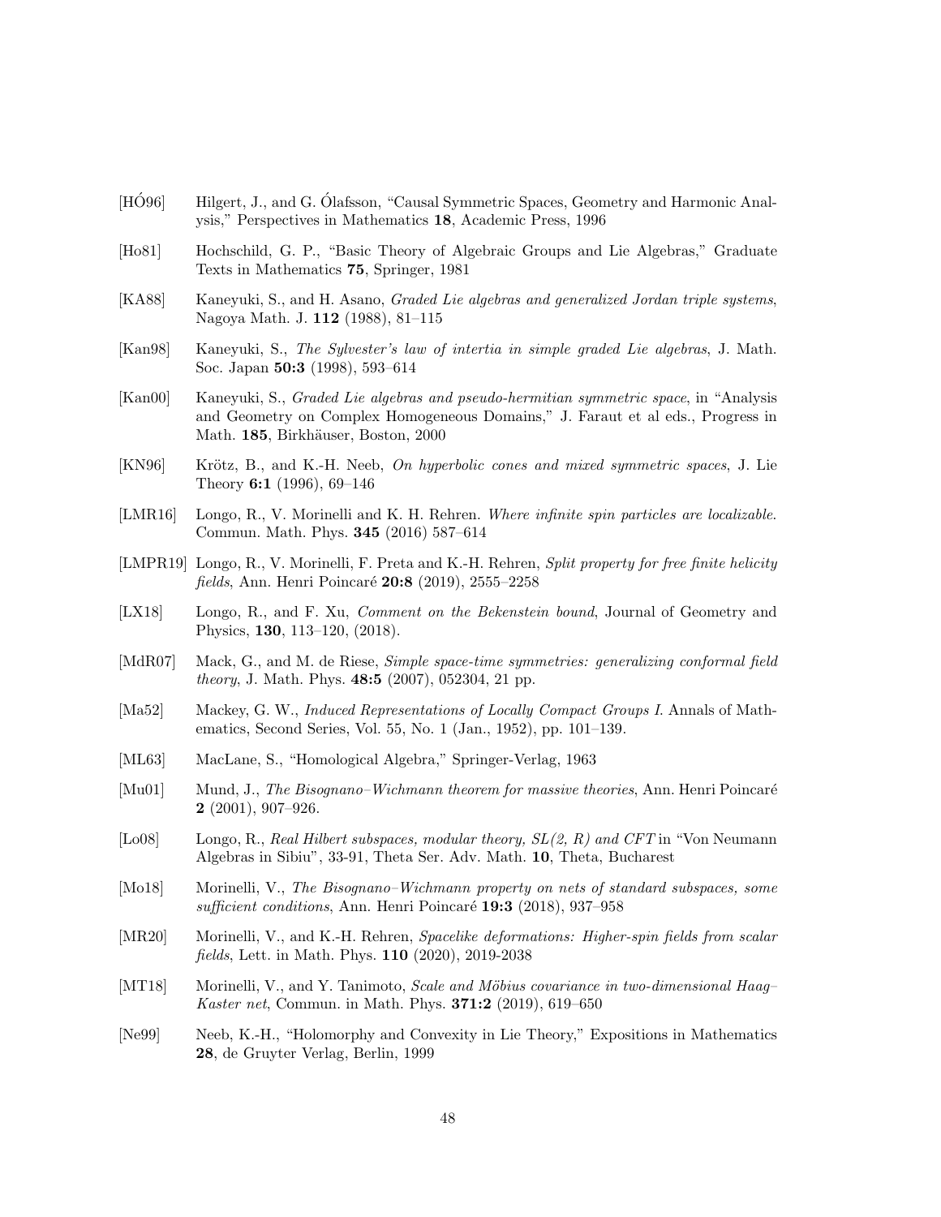[HÓ96] Hilgert, J., and G. Ólafsson, "Causal Symmetric Spaces, Geometry and Harmonic Analysis," Perspectives in Mathematics **18**, Academic Press, 1996

[Ho81] Hochschild, G. P., "Basic Theory of Algebraic Groups and Lie Algebras," Graduate Texts in Mathematics **75**, Springer, 1981

[KA88] Kaneyuki, S., and H. Asano, *Graded Lie algebras and generalized Jordan triple systems*, Nagoya Math. J. **112** (1988), 81–115

[Kan98] Kaneyuki, S., *The Sylvester's law of intertia in simple graded Lie algebras*, J. Math. Soc. Japan **50:3** (1998), 593–614

[Kan00] Kaneyuki, S., *Graded Lie algebras and pseudo-hermitian symmetric space*, in "Analysis and Geometry on Complex Homogeneous Domains," J. Faraut et al eds., Progress in Math. **185**, Birkhäuser, Boston, 2000

[KN96] Krötz, B., and K.-H. Neeb, *On hyperbolic cones and mixed symmetric spaces*, J. Lie Theory **6:1** (1996), 69–146

[LMR16] Longo, R., V. Morinelli and K. H. Rehren. *Where infinite spin particles are localizable*. Commun. Math. Phys. **345** (2016) 587–614

[LMPR19] Longo, R., V. Morinelli, F. Preta and K.-H. Rehren, *Split property for free finite helicity fields*, Ann. Henri Poincaré **20:8** (2019), 2555–2258

[LX18] Longo, R., and F. Xu, *Comment on the Bekenstein bound*, Journal of Geometry and Physics, **130**, 113–120, (2018).

[MdR07] Mack, G., and M. de Riese, *Simple space-time symmetries: generalizing conformal field theory*, J. Math. Phys. **48:5** (2007), 052304, 21 pp.

[Ma52] Mackey, G. W., *Induced Representations of Locally Compact Groups I*. Annals of Mathematics, Second Series, Vol. 55, No. 1 (Jan., 1952), pp. 101–139.

[ML63] MacLane, S., "Homological Algebra," Springer-Verlag, 1963

[Mu01] Mund, J., *The Bisognano–Wichmann theorem for massive theories*, Ann. Henri Poincaré **2** (2001), 907–926.

[Lo08] Longo, R., *Real Hilbert subspaces, modular theory, SL(2, R) and CFT* in "Von Neumann Algebras in Sibiu", 33-91, Theta Ser. Adv. Math. **10**, Theta, Bucharest

[Mo18] Morinelli, V., *The Bisognano–Wichmann property on nets of standard subspaces, some sufficient conditions*, Ann. Henri Poincaré **19:3** (2018), 937–958

[MR20] Morinelli, V., and K.-H. Rehren, *Spacelike deformations: Higher-spin fields from scalar fields*, Lett. in Math. Phys. **110** (2020), 2019-2038

[MT18] Morinelli, V., and Y. Tanimoto, *Scale and Möbius covariance in two-dimensional Haag–Kaster net*, Commun. in Math. Phys. **371:2** (2019), 619–650

[Ne99] Neeb, K.-H., "Holomorphy and Convexity in Lie Theory," Expositions in Mathematics **28**, de Gruyter Verlag, Berlin, 1999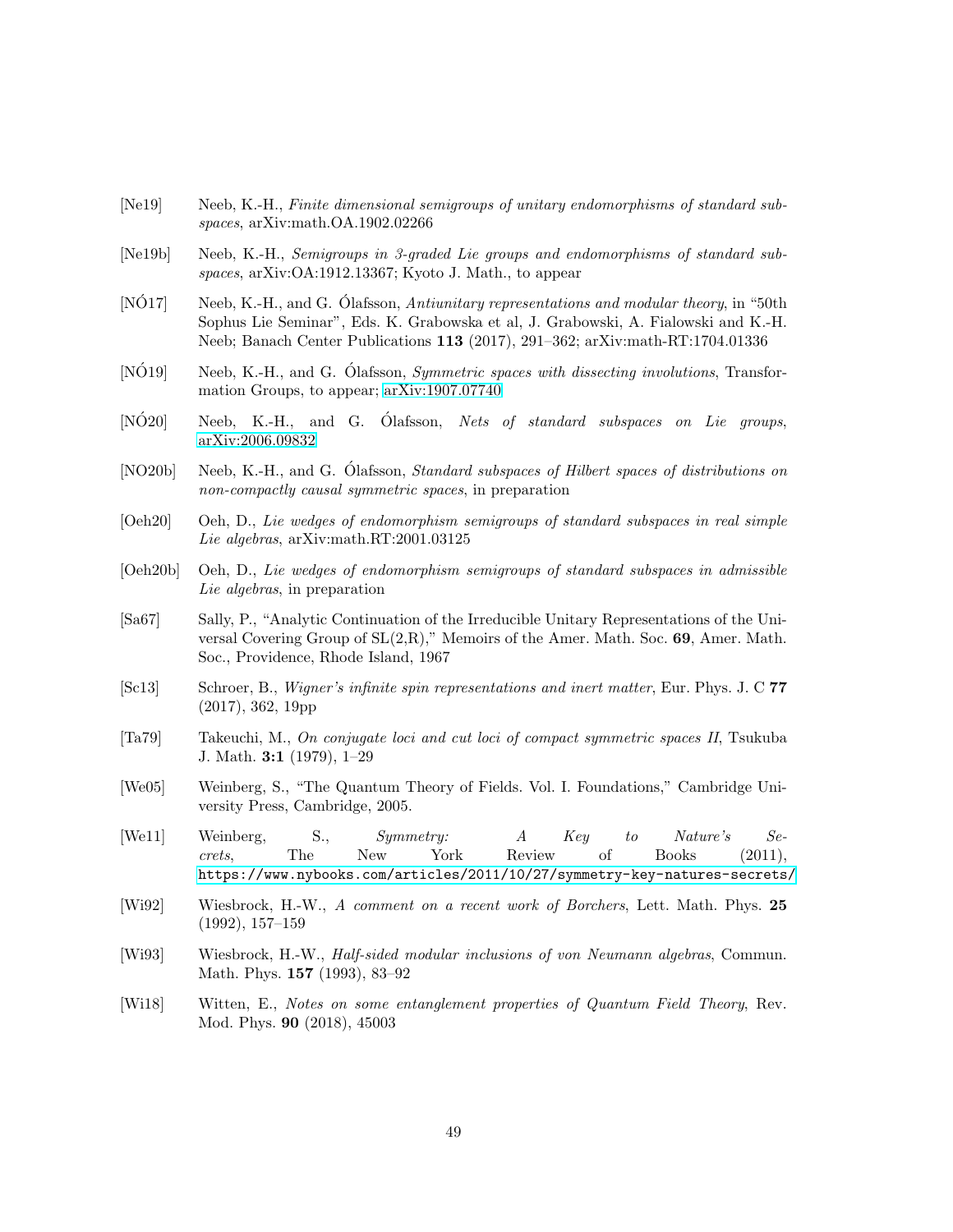[Ne19] Neeb, K.-H., *Finite dimensional semigroups of unitary endomorphisms of standard subspaces*, arXiv:math.OA.1902.02266

[Ne19b] Neeb, K.-H., *Semigroups in 3-graded Lie groups and endomorphisms of standard subspaces*, arXiv:OA:1912.13367; Kyoto J. Math., to appear

[NÓ17] Neeb, K.-H., and G. Ólafsson, *Antiunitary representations and modular theory*, in "50th Sophus Lie Seminar", Eds. K. Grabowska et al, J. Grabowski, A. Fialowski and K.-H. Neeb; Banach Center Publications **113** (2017), 291–362; arXiv:math-RT:1704.01336

[NÓ19] Neeb, K.-H., and G. Ólafsson, *Symmetric spaces with dissecting involutions*, Transformation Groups, to appear; arXiv:1907.07740

[NÓ20] Neeb, K.-H., and G. Ólafsson, *Nets of standard subspaces on Lie groups*, arXiv:2006.09832

[NO20b] Neeb, K.-H., and G. Ólafsson, *Standard subspaces of Hilbert spaces of distributions on non-compactly causal symmetric spaces*, in preparation

[Oeh20] Oeh, D., *Lie wedges of endomorphism semigroups of standard subspaces in real simple Lie algebras*, arXiv:math.RT:2001.03125

[Oeh20b] Oeh, D., *Lie wedges of endomorphism semigroups of standard subspaces in admissible Lie algebras*, in preparation

[Sa67] Sally, P., "Analytic Continuation of the Irreducible Unitary Representations of the Universal Covering Group of SL(2,R)," Memoirs of the Amer. Math. Soc. **69**, Amer. Math. Soc., Providence, Rhode Island, 1967

[Sc13] Schroer, B., *Wigner's infinite spin representations and inert matter*, Eur. Phys. J. C **77** (2017), 362, 19pp

[Ta79] Takeuchi, M., *On conjugate loci and cut loci of compact symmetric spaces II*, Tsukuba J. Math. **3:1** (1979), 1–29

[We05] Weinberg, S., "The Quantum Theory of Fields. Vol. I. Foundations," Cambridge University Press, Cambridge, 2005.

[We11] Weinberg, S., *Symmetry: A Key to Nature's Secrets*, The New York Review of Books (2011), `https://www.nybooks.com/articles/2011/10/27/symmetry-key-natures-secrets/`

[Wi92] Wiesbrock, H.-W., *A comment on a recent work of Borchers*, Lett. Math. Phys. **25** (1992), 157–159

[Wi93] Wiesbrock, H.-W., *Half-sided modular inclusions of von Neumann algebras*, Commun. Math. Phys. **157** (1993), 83–92

[Wi18] Witten, E., *Notes on some entanglement properties of Quantum Field Theory*, Rev. Mod. Phys. **90** (2018), 45003